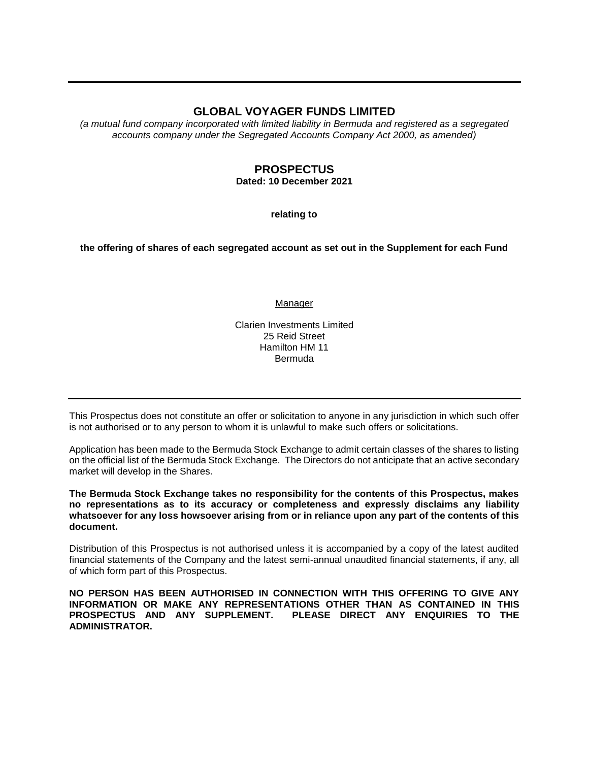# GLOBAL VOYAGER FUNDS LIMITED

*(a mutual fund company incorporated with limited liability in Bermuda and registered as a segregated accounts company under the Segregated Accounts Company Act 2000, as amended)*

## PROSPECTUS

**Dated: 10 December 2021**

**relating to**

**the offering of shares of each segregated account as set out in the Supplement for each Fund**

Manager

Clarien Investments Limited
25 Reid Street
Hamilton HM 11
Bermuda

---

This Prospectus does not constitute an offer or solicitation to anyone in any jurisdiction in which such offer is not authorised or to any person to whom it is unlawful to make such offers or solicitations.

Application has been made to the Bermuda Stock Exchange to admit certain classes of the shares to listing on the official list of the Bermuda Stock Exchange. The Directors do not anticipate that an active secondary market will develop in the Shares.

**The Bermuda Stock Exchange takes no responsibility for the contents of this Prospectus, makes no representations as to its accuracy or completeness and expressly disclaims any liability whatsoever for any loss howsoever arising from or in reliance upon any part of the contents of this document.**

Distribution of this Prospectus is not authorised unless it is accompanied by a copy of the latest audited financial statements of the Company and the latest semi-annual unaudited financial statements, if any, all of which form part of this Prospectus.

**NO PERSON HAS BEEN AUTHORISED IN CONNECTION WITH THIS OFFERING TO GIVE ANY INFORMATION OR MAKE ANY REPRESENTATIONS OTHER THAN AS CONTAINED IN THIS PROSPECTUS AND ANY SUPPLEMENT. PLEASE DIRECT ANY ENQUIRIES TO THE ADMINISTRATOR.**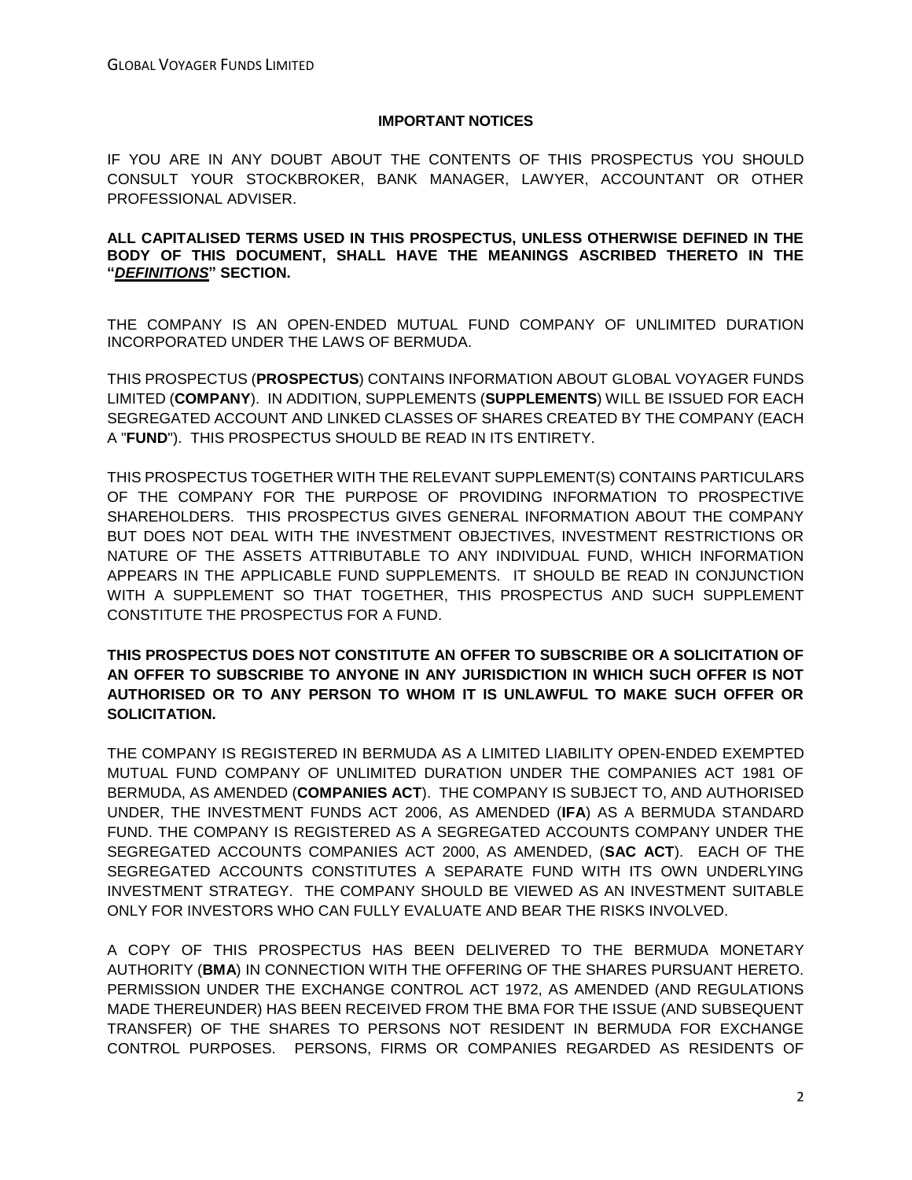## IMPORTANT NOTICES

IF YOU ARE IN ANY DOUBT ABOUT THE CONTENTS OF THIS PROSPECTUS YOU SHOULD CONSULT YOUR STOCKBROKER, BANK MANAGER, LAWYER, ACCOUNTANT OR OTHER PROFESSIONAL ADVISER.

**ALL CAPITALISED TERMS USED IN THIS PROSPECTUS, UNLESS OTHERWISE DEFINED IN THE BODY OF THIS DOCUMENT, SHALL HAVE THE MEANINGS ASCRIBED THERETO IN THE "*DEFINITIONS*" SECTION.**

THE COMPANY IS AN OPEN-ENDED MUTUAL FUND COMPANY OF UNLIMITED DURATION INCORPORATED UNDER THE LAWS OF BERMUDA.

THIS PROSPECTUS (**PROSPECTUS**) CONTAINS INFORMATION ABOUT GLOBAL VOYAGER FUNDS LIMITED (**COMPANY**). IN ADDITION, SUPPLEMENTS (**SUPPLEMENTS**) WILL BE ISSUED FOR EACH SEGREGATED ACCOUNT AND LINKED CLASSES OF SHARES CREATED BY THE COMPANY (EACH A "**FUND**"). THIS PROSPECTUS SHOULD BE READ IN ITS ENTIRETY.

THIS PROSPECTUS TOGETHER WITH THE RELEVANT SUPPLEMENT(S) CONTAINS PARTICULARS OF THE COMPANY FOR THE PURPOSE OF PROVIDING INFORMATION TO PROSPECTIVE SHAREHOLDERS. THIS PROSPECTUS GIVES GENERAL INFORMATION ABOUT THE COMPANY BUT DOES NOT DEAL WITH THE INVESTMENT OBJECTIVES, INVESTMENT RESTRICTIONS OR NATURE OF THE ASSETS ATTRIBUTABLE TO ANY INDIVIDUAL FUND, WHICH INFORMATION APPEARS IN THE APPLICABLE FUND SUPPLEMENTS. IT SHOULD BE READ IN CONJUNCTION WITH A SUPPLEMENT SO THAT TOGETHER, THIS PROSPECTUS AND SUCH SUPPLEMENT CONSTITUTE THE PROSPECTUS FOR A FUND.

**THIS PROSPECTUS DOES NOT CONSTITUTE AN OFFER TO SUBSCRIBE OR A SOLICITATION OF AN OFFER TO SUBSCRIBE TO ANYONE IN ANY JURISDICTION IN WHICH SUCH OFFER IS NOT AUTHORISED OR TO ANY PERSON TO WHOM IT IS UNLAWFUL TO MAKE SUCH OFFER OR SOLICITATION.**

THE COMPANY IS REGISTERED IN BERMUDA AS A LIMITED LIABILITY OPEN-ENDED EXEMPTED MUTUAL FUND COMPANY OF UNLIMITED DURATION UNDER THE COMPANIES ACT 1981 OF BERMUDA, AS AMENDED (**COMPANIES ACT**). THE COMPANY IS SUBJECT TO, AND AUTHORISED UNDER, THE INVESTMENT FUNDS ACT 2006, AS AMENDED (**IFA**) AS A BERMUDA STANDARD FUND. THE COMPANY IS REGISTERED AS A SEGREGATED ACCOUNTS COMPANY UNDER THE SEGREGATED ACCOUNTS COMPANIES ACT 2000, AS AMENDED, (**SAC ACT**). EACH OF THE SEGREGATED ACCOUNTS CONSTITUTES A SEPARATE FUND WITH ITS OWN UNDERLYING INVESTMENT STRATEGY. THE COMPANY SHOULD BE VIEWED AS AN INVESTMENT SUITABLE ONLY FOR INVESTORS WHO CAN FULLY EVALUATE AND BEAR THE RISKS INVOLVED.

A COPY OF THIS PROSPECTUS HAS BEEN DELIVERED TO THE BERMUDA MONETARY AUTHORITY (**BMA**) IN CONNECTION WITH THE OFFERING OF THE SHARES PURSUANT HERETO. PERMISSION UNDER THE EXCHANGE CONTROL ACT 1972, AS AMENDED (AND REGULATIONS MADE THEREUNDER) HAS BEEN RECEIVED FROM THE BMA FOR THE ISSUE (AND SUBSEQUENT TRANSFER) OF THE SHARES TO PERSONS NOT RESIDENT IN BERMUDA FOR EXCHANGE CONTROL PURPOSES. PERSONS, FIRMS OR COMPANIES REGARDED AS RESIDENTS OF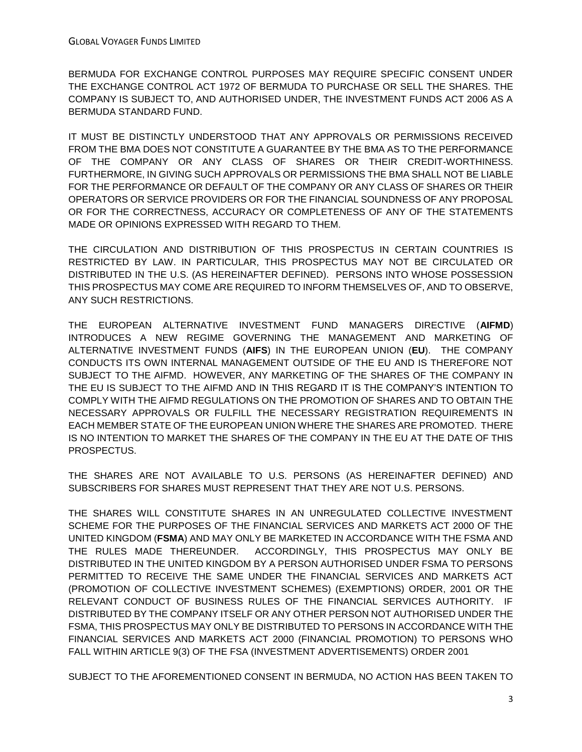BERMUDA FOR EXCHANGE CONTROL PURPOSES MAY REQUIRE SPECIFIC CONSENT UNDER THE EXCHANGE CONTROL ACT 1972 OF BERMUDA TO PURCHASE OR SELL THE SHARES. THE COMPANY IS SUBJECT TO, AND AUTHORISED UNDER, THE INVESTMENT FUNDS ACT 2006 AS A BERMUDA STANDARD FUND.

IT MUST BE DISTINCTLY UNDERSTOOD THAT ANY APPROVALS OR PERMISSIONS RECEIVED FROM THE BMA DOES NOT CONSTITUTE A GUARANTEE BY THE BMA AS TO THE PERFORMANCE OF THE COMPANY OR ANY CLASS OF SHARES OR THEIR CREDIT-WORTHINESS. FURTHERMORE, IN GIVING SUCH APPROVALS OR PERMISSIONS THE BMA SHALL NOT BE LIABLE FOR THE PERFORMANCE OR DEFAULT OF THE COMPANY OR ANY CLASS OF SHARES OR THEIR OPERATORS OR SERVICE PROVIDERS OR FOR THE FINANCIAL SOUNDNESS OF ANY PROPOSAL OR FOR THE CORRECTNESS, ACCURACY OR COMPLETENESS OF ANY OF THE STATEMENTS MADE OR OPINIONS EXPRESSED WITH REGARD TO THEM.

THE CIRCULATION AND DISTRIBUTION OF THIS PROSPECTUS IN CERTAIN COUNTRIES IS RESTRICTED BY LAW. IN PARTICULAR, THIS PROSPECTUS MAY NOT BE CIRCULATED OR DISTRIBUTED IN THE U.S. (AS HEREINAFTER DEFINED). PERSONS INTO WHOSE POSSESSION THIS PROSPECTUS MAY COME ARE REQUIRED TO INFORM THEMSELVES OF, AND TO OBSERVE, ANY SUCH RESTRICTIONS.

THE EUROPEAN ALTERNATIVE INVESTMENT FUND MANAGERS DIRECTIVE (**AIFMD**) INTRODUCES A NEW REGIME GOVERNING THE MANAGEMENT AND MARKETING OF ALTERNATIVE INVESTMENT FUNDS (**AIFS**) IN THE EUROPEAN UNION (**EU**). THE COMPANY CONDUCTS ITS OWN INTERNAL MANAGEMENT OUTSIDE OF THE EU AND IS THEREFORE NOT SUBJECT TO THE AIFMD. HOWEVER, ANY MARKETING OF THE SHARES OF THE COMPANY IN THE EU IS SUBJECT TO THE AIFMD AND IN THIS REGARD IT IS THE COMPANY'S INTENTION TO COMPLY WITH THE AIFMD REGULATIONS ON THE PROMOTION OF SHARES AND TO OBTAIN THE NECESSARY APPROVALS OR FULFILL THE NECESSARY REGISTRATION REQUIREMENTS IN EACH MEMBER STATE OF THE EUROPEAN UNION WHERE THE SHARES ARE PROMOTED. THERE IS NO INTENTION TO MARKET THE SHARES OF THE COMPANY IN THE EU AT THE DATE OF THIS PROSPECTUS.

THE SHARES ARE NOT AVAILABLE TO U.S. PERSONS (AS HEREINAFTER DEFINED) AND SUBSCRIBERS FOR SHARES MUST REPRESENT THAT THEY ARE NOT U.S. PERSONS.

THE SHARES WILL CONSTITUTE SHARES IN AN UNREGULATED COLLECTIVE INVESTMENT SCHEME FOR THE PURPOSES OF THE FINANCIAL SERVICES AND MARKETS ACT 2000 OF THE UNITED KINGDOM (**FSMA**) AND MAY ONLY BE MARKETED IN ACCORDANCE WITH THE FSMA AND THE RULES MADE THEREUNDER. ACCORDINGLY, THIS PROSPECTUS MAY ONLY BE DISTRIBUTED IN THE UNITED KINGDOM BY A PERSON AUTHORISED UNDER FSMA TO PERSONS PERMITTED TO RECEIVE THE SAME UNDER THE FINANCIAL SERVICES AND MARKETS ACT (PROMOTION OF COLLECTIVE INVESTMENT SCHEMES) (EXEMPTIONS) ORDER, 2001 OR THE RELEVANT CONDUCT OF BUSINESS RULES OF THE FINANCIAL SERVICES AUTHORITY. IF DISTRIBUTED BY THE COMPANY ITSELF OR ANY OTHER PERSON NOT AUTHORISED UNDER THE FSMA, THIS PROSPECTUS MAY ONLY BE DISTRIBUTED TO PERSONS IN ACCORDANCE WITH THE FINANCIAL SERVICES AND MARKETS ACT 2000 (FINANCIAL PROMOTION) TO PERSONS WHO FALL WITHIN ARTICLE 9(3) OF THE FSA (INVESTMENT ADVERTISEMENTS) ORDER 2001

SUBJECT TO THE AFOREMENTIONED CONSENT IN BERMUDA, NO ACTION HAS BEEN TAKEN TO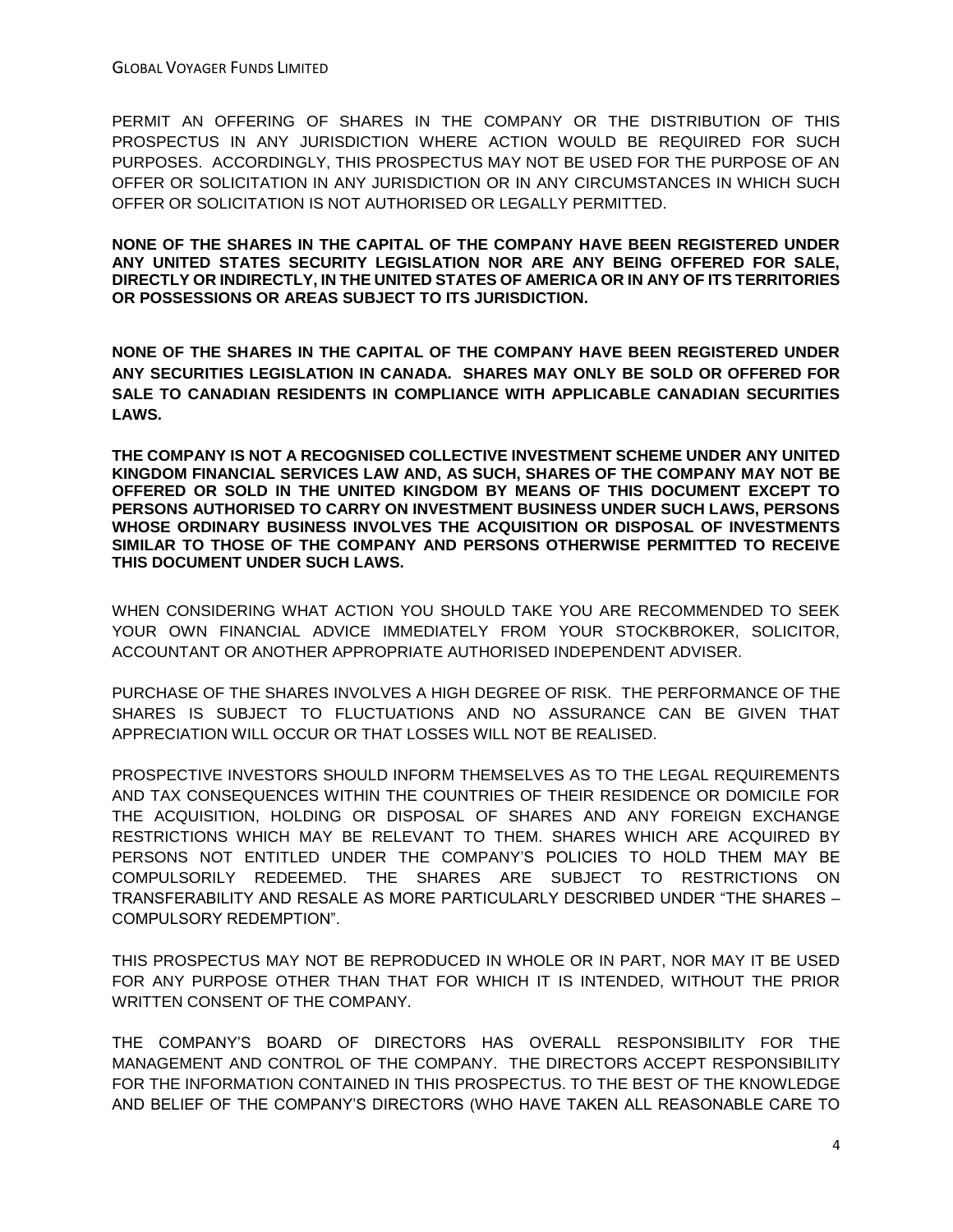PERMIT AN OFFERING OF SHARES IN THE COMPANY OR THE DISTRIBUTION OF THIS PROSPECTUS IN ANY JURISDICTION WHERE ACTION WOULD BE REQUIRED FOR SUCH PURPOSES. ACCORDINGLY, THIS PROSPECTUS MAY NOT BE USED FOR THE PURPOSE OF AN OFFER OR SOLICITATION IN ANY JURISDICTION OR IN ANY CIRCUMSTANCES IN WHICH SUCH OFFER OR SOLICITATION IS NOT AUTHORISED OR LEGALLY PERMITTED.

**NONE OF THE SHARES IN THE CAPITAL OF THE COMPANY HAVE BEEN REGISTERED UNDER ANY UNITED STATES SECURITY LEGISLATION NOR ARE ANY BEING OFFERED FOR SALE, DIRECTLY OR INDIRECTLY, IN THE UNITED STATES OF AMERICA OR IN ANY OF ITS TERRITORIES OR POSSESSIONS OR AREAS SUBJECT TO ITS JURISDICTION.**

**NONE OF THE SHARES IN THE CAPITAL OF THE COMPANY HAVE BEEN REGISTERED UNDER ANY SECURITIES LEGISLATION IN CANADA. SHARES MAY ONLY BE SOLD OR OFFERED FOR SALE TO CANADIAN RESIDENTS IN COMPLIANCE WITH APPLICABLE CANADIAN SECURITIES LAWS.**

**THE COMPANY IS NOT A RECOGNISED COLLECTIVE INVESTMENT SCHEME UNDER ANY UNITED KINGDOM FINANCIAL SERVICES LAW AND, AS SUCH, SHARES OF THE COMPANY MAY NOT BE OFFERED OR SOLD IN THE UNITED KINGDOM BY MEANS OF THIS DOCUMENT EXCEPT TO PERSONS AUTHORISED TO CARRY ON INVESTMENT BUSINESS UNDER SUCH LAWS, PERSONS WHOSE ORDINARY BUSINESS INVOLVES THE ACQUISITION OR DISPOSAL OF INVESTMENTS SIMILAR TO THOSE OF THE COMPANY AND PERSONS OTHERWISE PERMITTED TO RECEIVE THIS DOCUMENT UNDER SUCH LAWS.**

WHEN CONSIDERING WHAT ACTION YOU SHOULD TAKE YOU ARE RECOMMENDED TO SEEK YOUR OWN FINANCIAL ADVICE IMMEDIATELY FROM YOUR STOCKBROKER, SOLICITOR, ACCOUNTANT OR ANOTHER APPROPRIATE AUTHORISED INDEPENDENT ADVISER.

PURCHASE OF THE SHARES INVOLVES A HIGH DEGREE OF RISK. THE PERFORMANCE OF THE SHARES IS SUBJECT TO FLUCTUATIONS AND NO ASSURANCE CAN BE GIVEN THAT APPRECIATION WILL OCCUR OR THAT LOSSES WILL NOT BE REALISED.

PROSPECTIVE INVESTORS SHOULD INFORM THEMSELVES AS TO THE LEGAL REQUIREMENTS AND TAX CONSEQUENCES WITHIN THE COUNTRIES OF THEIR RESIDENCE OR DOMICILE FOR THE ACQUISITION, HOLDING OR DISPOSAL OF SHARES AND ANY FOREIGN EXCHANGE RESTRICTIONS WHICH MAY BE RELEVANT TO THEM. SHARES WHICH ARE ACQUIRED BY PERSONS NOT ENTITLED UNDER THE COMPANY'S POLICIES TO HOLD THEM MAY BE COMPULSORILY REDEEMED. THE SHARES ARE SUBJECT TO RESTRICTIONS ON TRANSFERABILITY AND RESALE AS MORE PARTICULARLY DESCRIBED UNDER "THE SHARES – COMPULSORY REDEMPTION".

THIS PROSPECTUS MAY NOT BE REPRODUCED IN WHOLE OR IN PART, NOR MAY IT BE USED FOR ANY PURPOSE OTHER THAN THAT FOR WHICH IT IS INTENDED, WITHOUT THE PRIOR WRITTEN CONSENT OF THE COMPANY.

THE COMPANY'S BOARD OF DIRECTORS HAS OVERALL RESPONSIBILITY FOR THE MANAGEMENT AND CONTROL OF THE COMPANY. THE DIRECTORS ACCEPT RESPONSIBILITY FOR THE INFORMATION CONTAINED IN THIS PROSPECTUS. TO THE BEST OF THE KNOWLEDGE AND BELIEF OF THE COMPANY'S DIRECTORS (WHO HAVE TAKEN ALL REASONABLE CARE TO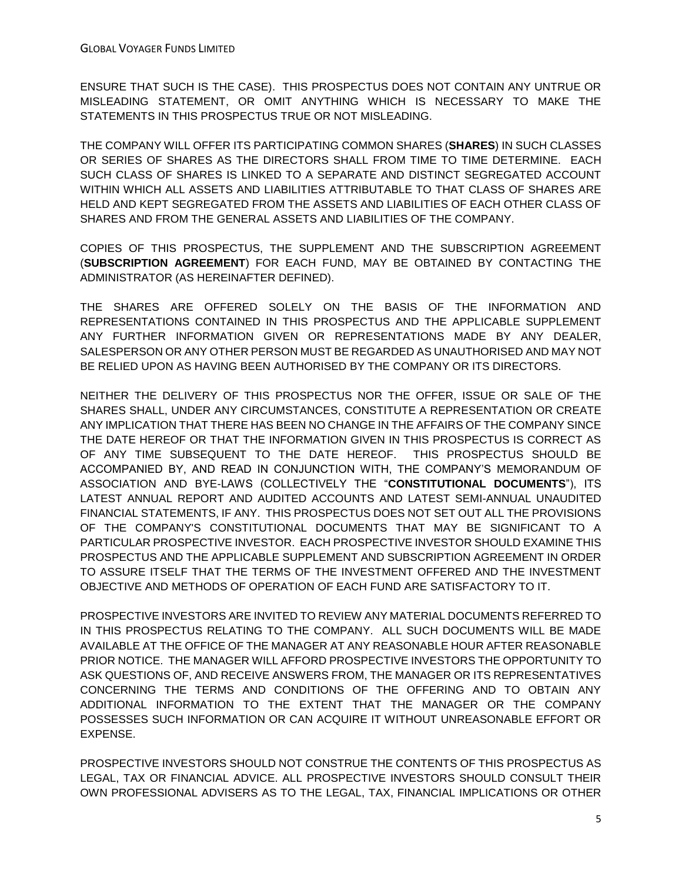ENSURE THAT SUCH IS THE CASE). THIS PROSPECTUS DOES NOT CONTAIN ANY UNTRUE OR MISLEADING STATEMENT, OR OMIT ANYTHING WHICH IS NECESSARY TO MAKE THE STATEMENTS IN THIS PROSPECTUS TRUE OR NOT MISLEADING.

THE COMPANY WILL OFFER ITS PARTICIPATING COMMON SHARES (**SHARES**) IN SUCH CLASSES OR SERIES OF SHARES AS THE DIRECTORS SHALL FROM TIME TO TIME DETERMINE. EACH SUCH CLASS OF SHARES IS LINKED TO A SEPARATE AND DISTINCT SEGREGATED ACCOUNT WITHIN WHICH ALL ASSETS AND LIABILITIES ATTRIBUTABLE TO THAT CLASS OF SHARES ARE HELD AND KEPT SEGREGATED FROM THE ASSETS AND LIABILITIES OF EACH OTHER CLASS OF SHARES AND FROM THE GENERAL ASSETS AND LIABILITIES OF THE COMPANY.

COPIES OF THIS PROSPECTUS, THE SUPPLEMENT AND THE SUBSCRIPTION AGREEMENT (**SUBSCRIPTION AGREEMENT**) FOR EACH FUND, MAY BE OBTAINED BY CONTACTING THE ADMINISTRATOR (AS HEREINAFTER DEFINED).

THE SHARES ARE OFFERED SOLELY ON THE BASIS OF THE INFORMATION AND REPRESENTATIONS CONTAINED IN THIS PROSPECTUS AND THE APPLICABLE SUPPLEMENT ANY FURTHER INFORMATION GIVEN OR REPRESENTATIONS MADE BY ANY DEALER, SALESPERSON OR ANY OTHER PERSON MUST BE REGARDED AS UNAUTHORISED AND MAY NOT BE RELIED UPON AS HAVING BEEN AUTHORISED BY THE COMPANY OR ITS DIRECTORS.

NEITHER THE DELIVERY OF THIS PROSPECTUS NOR THE OFFER, ISSUE OR SALE OF THE SHARES SHALL, UNDER ANY CIRCUMSTANCES, CONSTITUTE A REPRESENTATION OR CREATE ANY IMPLICATION THAT THERE HAS BEEN NO CHANGE IN THE AFFAIRS OF THE COMPANY SINCE THE DATE HEREOF OR THAT THE INFORMATION GIVEN IN THIS PROSPECTUS IS CORRECT AS OF ANY TIME SUBSEQUENT TO THE DATE HEREOF. THIS PROSPECTUS SHOULD BE ACCOMPANIED BY, AND READ IN CONJUNCTION WITH, THE COMPANY'S MEMORANDUM OF ASSOCIATION AND BYE-LAWS (COLLECTIVELY THE "**CONSTITUTIONAL DOCUMENTS**"), ITS LATEST ANNUAL REPORT AND AUDITED ACCOUNTS AND LATEST SEMI-ANNUAL UNAUDITED FINANCIAL STATEMENTS, IF ANY. THIS PROSPECTUS DOES NOT SET OUT ALL THE PROVISIONS OF THE COMPANY'S CONSTITUTIONAL DOCUMENTS THAT MAY BE SIGNIFICANT TO A PARTICULAR PROSPECTIVE INVESTOR. EACH PROSPECTIVE INVESTOR SHOULD EXAMINE THIS PROSPECTUS AND THE APPLICABLE SUPPLEMENT AND SUBSCRIPTION AGREEMENT IN ORDER TO ASSURE ITSELF THAT THE TERMS OF THE INVESTMENT OFFERED AND THE INVESTMENT OBJECTIVE AND METHODS OF OPERATION OF EACH FUND ARE SATISFACTORY TO IT.

PROSPECTIVE INVESTORS ARE INVITED TO REVIEW ANY MATERIAL DOCUMENTS REFERRED TO IN THIS PROSPECTUS RELATING TO THE COMPANY. ALL SUCH DOCUMENTS WILL BE MADE AVAILABLE AT THE OFFICE OF THE MANAGER AT ANY REASONABLE HOUR AFTER REASONABLE PRIOR NOTICE. THE MANAGER WILL AFFORD PROSPECTIVE INVESTORS THE OPPORTUNITY TO ASK QUESTIONS OF, AND RECEIVE ANSWERS FROM, THE MANAGER OR ITS REPRESENTATIVES CONCERNING THE TERMS AND CONDITIONS OF THE OFFERING AND TO OBTAIN ANY ADDITIONAL INFORMATION TO THE EXTENT THAT THE MANAGER OR THE COMPANY POSSESSES SUCH INFORMATION OR CAN ACQUIRE IT WITHOUT UNREASONABLE EFFORT OR EXPENSE.

PROSPECTIVE INVESTORS SHOULD NOT CONSTRUE THE CONTENTS OF THIS PROSPECTUS AS LEGAL, TAX OR FINANCIAL ADVICE. ALL PROSPECTIVE INVESTORS SHOULD CONSULT THEIR OWN PROFESSIONAL ADVISERS AS TO THE LEGAL, TAX, FINANCIAL IMPLICATIONS OR OTHER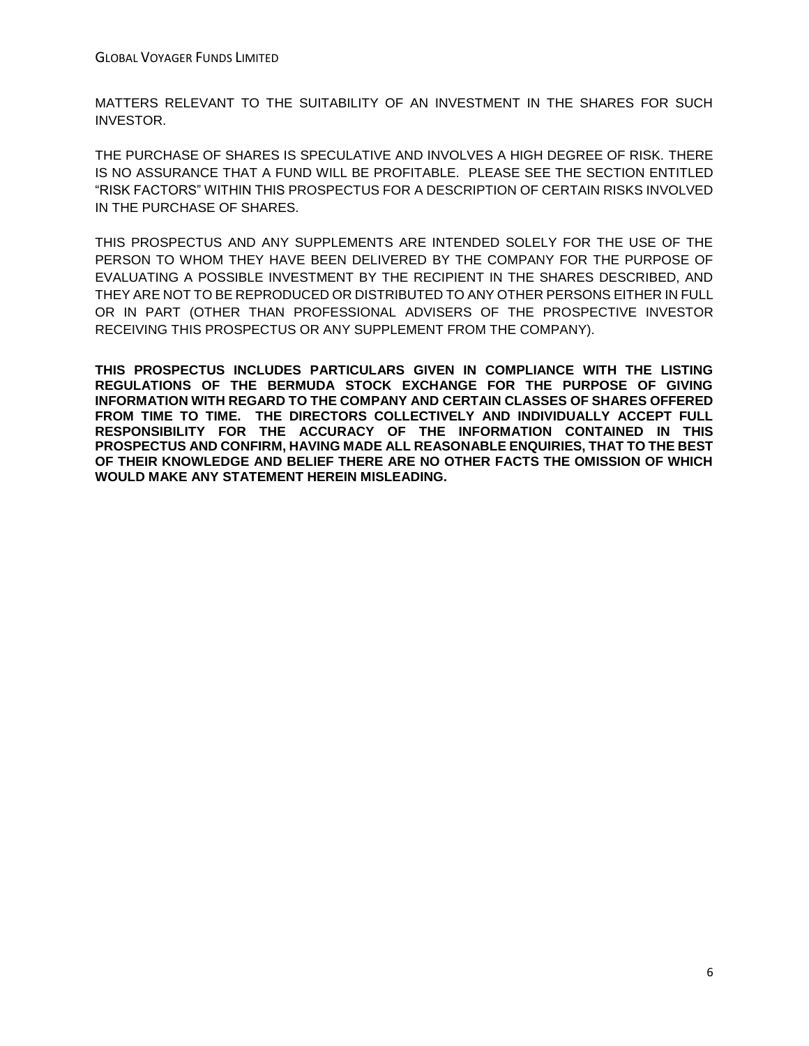MATTERS RELEVANT TO THE SUITABILITY OF AN INVESTMENT IN THE SHARES FOR SUCH INVESTOR.

THE PURCHASE OF SHARES IS SPECULATIVE AND INVOLVES A HIGH DEGREE OF RISK. THERE IS NO ASSURANCE THAT A FUND WILL BE PROFITABLE. PLEASE SEE THE SECTION ENTITLED "RISK FACTORS" WITHIN THIS PROSPECTUS FOR A DESCRIPTION OF CERTAIN RISKS INVOLVED IN THE PURCHASE OF SHARES.

THIS PROSPECTUS AND ANY SUPPLEMENTS ARE INTENDED SOLELY FOR THE USE OF THE PERSON TO WHOM THEY HAVE BEEN DELIVERED BY THE COMPANY FOR THE PURPOSE OF EVALUATING A POSSIBLE INVESTMENT BY THE RECIPIENT IN THE SHARES DESCRIBED, AND THEY ARE NOT TO BE REPRODUCED OR DISTRIBUTED TO ANY OTHER PERSONS EITHER IN FULL OR IN PART (OTHER THAN PROFESSIONAL ADVISERS OF THE PROSPECTIVE INVESTOR RECEIVING THIS PROSPECTUS OR ANY SUPPLEMENT FROM THE COMPANY).

**THIS PROSPECTUS INCLUDES PARTICULARS GIVEN IN COMPLIANCE WITH THE LISTING REGULATIONS OF THE BERMUDA STOCK EXCHANGE FOR THE PURPOSE OF GIVING INFORMATION WITH REGARD TO THE COMPANY AND CERTAIN CLASSES OF SHARES OFFERED FROM TIME TO TIME. THE DIRECTORS COLLECTIVELY AND INDIVIDUALLY ACCEPT FULL RESPONSIBILITY FOR THE ACCURACY OF THE INFORMATION CONTAINED IN THIS PROSPECTUS AND CONFIRM, HAVING MADE ALL REASONABLE ENQUIRIES, THAT TO THE BEST OF THEIR KNOWLEDGE AND BELIEF THERE ARE NO OTHER FACTS THE OMISSION OF WHICH WOULD MAKE ANY STATEMENT HEREIN MISLEADING.**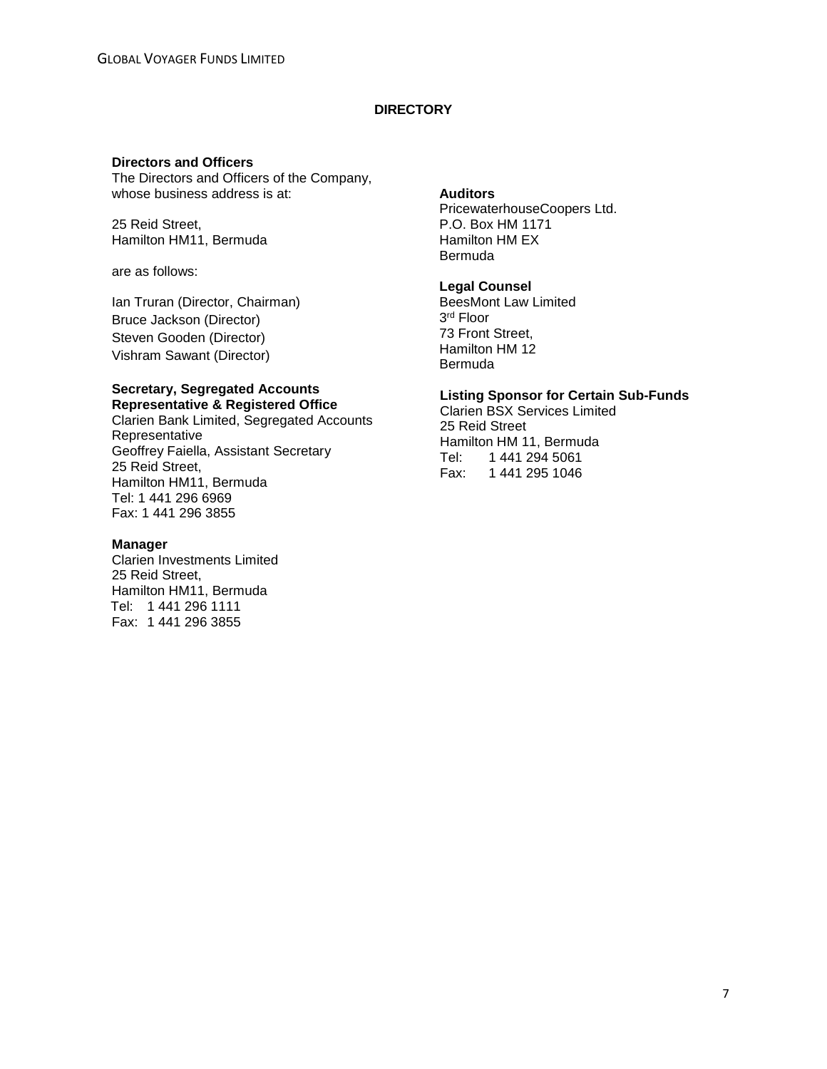# DIRECTORY

**Directors and Officers**
The Directors and Officers of the Company, whose business address is at:

25 Reid Street,
Hamilton HM11, Bermuda

are as follows:

Ian Truran (Director, Chairman)
Bruce Jackson (Director)
Steven Gooden (Director)
Vishram Sawant (Director)

**Secretary, Segregated Accounts Representative & Registered Office**
Clarien Bank Limited, Segregated Accounts Representative
Geoffrey Faiella, Assistant Secretary
25 Reid Street,
Hamilton HM11, Bermuda
Tel: 1 441 296 6969
Fax: 1 441 296 3855

**Manager**
Clarien Investments Limited
25 Reid Street,
Hamilton HM11, Bermuda
Tel: 1 441 296 1111
Fax: 1 441 296 3855

**Auditors**
PricewaterhouseCoopers Ltd.
P.O. Box HM 1171
Hamilton HM EX
Bermuda

**Legal Counsel**
BeesMont Law Limited
3rd Floor
73 Front Street,
Hamilton HM 12
Bermuda

**Listing Sponsor for Certain Sub-Funds**
Clarien BSX Services Limited
25 Reid Street
Hamilton HM 11, Bermuda
Tel: 1 441 294 5061
Fax: 1 441 295 1046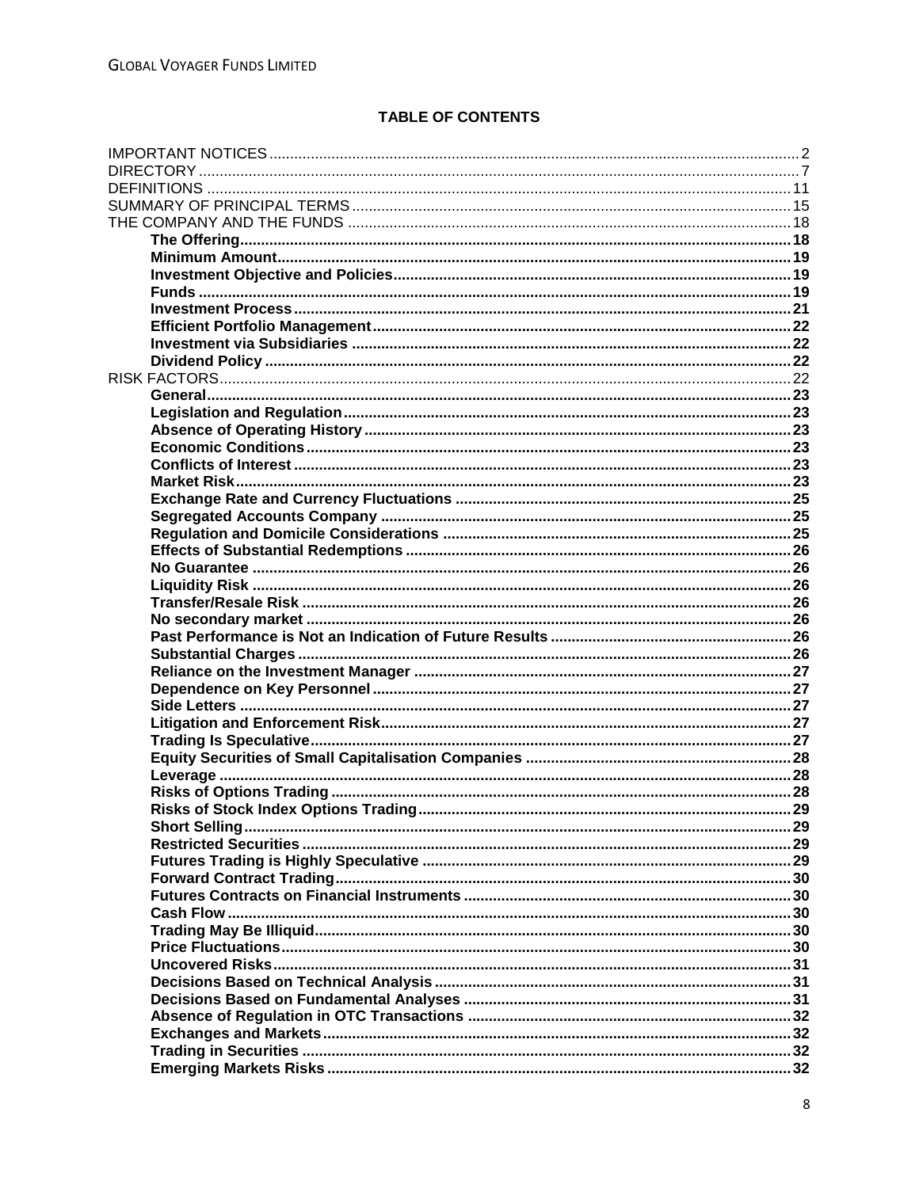**TABLE OF CONTENTS**

| | |
|---|---|
| IMPORTANT NOTICES | 2 |
| DIRECTORY | 7 |
| DEFINITIONS | 11 |
| SUMMARY OF PRINCIPAL TERMS | 15 |
| THE COMPANY AND THE FUNDS | 18 |
| **The Offering** | **18** |
| **Minimum Amount** | **19** |
| **Investment Objective and Policies** | **19** |
| **Funds** | **19** |
| **Investment Process** | **21** |
| **Efficient Portfolio Management** | **22** |
| **Investment via Subsidiaries** | **22** |
| **Dividend Policy** | **22** |
| RISK FACTORS | 22 |
| **General** | **23** |
| **Legislation and Regulation** | **23** |
| **Absence of Operating History** | **23** |
| **Economic Conditions** | **23** |
| **Conflicts of Interest** | **23** |
| **Market Risk** | **23** |
| **Exchange Rate and Currency Fluctuations** | **25** |
| **Segregated Accounts Company** | **25** |
| **Regulation and Domicile Considerations** | **25** |
| **Effects of Substantial Redemptions** | **26** |
| **No Guarantee** | **26** |
| **Liquidity Risk** | **26** |
| **Transfer/Resale Risk** | **26** |
| **No secondary market** | **26** |
| **Past Performance is Not an Indication of Future Results** | **26** |
| **Substantial Charges** | **26** |
| **Reliance on the Investment Manager** | **27** |
| **Dependence on Key Personnel** | **27** |
| **Side Letters** | **27** |
| **Litigation and Enforcement Risk** | **27** |
| **Trading Is Speculative** | **27** |
| **Equity Securities of Small Capitalisation Companies** | **28** |
| **Leverage** | **28** |
| **Risks of Options Trading** | **28** |
| **Risks of Stock Index Options Trading** | **29** |
| **Short Selling** | **29** |
| **Restricted Securities** | **29** |
| **Futures Trading is Highly Speculative** | **29** |
| **Forward Contract Trading** | **30** |
| **Futures Contracts on Financial Instruments** | **30** |
| **Cash Flow** | **30** |
| **Trading May Be Illiquid** | **30** |
| **Price Fluctuations** | **30** |
| **Uncovered Risks** | **31** |
| **Decisions Based on Technical Analysis** | **31** |
| **Decisions Based on Fundamental Analyses** | **31** |
| **Absence of Regulation in OTC Transactions** | **32** |
| **Exchanges and Markets** | **32** |
| **Trading in Securities** | **32** |
| **Emerging Markets Risks** | **32** |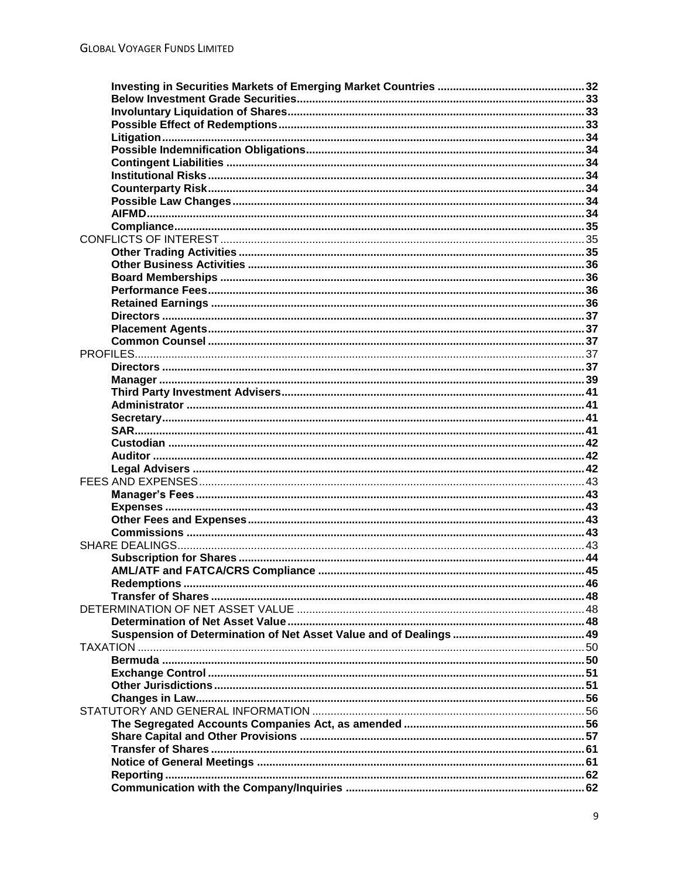**Investing in Securities Markets of Emerging Market Countries** ........ 32
**Below Investment Grade Securities** ........ 33
**Involuntary Liquidation of Shares** ........ 33
**Possible Effect of Redemptions** ........ 33
**Litigation** ........ 34
**Possible Indemnification Obligations** ........ 34
**Contingent Liabilities** ........ 34
**Institutional Risks** ........ 34
**Counterparty Risk** ........ 34
**Possible Law Changes** ........ 34
**AIFMD** ........ 34
**Compliance** ........ 35

CONFLICTS OF INTEREST ........ 35
**Other Trading Activities** ........ 35
**Other Business Activities** ........ 36
**Board Memberships** ........ 36
**Performance Fees** ........ 36
**Retained Earnings** ........ 36
**Directors** ........ 37
**Placement Agents** ........ 37
**Common Counsel** ........ 37

PROFILES ........ 37
**Directors** ........ 37
**Manager** ........ 39
**Third Party Investment Advisers** ........ 41
**Administrator** ........ 41
**Secretary** ........ 41
**SAR** ........ 41
**Custodian** ........ 42
**Auditor** ........ 42
**Legal Advisers** ........ 42

FEES AND EXPENSES ........ 43
**Manager's Fees** ........ 43
**Expenses** ........ 43
**Other Fees and Expenses** ........ 43
**Commissions** ........ 43

SHARE DEALINGS ........ 43
**Subscription for Shares** ........ 44
**AML/ATF and FATCA/CRS Compliance** ........ 45
**Redemptions** ........ 46
**Transfer of Shares** ........ 48

DETERMINATION OF NET ASSET VALUE ........ 48
**Determination of Net Asset Value** ........ 48
**Suspension of Determination of Net Asset Value and of Dealings** ........ 49

TAXATION ........ 50
**Bermuda** ........ 50
**Exchange Control** ........ 51
**Other Jurisdictions** ........ 51
**Changes in Law** ........ 56

STATUTORY AND GENERAL INFORMATION ........ 56
**The Segregated Accounts Companies Act, as amended** ........ 56
**Share Capital and Other Provisions** ........ 57
**Transfer of Shares** ........ 61
**Notice of General Meetings** ........ 61
**Reporting** ........ 62
**Communication with the Company/Inquiries** ........ 62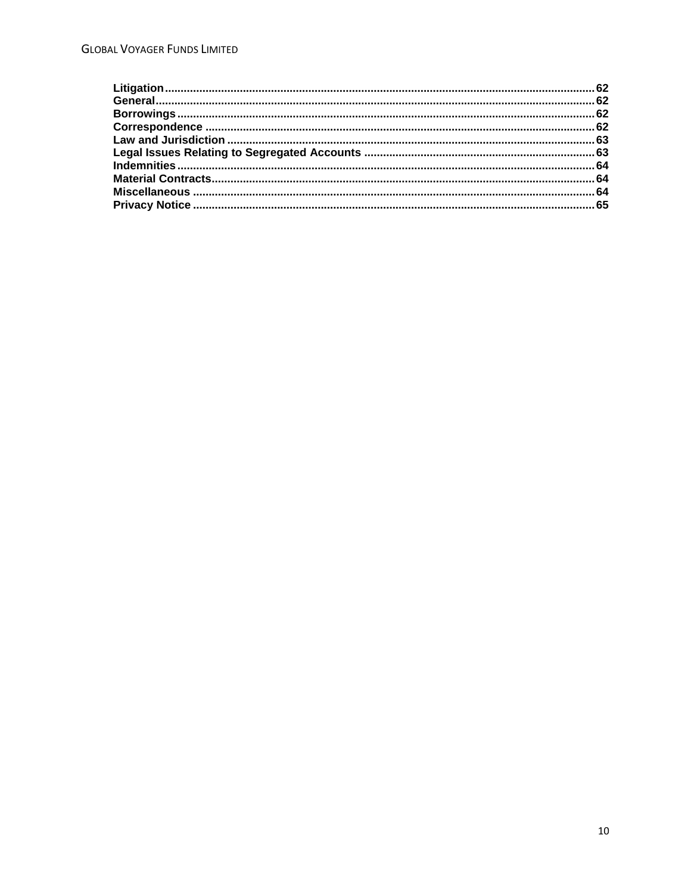**Litigation** ........................................................................................................................................ 62
**General** ............................................................................................................................................ 62
**Borrowings** ...................................................................................................................................... 62
**Correspondence** ............................................................................................................................ 62
**Law and Jurisdiction** ..................................................................................................................... 63
**Legal Issues Relating to Segregated Accounts** ............................................................................ 63
**Indemnities** ..................................................................................................................................... 64
**Material Contracts** .......................................................................................................................... 64
**Miscellaneous** ................................................................................................................................ 64
**Privacy Notice** ................................................................................................................................ 65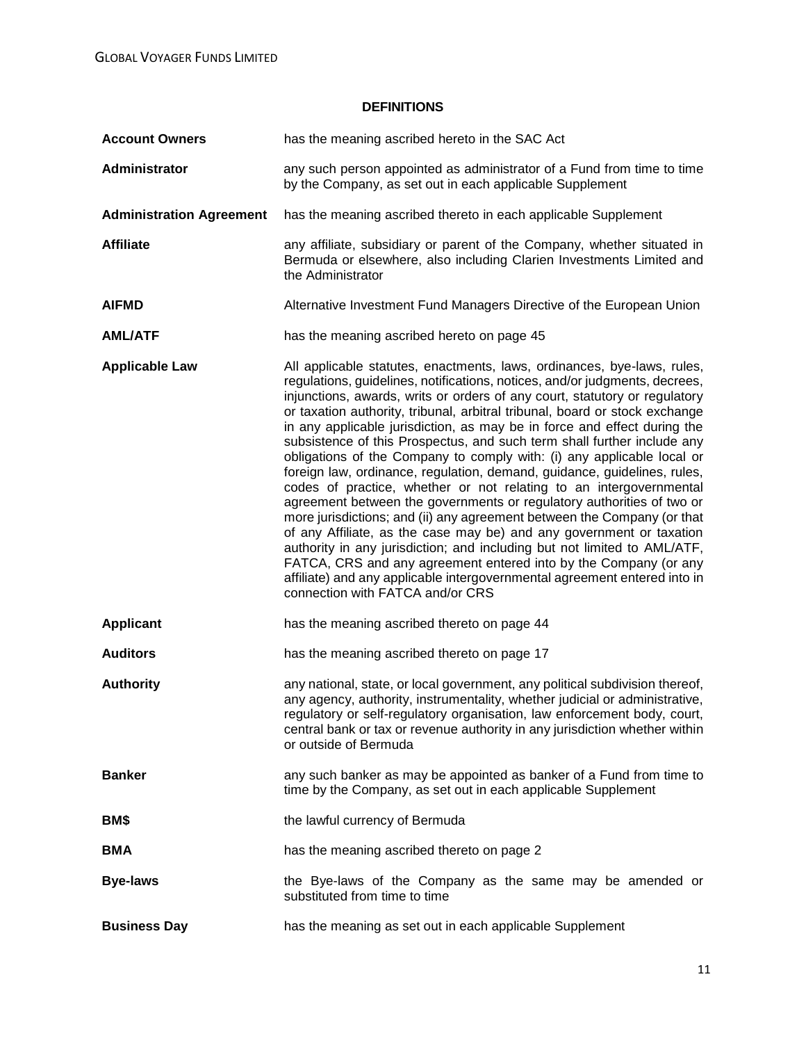## DEFINITIONS

| | |
|---|---|
| **Account Owners** | has the meaning ascribed hereto in the SAC Act |
| **Administrator** | any such person appointed as administrator of a Fund from time to time by the Company, as set out in each applicable Supplement |
| **Administration Agreement** | has the meaning ascribed thereto in each applicable Supplement |
| **Affiliate** | any affiliate, subsidiary or parent of the Company, whether situated in Bermuda or elsewhere, also including Clarien Investments Limited and the Administrator |
| **AIFMD** | Alternative Investment Fund Managers Directive of the European Union |
| **AML/ATF** | has the meaning ascribed hereto on page 45 |
| **Applicable Law** | All applicable statutes, enactments, laws, ordinances, bye-laws, rules, regulations, guidelines, notifications, notices, and/or judgments, decrees, injunctions, awards, writs or orders of any court, statutory or regulatory or taxation authority, tribunal, arbitral tribunal, board or stock exchange in any applicable jurisdiction, as may be in force and effect during the subsistence of this Prospectus, and such term shall further include any obligations of the Company to comply with: (i) any applicable local or foreign law, ordinance, regulation, demand, guidance, guidelines, rules, codes of practice, whether or not relating to an intergovernmental agreement between the governments or regulatory authorities of two or more jurisdictions; and (ii) any agreement between the Company (or that of any Affiliate, as the case may be) and any government or taxation authority in any jurisdiction; and including but not limited to AML/ATF, FATCA, CRS and any agreement entered into by the Company (or any affiliate) and any applicable intergovernmental agreement entered into in connection with FATCA and/or CRS |
| **Applicant** | has the meaning ascribed thereto on page 44 |
| **Auditors** | has the meaning ascribed thereto on page 17 |
| **Authority** | any national, state, or local government, any political subdivision thereof, any agency, authority, instrumentality, whether judicial or administrative, regulatory or self-regulatory organisation, law enforcement body, court, central bank or tax or revenue authority in any jurisdiction whether within or outside of Bermuda |
| **Banker** | any such banker as may be appointed as banker of a Fund from time to time by the Company, as set out in each applicable Supplement |
| **BM$** | the lawful currency of Bermuda |
| **BMA** | has the meaning ascribed thereto on page 2 |
| **Bye-laws** | the Bye-laws of the Company as the same may be amended or substituted from time to time |
| **Business Day** | has the meaning as set out in each applicable Supplement |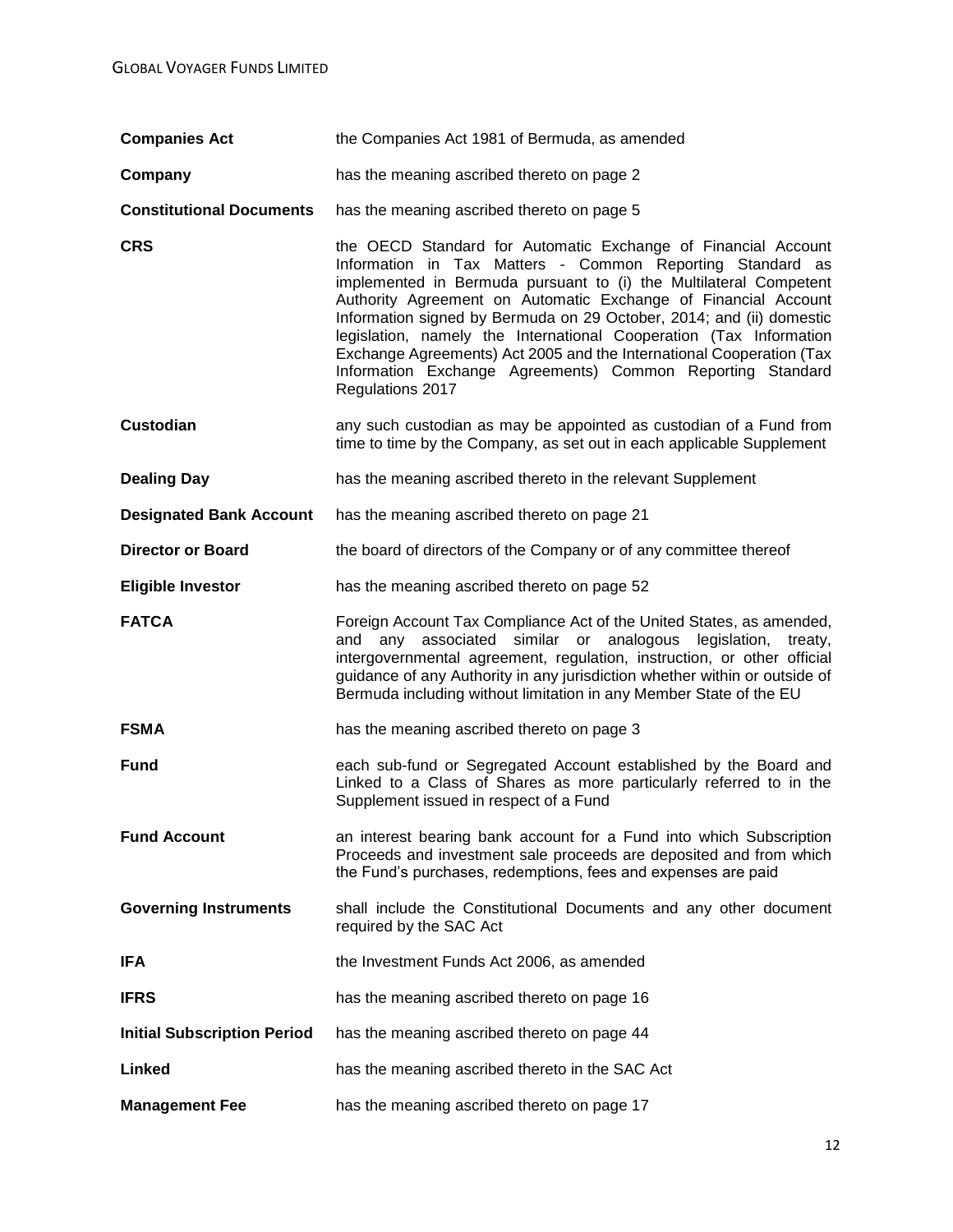| | |
|---|---|
| **Companies Act** | the Companies Act 1981 of Bermuda, as amended |
| **Company** | has the meaning ascribed thereto on page 2 |
| **Constitutional Documents** | has the meaning ascribed thereto on page 5 |
| **CRS** | the OECD Standard for Automatic Exchange of Financial Account Information in Tax Matters - Common Reporting Standard as implemented in Bermuda pursuant to (i) the Multilateral Competent Authority Agreement on Automatic Exchange of Financial Account Information signed by Bermuda on 29 October, 2014; and (ii) domestic legislation, namely the International Cooperation (Tax Information Exchange Agreements) Act 2005 and the International Cooperation (Tax Information Exchange Agreements) Common Reporting Standard Regulations 2017 |
| **Custodian** | any such custodian as may be appointed as custodian of a Fund from time to time by the Company, as set out in each applicable Supplement |
| **Dealing Day** | has the meaning ascribed thereto in the relevant Supplement |
| **Designated Bank Account** | has the meaning ascribed thereto on page 21 |
| **Director or Board** | the board of directors of the Company or of any committee thereof |
| **Eligible Investor** | has the meaning ascribed thereto on page 52 |
| **FATCA** | Foreign Account Tax Compliance Act of the United States, as amended, and any associated similar or analogous legislation, treaty, intergovernmental agreement, regulation, instruction, or other official guidance of any Authority in any jurisdiction whether within or outside of Bermuda including without limitation in any Member State of the EU |
| **FSMA** | has the meaning ascribed thereto on page 3 |
| **Fund** | each sub-fund or Segregated Account established by the Board and Linked to a Class of Shares as more particularly referred to in the Supplement issued in respect of a Fund |
| **Fund Account** | an interest bearing bank account for a Fund into which Subscription Proceeds and investment sale proceeds are deposited and from which the Fund's purchases, redemptions, fees and expenses are paid |
| **Governing Instruments** | shall include the Constitutional Documents and any other document required by the SAC Act |
| **IFA** | the Investment Funds Act 2006, as amended |
| **IFRS** | has the meaning ascribed thereto on page 16 |
| **Initial Subscription Period** | has the meaning ascribed thereto on page 44 |
| **Linked** | has the meaning ascribed thereto in the SAC Act |
| **Management Fee** | has the meaning ascribed thereto on page 17 |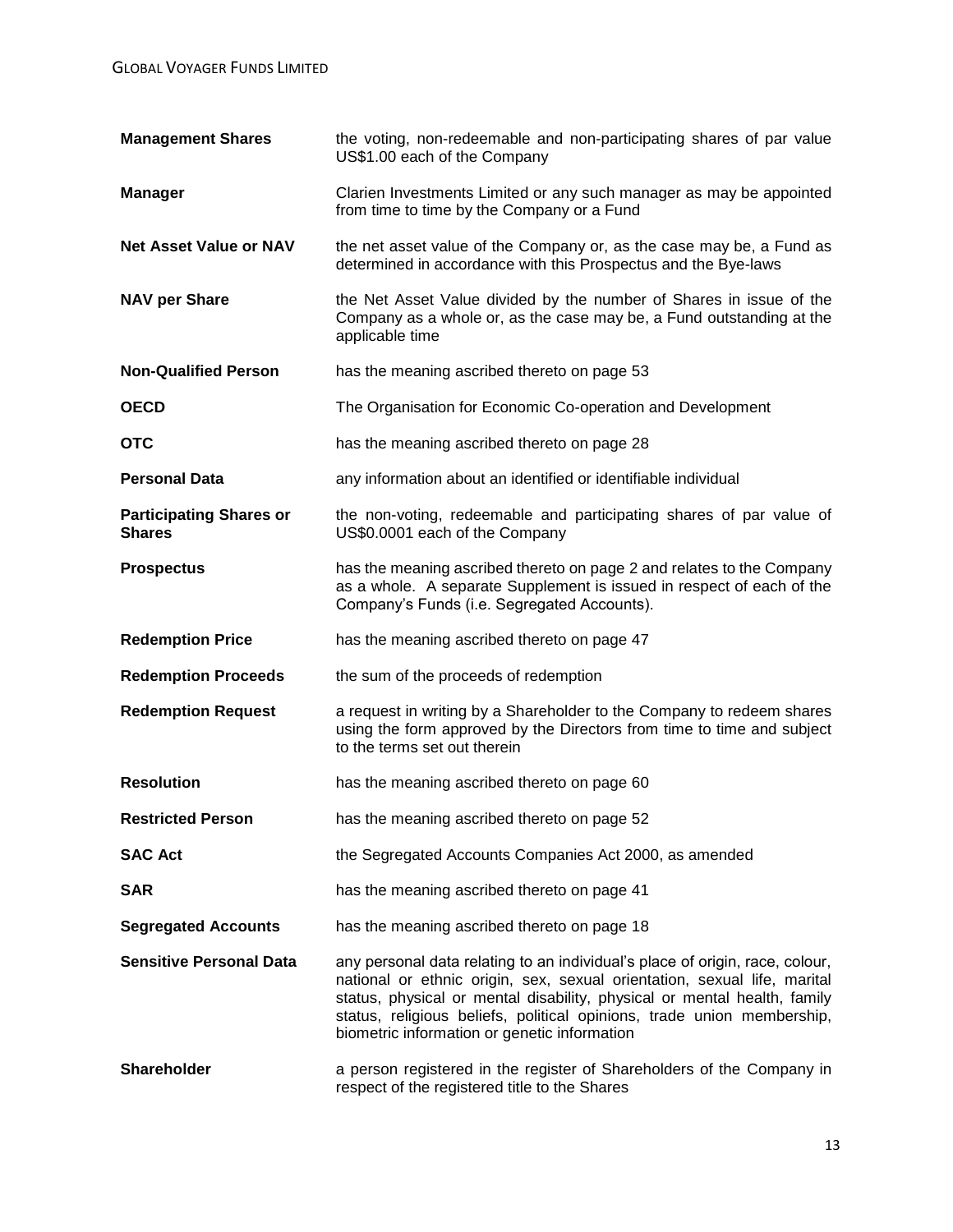| | |
|---|---|
| **Management Shares** | the voting, non-redeemable and non-participating shares of par value US$1.00 each of the Company |
| **Manager** | Clarien Investments Limited or any such manager as may be appointed from time to time by the Company or a Fund |
| **Net Asset Value or NAV** | the net asset value of the Company or, as the case may be, a Fund as determined in accordance with this Prospectus and the Bye-laws |
| **NAV per Share** | the Net Asset Value divided by the number of Shares in issue of the Company as a whole or, as the case may be, a Fund outstanding at the applicable time |
| **Non-Qualified Person** | has the meaning ascribed thereto on page 53 |
| **OECD** | The Organisation for Economic Co-operation and Development |
| **OTC** | has the meaning ascribed thereto on page 28 |
| **Personal Data** | any information about an identified or identifiable individual |
| **Participating Shares or Shares** | the non-voting, redeemable and participating shares of par value of US$0.0001 each of the Company |
| **Prospectus** | has the meaning ascribed thereto on page 2 and relates to the Company as a whole. A separate Supplement is issued in respect of each of the Company's Funds (i.e. Segregated Accounts). |
| **Redemption Price** | has the meaning ascribed thereto on page 47 |
| **Redemption Proceeds** | the sum of the proceeds of redemption |
| **Redemption Request** | a request in writing by a Shareholder to the Company to redeem shares using the form approved by the Directors from time to time and subject to the terms set out therein |
| **Resolution** | has the meaning ascribed thereto on page 60 |
| **Restricted Person** | has the meaning ascribed thereto on page 52 |
| **SAC Act** | the Segregated Accounts Companies Act 2000, as amended |
| **SAR** | has the meaning ascribed thereto on page 41 |
| **Segregated Accounts** | has the meaning ascribed thereto on page 18 |
| **Sensitive Personal Data** | any personal data relating to an individual's place of origin, race, colour, national or ethnic origin, sex, sexual orientation, sexual life, marital status, physical or mental disability, physical or mental health, family status, religious beliefs, political opinions, trade union membership, biometric information or genetic information |
| **Shareholder** | a person registered in the register of Shareholders of the Company in respect of the registered title to the Shares |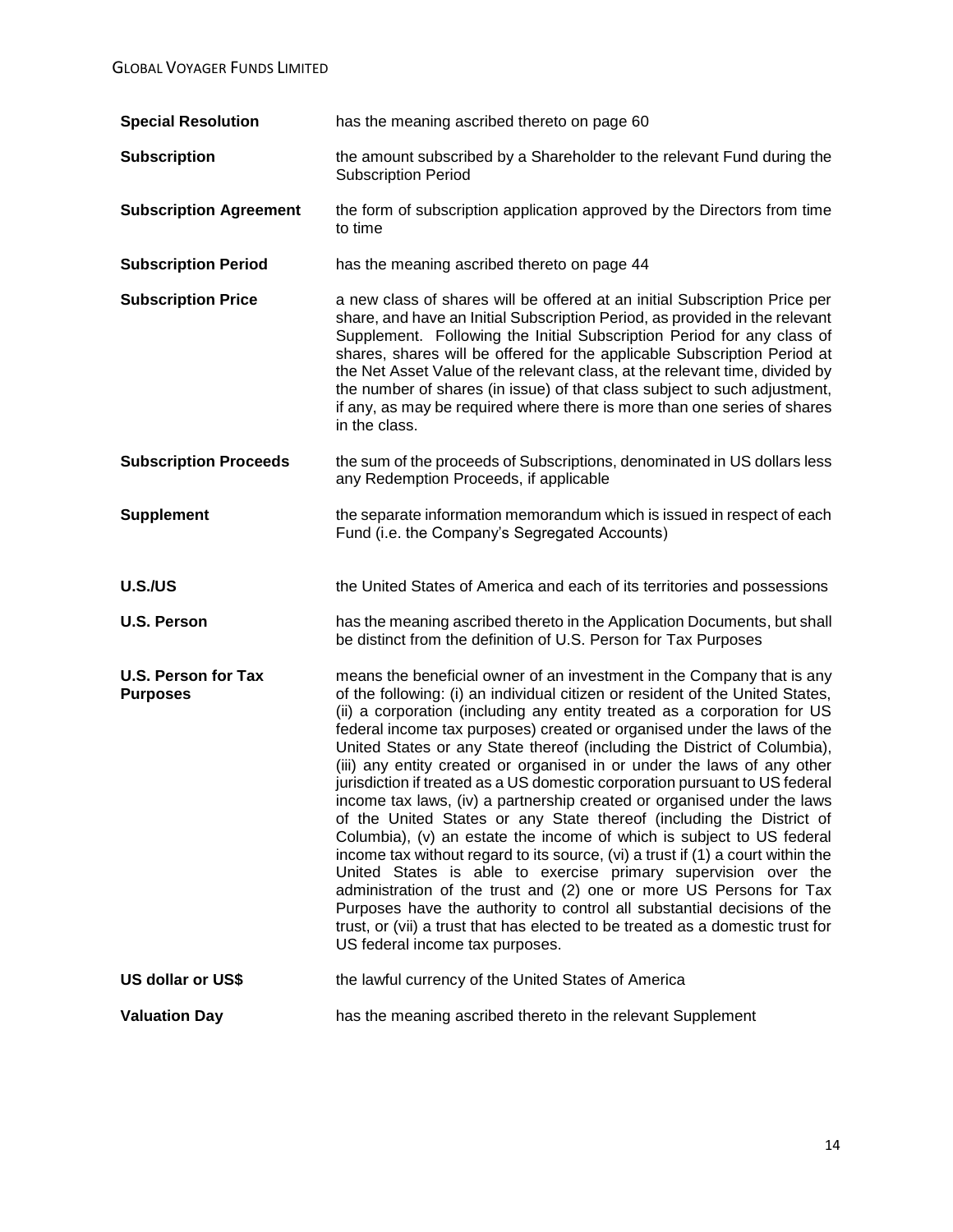| | |
|---|---|
| **Special Resolution** | has the meaning ascribed thereto on page 60 |
| **Subscription** | the amount subscribed by a Shareholder to the relevant Fund during the Subscription Period |
| **Subscription Agreement** | the form of subscription application approved by the Directors from time to time |
| **Subscription Period** | has the meaning ascribed thereto on page 44 |
| **Subscription Price** | a new class of shares will be offered at an initial Subscription Price per share, and have an Initial Subscription Period, as provided in the relevant Supplement. Following the Initial Subscription Period for any class of shares, shares will be offered for the applicable Subscription Period at the Net Asset Value of the relevant class, at the relevant time, divided by the number of shares (in issue) of that class subject to such adjustment, if any, as may be required where there is more than one series of shares in the class. |
| **Subscription Proceeds** | the sum of the proceeds of Subscriptions, denominated in US dollars less any Redemption Proceeds, if applicable |
| **Supplement** | the separate information memorandum which is issued in respect of each Fund (i.e. the Company's Segregated Accounts) |
| **U.S./US** | the United States of America and each of its territories and possessions |
| **U.S. Person** | has the meaning ascribed thereto in the Application Documents, but shall be distinct from the definition of U.S. Person for Tax Purposes |
| **U.S. Person for Tax Purposes** | means the beneficial owner of an investment in the Company that is any of the following: (i) an individual citizen or resident of the United States, (ii) a corporation (including any entity treated as a corporation for US federal income tax purposes) created or organised under the laws of the United States or any State thereof (including the District of Columbia), (iii) any entity created or organised in or under the laws of any other jurisdiction if treated as a US domestic corporation pursuant to US federal income tax laws, (iv) a partnership created or organised under the laws of the United States or any State thereof (including the District of Columbia), (v) an estate the income of which is subject to US federal income tax without regard to its source, (vi) a trust if (1) a court within the United States is able to exercise primary supervision over the administration of the trust and (2) one or more US Persons for Tax Purposes have the authority to control all substantial decisions of the trust, or (vii) a trust that has elected to be treated as a domestic trust for US federal income tax purposes. |
| **US dollar or US$** | the lawful currency of the United States of America |
| **Valuation Day** | has the meaning ascribed thereto in the relevant Supplement |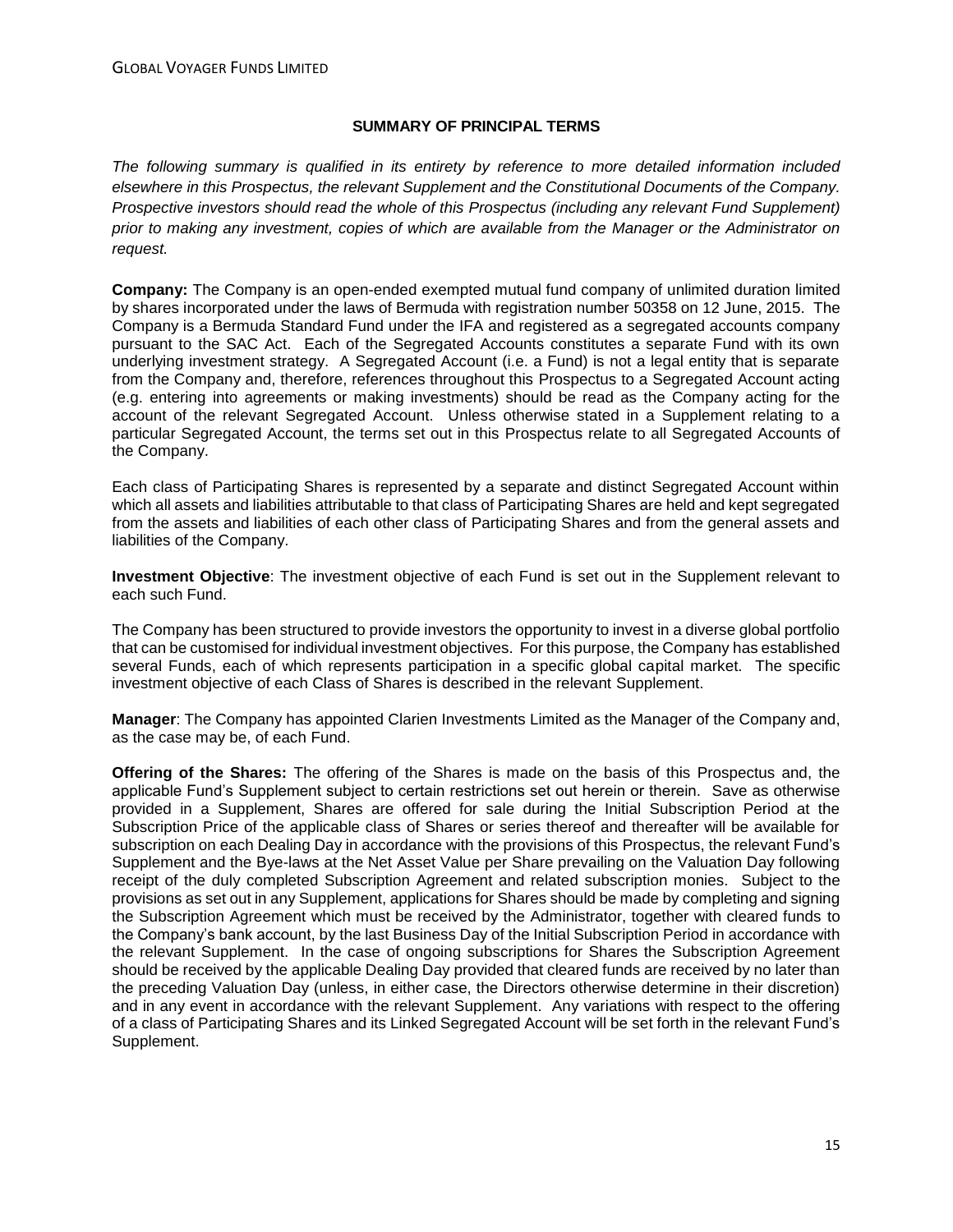## SUMMARY OF PRINCIPAL TERMS

*The following summary is qualified in its entirety by reference to more detailed information included elsewhere in this Prospectus, the relevant Supplement and the Constitutional Documents of the Company. Prospective investors should read the whole of this Prospectus (including any relevant Fund Supplement) prior to making any investment, copies of which are available from the Manager or the Administrator on request.*

**Company:** The Company is an open-ended exempted mutual fund company of unlimited duration limited by shares incorporated under the laws of Bermuda with registration number 50358 on 12 June, 2015. The Company is a Bermuda Standard Fund under the IFA and registered as a segregated accounts company pursuant to the SAC Act. Each of the Segregated Accounts constitutes a separate Fund with its own underlying investment strategy. A Segregated Account (i.e. a Fund) is not a legal entity that is separate from the Company and, therefore, references throughout this Prospectus to a Segregated Account acting (e.g. entering into agreements or making investments) should be read as the Company acting for the account of the relevant Segregated Account. Unless otherwise stated in a Supplement relating to a particular Segregated Account, the terms set out in this Prospectus relate to all Segregated Accounts of the Company.

Each class of Participating Shares is represented by a separate and distinct Segregated Account within which all assets and liabilities attributable to that class of Participating Shares are held and kept segregated from the assets and liabilities of each other class of Participating Shares and from the general assets and liabilities of the Company.

**Investment Objective**: The investment objective of each Fund is set out in the Supplement relevant to each such Fund.

The Company has been structured to provide investors the opportunity to invest in a diverse global portfolio that can be customised for individual investment objectives. For this purpose, the Company has established several Funds, each of which represents participation in a specific global capital market. The specific investment objective of each Class of Shares is described in the relevant Supplement.

**Manager**: The Company has appointed Clarien Investments Limited as the Manager of the Company and, as the case may be, of each Fund.

**Offering of the Shares:** The offering of the Shares is made on the basis of this Prospectus and, the applicable Fund's Supplement subject to certain restrictions set out herein or therein. Save as otherwise provided in a Supplement, Shares are offered for sale during the Initial Subscription Period at the Subscription Price of the applicable class of Shares or series thereof and thereafter will be available for subscription on each Dealing Day in accordance with the provisions of this Prospectus, the relevant Fund's Supplement and the Bye-laws at the Net Asset Value per Share prevailing on the Valuation Day following receipt of the duly completed Subscription Agreement and related subscription monies. Subject to the provisions as set out in any Supplement, applications for Shares should be made by completing and signing the Subscription Agreement which must be received by the Administrator, together with cleared funds to the Company's bank account, by the last Business Day of the Initial Subscription Period in accordance with the relevant Supplement. In the case of ongoing subscriptions for Shares the Subscription Agreement should be received by the applicable Dealing Day provided that cleared funds are received by no later than the preceding Valuation Day (unless, in either case, the Directors otherwise determine in their discretion) and in any event in accordance with the relevant Supplement. Any variations with respect to the offering of a class of Participating Shares and its Linked Segregated Account will be set forth in the relevant Fund's Supplement.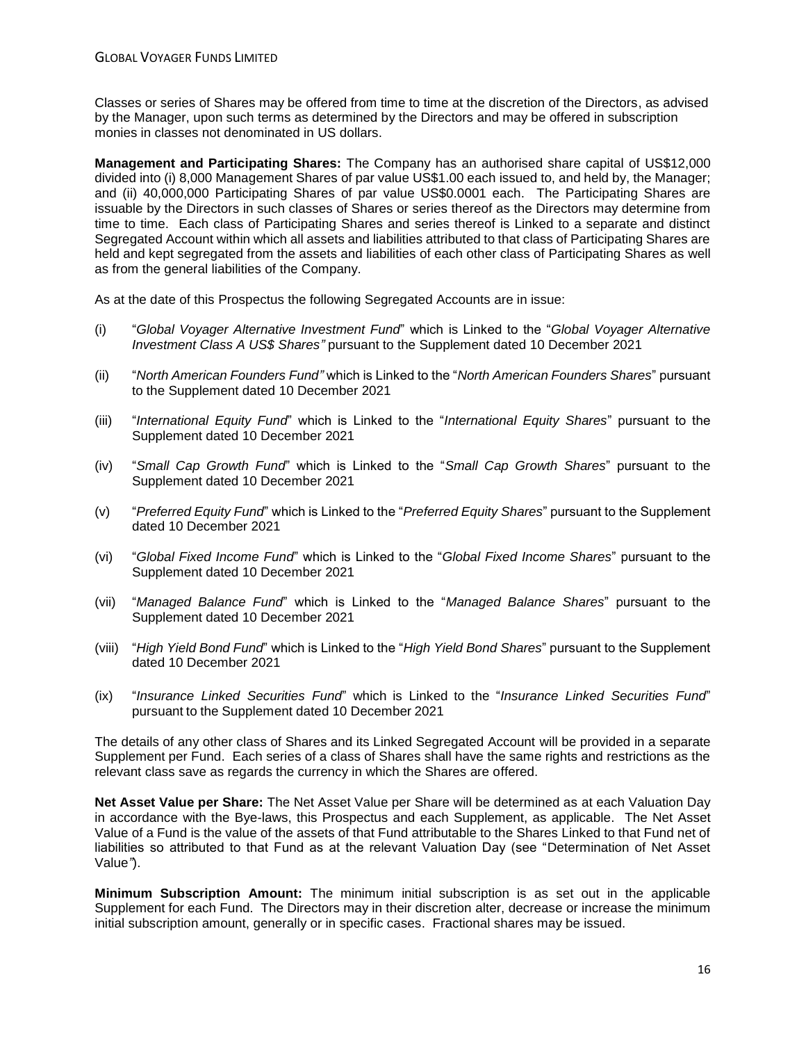Classes or series of Shares may be offered from time to time at the discretion of the Directors, as advised by the Manager, upon such terms as determined by the Directors and may be offered in subscription monies in classes not denominated in US dollars.

**Management and Participating Shares:** The Company has an authorised share capital of US$12,000 divided into (i) 8,000 Management Shares of par value US$1.00 each issued to, and held by, the Manager; and (ii) 40,000,000 Participating Shares of par value US$0.0001 each. The Participating Shares are issuable by the Directors in such classes of Shares or series thereof as the Directors may determine from time to time. Each class of Participating Shares and series thereof is Linked to a separate and distinct Segregated Account within which all assets and liabilities attributed to that class of Participating Shares are held and kept segregated from the assets and liabilities of each other class of Participating Shares as well as from the general liabilities of the Company.

As at the date of this Prospectus the following Segregated Accounts are in issue:

(i) "*Global Voyager Alternative Investment Fund*" which is Linked to the "*Global Voyager Alternative Investment Class A US$ Shares"* pursuant to the Supplement dated 10 December 2021

(ii) "*North American Founders Fund"* which is Linked to the "*North American Founders Shares*" pursuant to the Supplement dated 10 December 2021

(iii) "*International Equity Fund*" which is Linked to the "*International Equity Shares*" pursuant to the Supplement dated 10 December 2021

(iv) "*Small Cap Growth Fund*" which is Linked to the "*Small Cap Growth Shares*" pursuant to the Supplement dated 10 December 2021

(v) "*Preferred Equity Fund*" which is Linked to the "*Preferred Equity Shares*" pursuant to the Supplement dated 10 December 2021

(vi) "*Global Fixed Income Fund*" which is Linked to the "*Global Fixed Income Shares*" pursuant to the Supplement dated 10 December 2021

(vii) "*Managed Balance Fund*" which is Linked to the "*Managed Balance Shares*" pursuant to the Supplement dated 10 December 2021

(viii) "*High Yield Bond Fund*" which is Linked to the "*High Yield Bond Shares*" pursuant to the Supplement dated 10 December 2021

(ix) "*Insurance Linked Securities Fund*" which is Linked to the "*Insurance Linked Securities Fund*" pursuant to the Supplement dated 10 December 2021

The details of any other class of Shares and its Linked Segregated Account will be provided in a separate Supplement per Fund. Each series of a class of Shares shall have the same rights and restrictions as the relevant class save as regards the currency in which the Shares are offered.

**Net Asset Value per Share:** The Net Asset Value per Share will be determined as at each Valuation Day in accordance with the Bye-laws, this Prospectus and each Supplement, as applicable. The Net Asset Value of a Fund is the value of the assets of that Fund attributable to the Shares Linked to that Fund net of liabilities so attributed to that Fund as at the relevant Valuation Day (see "Determination of Net Asset Value*"*).

**Minimum Subscription Amount:** The minimum initial subscription is as set out in the applicable Supplement for each Fund. The Directors may in their discretion alter, decrease or increase the minimum initial subscription amount, generally or in specific cases. Fractional shares may be issued.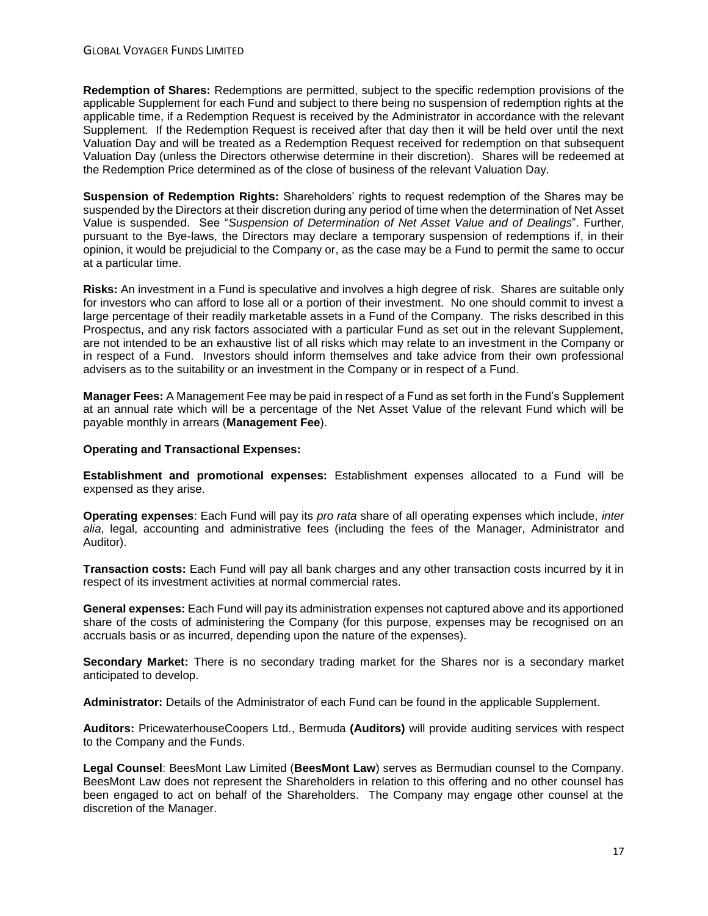**Redemption of Shares:** Redemptions are permitted, subject to the specific redemption provisions of the applicable Supplement for each Fund and subject to there being no suspension of redemption rights at the applicable time, if a Redemption Request is received by the Administrator in accordance with the relevant Supplement. If the Redemption Request is received after that day then it will be held over until the next Valuation Day and will be treated as a Redemption Request received for redemption on that subsequent Valuation Day (unless the Directors otherwise determine in their discretion). Shares will be redeemed at the Redemption Price determined as of the close of business of the relevant Valuation Day.

**Suspension of Redemption Rights:** Shareholders' rights to request redemption of the Shares may be suspended by the Directors at their discretion during any period of time when the determination of Net Asset Value is suspended. See "*Suspension of Determination of Net Asset Value and of Dealings*". Further, pursuant to the Bye-laws, the Directors may declare a temporary suspension of redemptions if, in their opinion, it would be prejudicial to the Company or, as the case may be a Fund to permit the same to occur at a particular time.

**Risks:** An investment in a Fund is speculative and involves a high degree of risk. Shares are suitable only for investors who can afford to lose all or a portion of their investment. No one should commit to invest a large percentage of their readily marketable assets in a Fund of the Company. The risks described in this Prospectus, and any risk factors associated with a particular Fund as set out in the relevant Supplement, are not intended to be an exhaustive list of all risks which may relate to an investment in the Company or in respect of a Fund. Investors should inform themselves and take advice from their own professional advisers as to the suitability or an investment in the Company or in respect of a Fund.

**Manager Fees:** A Management Fee may be paid in respect of a Fund as set forth in the Fund's Supplement at an annual rate which will be a percentage of the Net Asset Value of the relevant Fund which will be payable monthly in arrears (**Management Fee**).

**Operating and Transactional Expenses:**

**Establishment and promotional expenses:** Establishment expenses allocated to a Fund will be expensed as they arise.

**Operating expenses**: Each Fund will pay its *pro rata* share of all operating expenses which include, *inter alia*, legal, accounting and administrative fees (including the fees of the Manager, Administrator and Auditor).

**Transaction costs:** Each Fund will pay all bank charges and any other transaction costs incurred by it in respect of its investment activities at normal commercial rates.

**General expenses:** Each Fund will pay its administration expenses not captured above and its apportioned share of the costs of administering the Company (for this purpose, expenses may be recognised on an accruals basis or as incurred, depending upon the nature of the expenses).

**Secondary Market:** There is no secondary trading market for the Shares nor is a secondary market anticipated to develop.

**Administrator:** Details of the Administrator of each Fund can be found in the applicable Supplement.

**Auditors:** PricewaterhouseCoopers Ltd., Bermuda **(Auditors)** will provide auditing services with respect to the Company and the Funds.

**Legal Counsel**: BeesMont Law Limited (**BeesMont Law**) serves as Bermudian counsel to the Company. BeesMont Law does not represent the Shareholders in relation to this offering and no other counsel has been engaged to act on behalf of the Shareholders. The Company may engage other counsel at the discretion of the Manager.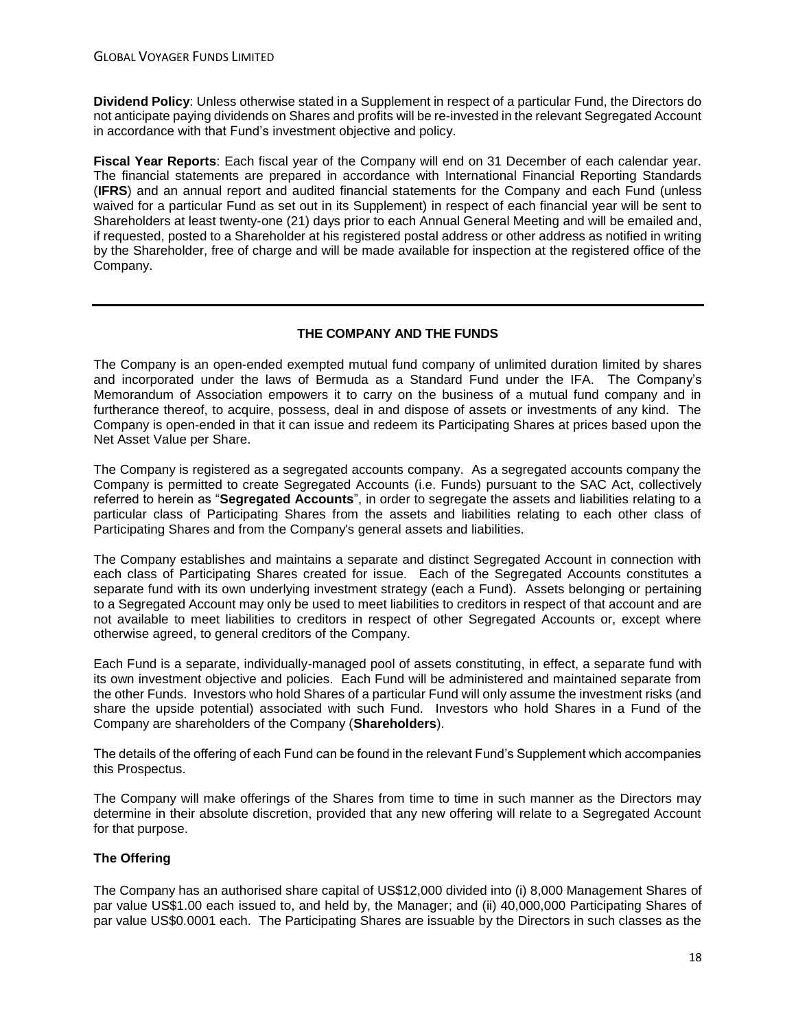**Dividend Policy**: Unless otherwise stated in a Supplement in respect of a particular Fund, the Directors do not anticipate paying dividends on Shares and profits will be re-invested in the relevant Segregated Account in accordance with that Fund's investment objective and policy.

**Fiscal Year Reports**: Each fiscal year of the Company will end on 31 December of each calendar year. The financial statements are prepared in accordance with International Financial Reporting Standards (**IFRS**) and an annual report and audited financial statements for the Company and each Fund (unless waived for a particular Fund as set out in its Supplement) in respect of each financial year will be sent to Shareholders at least twenty-one (21) days prior to each Annual General Meeting and will be emailed and, if requested, posted to a Shareholder at his registered postal address or other address as notified in writing by the Shareholder, free of charge and will be made available for inspection at the registered office of the Company.

## THE COMPANY AND THE FUNDS

The Company is an open-ended exempted mutual fund company of unlimited duration limited by shares and incorporated under the laws of Bermuda as a Standard Fund under the IFA. The Company's Memorandum of Association empowers it to carry on the business of a mutual fund company and in furtherance thereof, to acquire, possess, deal in and dispose of assets or investments of any kind. The Company is open-ended in that it can issue and redeem its Participating Shares at prices based upon the Net Asset Value per Share.

The Company is registered as a segregated accounts company. As a segregated accounts company the Company is permitted to create Segregated Accounts (i.e. Funds) pursuant to the SAC Act, collectively referred to herein as "**Segregated Accounts**", in order to segregate the assets and liabilities relating to a particular class of Participating Shares from the assets and liabilities relating to each other class of Participating Shares and from the Company's general assets and liabilities.

The Company establishes and maintains a separate and distinct Segregated Account in connection with each class of Participating Shares created for issue. Each of the Segregated Accounts constitutes a separate fund with its own underlying investment strategy (each a Fund). Assets belonging or pertaining to a Segregated Account may only be used to meet liabilities to creditors in respect of that account and are not available to meet liabilities to creditors in respect of other Segregated Accounts or, except where otherwise agreed, to general creditors of the Company.

Each Fund is a separate, individually-managed pool of assets constituting, in effect, a separate fund with its own investment objective and policies. Each Fund will be administered and maintained separate from the other Funds. Investors who hold Shares of a particular Fund will only assume the investment risks (and share the upside potential) associated with such Fund. Investors who hold Shares in a Fund of the Company are shareholders of the Company (**Shareholders**).

The details of the offering of each Fund can be found in the relevant Fund's Supplement which accompanies this Prospectus.

The Company will make offerings of the Shares from time to time in such manner as the Directors may determine in their absolute discretion, provided that any new offering will relate to a Segregated Account for that purpose.

### The Offering

The Company has an authorised share capital of US$12,000 divided into (i) 8,000 Management Shares of par value US$1.00 each issued to, and held by, the Manager; and (ii) 40,000,000 Participating Shares of par value US$0.0001 each. The Participating Shares are issuable by the Directors in such classes as the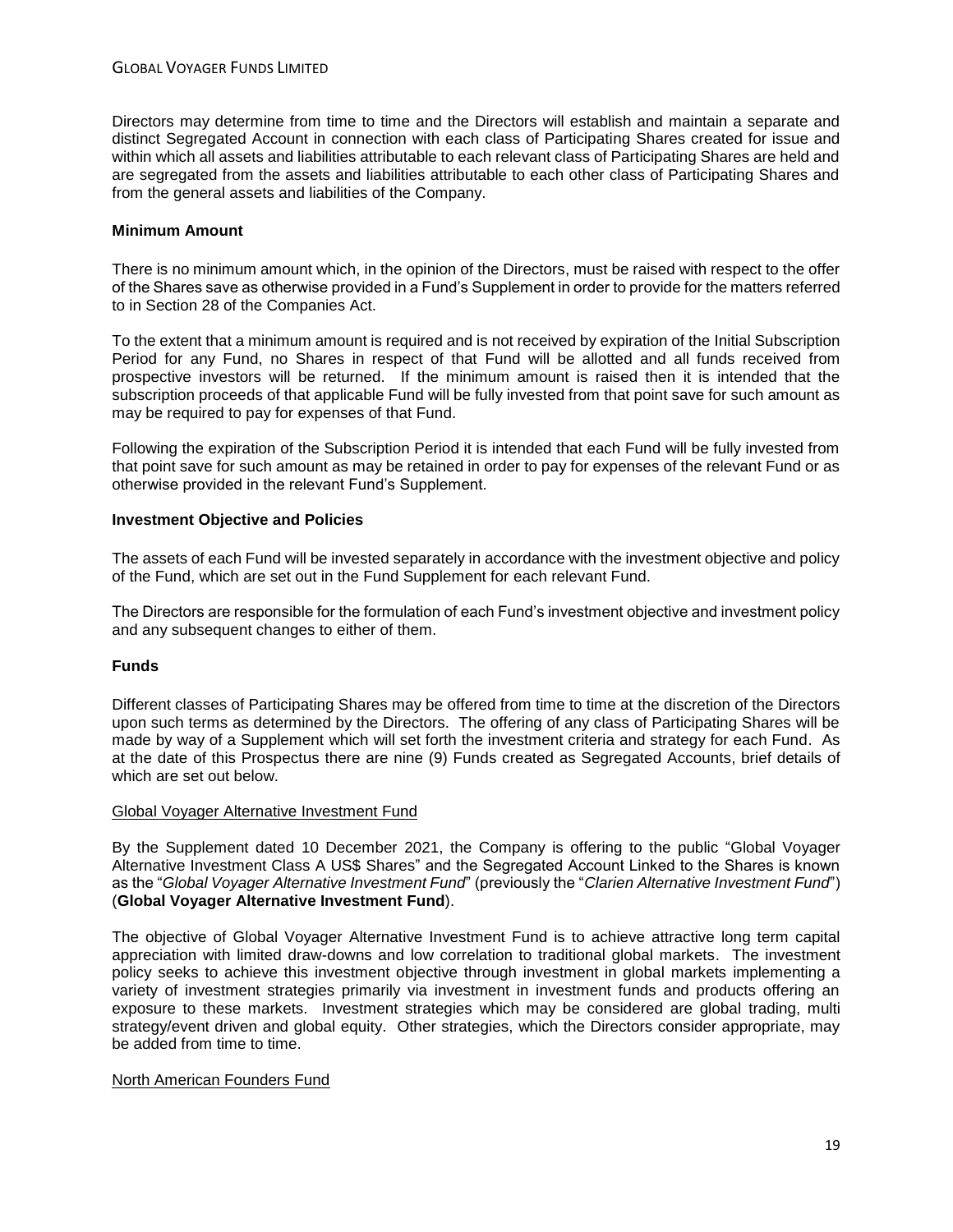Directors may determine from time to time and the Directors will establish and maintain a separate and distinct Segregated Account in connection with each class of Participating Shares created for issue and within which all assets and liabilities attributable to each relevant class of Participating Shares are held and are segregated from the assets and liabilities attributable to each other class of Participating Shares and from the general assets and liabilities of the Company.

**Minimum Amount**

There is no minimum amount which, in the opinion of the Directors, must be raised with respect to the offer of the Shares save as otherwise provided in a Fund's Supplement in order to provide for the matters referred to in Section 28 of the Companies Act.

To the extent that a minimum amount is required and is not received by expiration of the Initial Subscription Period for any Fund, no Shares in respect of that Fund will be allotted and all funds received from prospective investors will be returned. If the minimum amount is raised then it is intended that the subscription proceeds of that applicable Fund will be fully invested from that point save for such amount as may be required to pay for expenses of that Fund.

Following the expiration of the Subscription Period it is intended that each Fund will be fully invested from that point save for such amount as may be retained in order to pay for expenses of the relevant Fund or as otherwise provided in the relevant Fund's Supplement.

**Investment Objective and Policies**

The assets of each Fund will be invested separately in accordance with the investment objective and policy of the Fund, which are set out in the Fund Supplement for each relevant Fund.

The Directors are responsible for the formulation of each Fund's investment objective and investment policy and any subsequent changes to either of them.

**Funds**

Different classes of Participating Shares may be offered from time to time at the discretion of the Directors upon such terms as determined by the Directors. The offering of any class of Participating Shares will be made by way of a Supplement which will set forth the investment criteria and strategy for each Fund. As at the date of this Prospectus there are nine (9) Funds created as Segregated Accounts, brief details of which are set out below.

Global Voyager Alternative Investment Fund

By the Supplement dated 10 December 2021, the Company is offering to the public "Global Voyager Alternative Investment Class A US$ Shares" and the Segregated Account Linked to the Shares is known as the "*Global Voyager Alternative Investment Fund*" (previously the "*Clarien Alternative Investment Fund*") (**Global Voyager Alternative Investment Fund**).

The objective of Global Voyager Alternative Investment Fund is to achieve attractive long term capital appreciation with limited draw-downs and low correlation to traditional global markets. The investment policy seeks to achieve this investment objective through investment in global markets implementing a variety of investment strategies primarily via investment in investment funds and products offering an exposure to these markets. Investment strategies which may be considered are global trading, multi strategy/event driven and global equity. Other strategies, which the Directors consider appropriate, may be added from time to time.

North American Founders Fund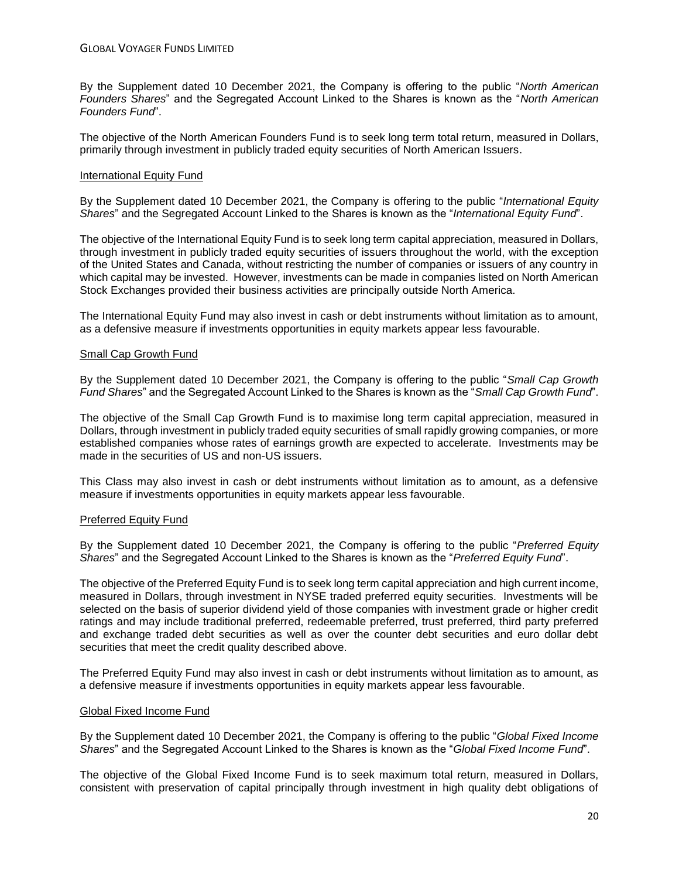By the Supplement dated 10 December 2021, the Company is offering to the public "*North American Founders Shares*" and the Segregated Account Linked to the Shares is known as the "*North American Founders Fund*".

The objective of the North American Founders Fund is to seek long term total return, measured in Dollars, primarily through investment in publicly traded equity securities of North American Issuers.

International Equity Fund

By the Supplement dated 10 December 2021, the Company is offering to the public "*International Equity Shares*" and the Segregated Account Linked to the Shares is known as the "*International Equity Fund*".

The objective of the International Equity Fund is to seek long term capital appreciation, measured in Dollars, through investment in publicly traded equity securities of issuers throughout the world, with the exception of the United States and Canada, without restricting the number of companies or issuers of any country in which capital may be invested. However, investments can be made in companies listed on North American Stock Exchanges provided their business activities are principally outside North America.

The International Equity Fund may also invest in cash or debt instruments without limitation as to amount, as a defensive measure if investments opportunities in equity markets appear less favourable.

Small Cap Growth Fund

By the Supplement dated 10 December 2021, the Company is offering to the public "*Small Cap Growth Fund Shares*" and the Segregated Account Linked to the Shares is known as the "*Small Cap Growth Fund*".

The objective of the Small Cap Growth Fund is to maximise long term capital appreciation, measured in Dollars, through investment in publicly traded equity securities of small rapidly growing companies, or more established companies whose rates of earnings growth are expected to accelerate. Investments may be made in the securities of US and non-US issuers.

This Class may also invest in cash or debt instruments without limitation as to amount, as a defensive measure if investments opportunities in equity markets appear less favourable.

Preferred Equity Fund

By the Supplement dated 10 December 2021, the Company is offering to the public "*Preferred Equity Shares*" and the Segregated Account Linked to the Shares is known as the "*Preferred Equity Fund*".

The objective of the Preferred Equity Fund is to seek long term capital appreciation and high current income, measured in Dollars, through investment in NYSE traded preferred equity securities. Investments will be selected on the basis of superior dividend yield of those companies with investment grade or higher credit ratings and may include traditional preferred, redeemable preferred, trust preferred, third party preferred and exchange traded debt securities as well as over the counter debt securities and euro dollar debt securities that meet the credit quality described above.

The Preferred Equity Fund may also invest in cash or debt instruments without limitation as to amount, as a defensive measure if investments opportunities in equity markets appear less favourable.

Global Fixed Income Fund

By the Supplement dated 10 December 2021, the Company is offering to the public "*Global Fixed Income Shares*" and the Segregated Account Linked to the Shares is known as the "*Global Fixed Income Fund*".

The objective of the Global Fixed Income Fund is to seek maximum total return, measured in Dollars, consistent with preservation of capital principally through investment in high quality debt obligations of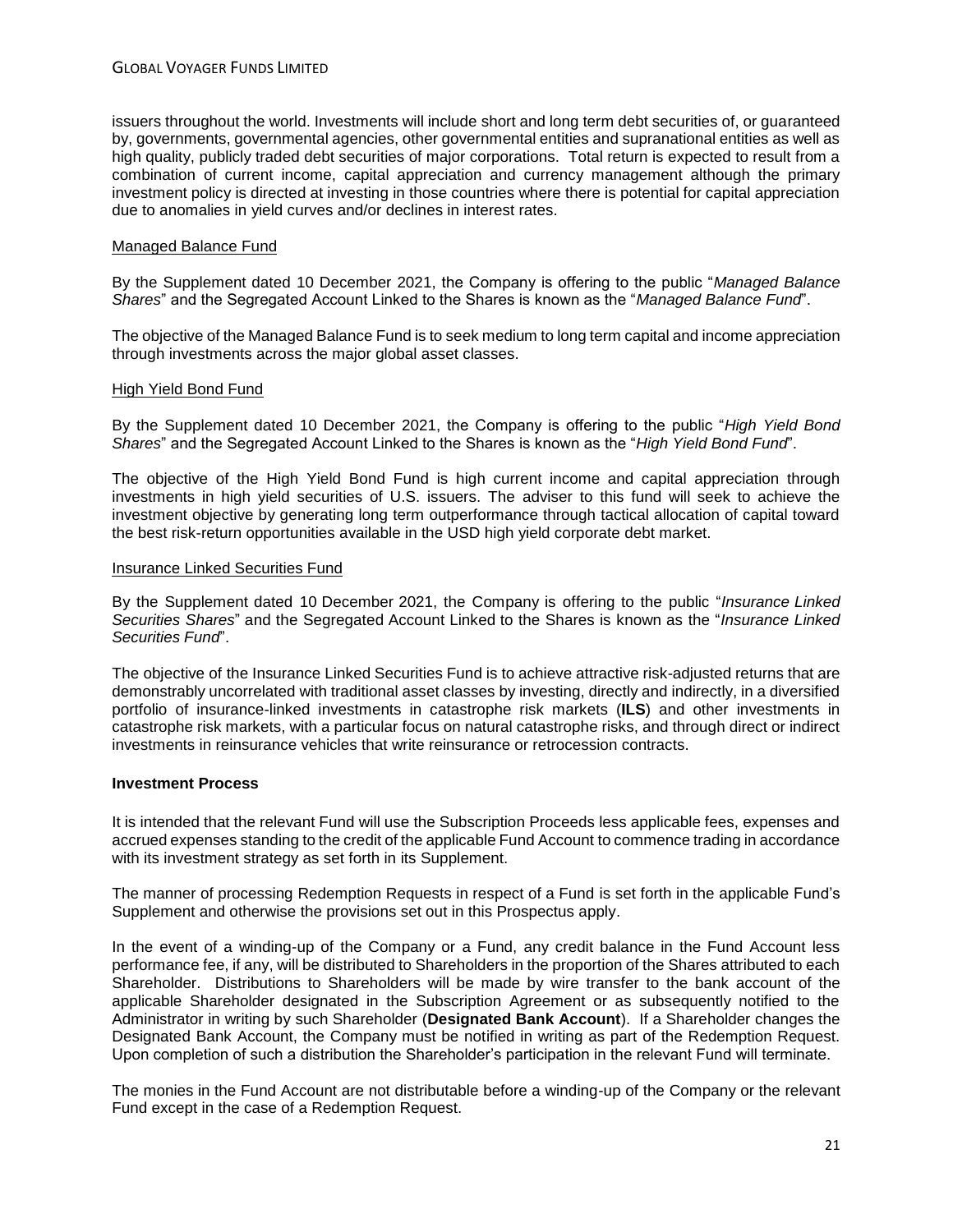issuers throughout the world. Investments will include short and long term debt securities of, or guaranteed by, governments, governmental agencies, other governmental entities and supranational entities as well as high quality, publicly traded debt securities of major corporations. Total return is expected to result from a combination of current income, capital appreciation and currency management although the primary investment policy is directed at investing in those countries where there is potential for capital appreciation due to anomalies in yield curves and/or declines in interest rates.

Managed Balance Fund

By the Supplement dated 10 December 2021, the Company is offering to the public "*Managed Balance Shares*" and the Segregated Account Linked to the Shares is known as the "*Managed Balance Fund*".

The objective of the Managed Balance Fund is to seek medium to long term capital and income appreciation through investments across the major global asset classes.

High Yield Bond Fund

By the Supplement dated 10 December 2021, the Company is offering to the public "*High Yield Bond Shares*" and the Segregated Account Linked to the Shares is known as the "*High Yield Bond Fund*".

The objective of the High Yield Bond Fund is high current income and capital appreciation through investments in high yield securities of U.S. issuers. The adviser to this fund will seek to achieve the investment objective by generating long term outperformance through tactical allocation of capital toward the best risk-return opportunities available in the USD high yield corporate debt market.

Insurance Linked Securities Fund

By the Supplement dated 10 December 2021, the Company is offering to the public "*Insurance Linked Securities Shares*" and the Segregated Account Linked to the Shares is known as the "*Insurance Linked Securities Fund*".

The objective of the Insurance Linked Securities Fund is to achieve attractive risk-adjusted returns that are demonstrably uncorrelated with traditional asset classes by investing, directly and indirectly, in a diversified portfolio of insurance-linked investments in catastrophe risk markets (**ILS**) and other investments in catastrophe risk markets, with a particular focus on natural catastrophe risks, and through direct or indirect investments in reinsurance vehicles that write reinsurance or retrocession contracts.

**Investment Process**

It is intended that the relevant Fund will use the Subscription Proceeds less applicable fees, expenses and accrued expenses standing to the credit of the applicable Fund Account to commence trading in accordance with its investment strategy as set forth in its Supplement.

The manner of processing Redemption Requests in respect of a Fund is set forth in the applicable Fund's Supplement and otherwise the provisions set out in this Prospectus apply.

In the event of a winding-up of the Company or a Fund, any credit balance in the Fund Account less performance fee, if any, will be distributed to Shareholders in the proportion of the Shares attributed to each Shareholder. Distributions to Shareholders will be made by wire transfer to the bank account of the applicable Shareholder designated in the Subscription Agreement or as subsequently notified to the Administrator in writing by such Shareholder (**Designated Bank Account**). If a Shareholder changes the Designated Bank Account, the Company must be notified in writing as part of the Redemption Request. Upon completion of such a distribution the Shareholder's participation in the relevant Fund will terminate.

The monies in the Fund Account are not distributable before a winding-up of the Company or the relevant Fund except in the case of a Redemption Request.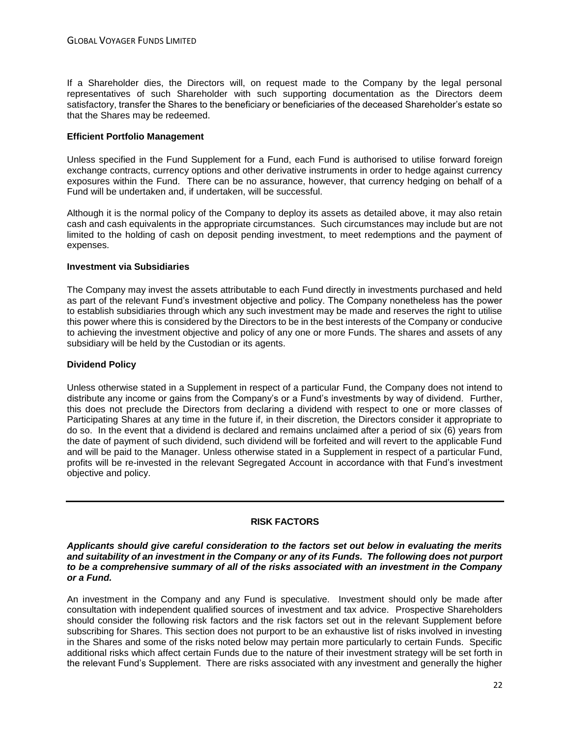If a Shareholder dies, the Directors will, on request made to the Company by the legal personal representatives of such Shareholder with such supporting documentation as the Directors deem satisfactory, transfer the Shares to the beneficiary or beneficiaries of the deceased Shareholder's estate so that the Shares may be redeemed.

**Efficient Portfolio Management**

Unless specified in the Fund Supplement for a Fund, each Fund is authorised to utilise forward foreign exchange contracts, currency options and other derivative instruments in order to hedge against currency exposures within the Fund. There can be no assurance, however, that currency hedging on behalf of a Fund will be undertaken and, if undertaken, will be successful.

Although it is the normal policy of the Company to deploy its assets as detailed above, it may also retain cash and cash equivalents in the appropriate circumstances. Such circumstances may include but are not limited to the holding of cash on deposit pending investment, to meet redemptions and the payment of expenses.

**Investment via Subsidiaries**

The Company may invest the assets attributable to each Fund directly in investments purchased and held as part of the relevant Fund's investment objective and policy. The Company nonetheless has the power to establish subsidiaries through which any such investment may be made and reserves the right to utilise this power where this is considered by the Directors to be in the best interests of the Company or conducive to achieving the investment objective and policy of any one or more Funds. The shares and assets of any subsidiary will be held by the Custodian or its agents.

**Dividend Policy**

Unless otherwise stated in a Supplement in respect of a particular Fund, the Company does not intend to distribute any income or gains from the Company's or a Fund's investments by way of dividend. Further, this does not preclude the Directors from declaring a dividend with respect to one or more classes of Participating Shares at any time in the future if, in their discretion, the Directors consider it appropriate to do so. In the event that a dividend is declared and remains unclaimed after a period of six (6) years from the date of payment of such dividend, such dividend will be forfeited and will revert to the applicable Fund and will be paid to the Manager. Unless otherwise stated in a Supplement in respect of a particular Fund, profits will be re-invested in the relevant Segregated Account in accordance with that Fund's investment objective and policy.

## RISK FACTORS

***Applicants should give careful consideration to the factors set out below in evaluating the merits and suitability of an investment in the Company or any of its Funds. The following does not purport to be a comprehensive summary of all of the risks associated with an investment in the Company or a Fund.***

An investment in the Company and any Fund is speculative. Investment should only be made after consultation with independent qualified sources of investment and tax advice. Prospective Shareholders should consider the following risk factors and the risk factors set out in the relevant Supplement before subscribing for Shares. This section does not purport to be an exhaustive list of risks involved in investing in the Shares and some of the risks noted below may pertain more particularly to certain Funds. Specific additional risks which affect certain Funds due to the nature of their investment strategy will be set forth in the relevant Fund's Supplement. There are risks associated with any investment and generally the higher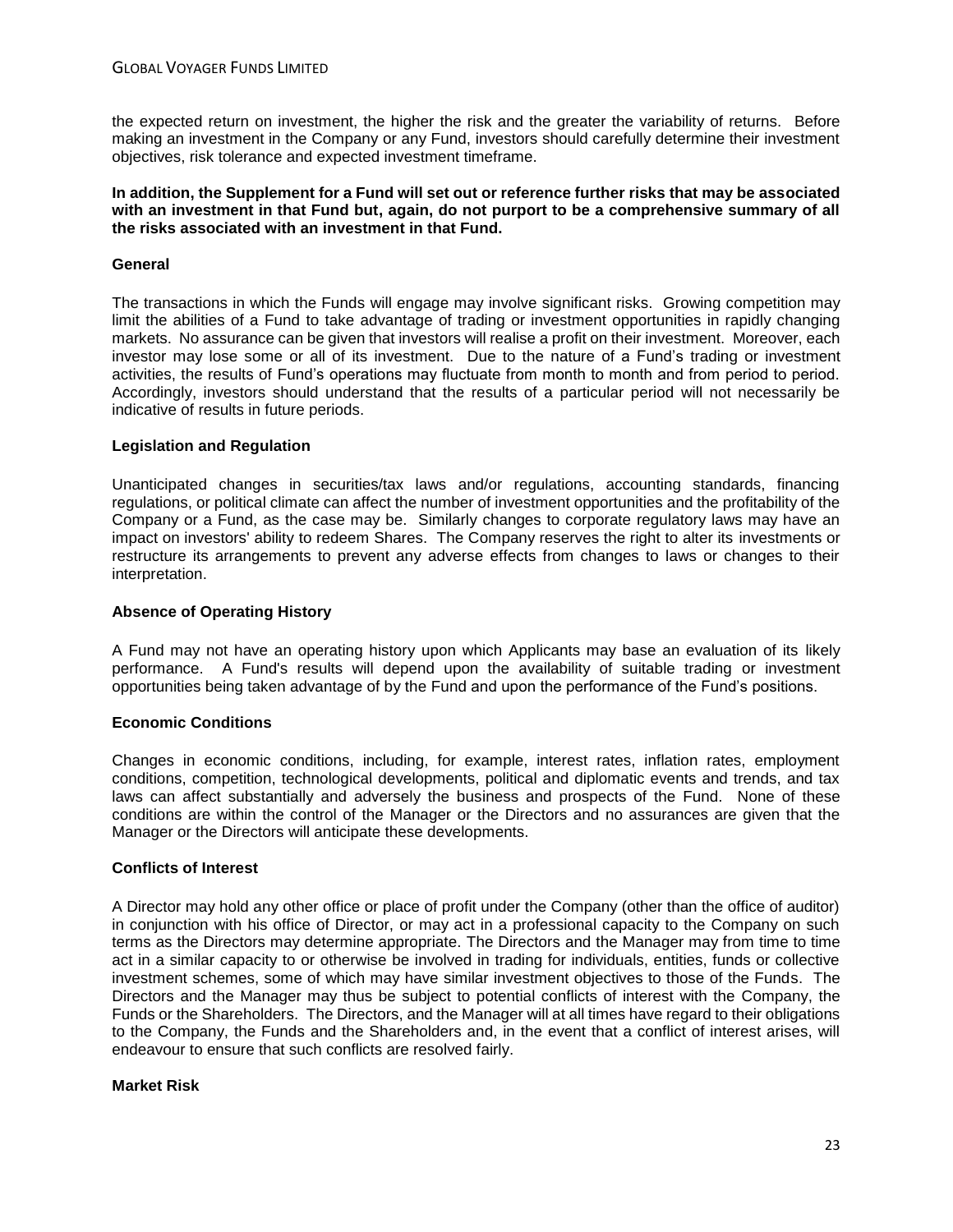the expected return on investment, the higher the risk and the greater the variability of returns. Before making an investment in the Company or any Fund, investors should carefully determine their investment objectives, risk tolerance and expected investment timeframe.

**In addition, the Supplement for a Fund will set out or reference further risks that may be associated with an investment in that Fund but, again, do not purport to be a comprehensive summary of all the risks associated with an investment in that Fund.**

**General**

The transactions in which the Funds will engage may involve significant risks. Growing competition may limit the abilities of a Fund to take advantage of trading or investment opportunities in rapidly changing markets. No assurance can be given that investors will realise a profit on their investment. Moreover, each investor may lose some or all of its investment. Due to the nature of a Fund's trading or investment activities, the results of Fund's operations may fluctuate from month to month and from period to period. Accordingly, investors should understand that the results of a particular period will not necessarily be indicative of results in future periods.

**Legislation and Regulation**

Unanticipated changes in securities/tax laws and/or regulations, accounting standards, financing regulations, or political climate can affect the number of investment opportunities and the profitability of the Company or a Fund, as the case may be. Similarly changes to corporate regulatory laws may have an impact on investors' ability to redeem Shares. The Company reserves the right to alter its investments or restructure its arrangements to prevent any adverse effects from changes to laws or changes to their interpretation.

**Absence of Operating History**

A Fund may not have an operating history upon which Applicants may base an evaluation of its likely performance. A Fund's results will depend upon the availability of suitable trading or investment opportunities being taken advantage of by the Fund and upon the performance of the Fund's positions.

**Economic Conditions**

Changes in economic conditions, including, for example, interest rates, inflation rates, employment conditions, competition, technological developments, political and diplomatic events and trends, and tax laws can affect substantially and adversely the business and prospects of the Fund. None of these conditions are within the control of the Manager or the Directors and no assurances are given that the Manager or the Directors will anticipate these developments.

**Conflicts of Interest**

A Director may hold any other office or place of profit under the Company (other than the office of auditor) in conjunction with his office of Director, or may act in a professional capacity to the Company on such terms as the Directors may determine appropriate. The Directors and the Manager may from time to time act in a similar capacity to or otherwise be involved in trading for individuals, entities, funds or collective investment schemes, some of which may have similar investment objectives to those of the Funds. The Directors and the Manager may thus be subject to potential conflicts of interest with the Company, the Funds or the Shareholders. The Directors, and the Manager will at all times have regard to their obligations to the Company, the Funds and the Shareholders and, in the event that a conflict of interest arises, will endeavour to ensure that such conflicts are resolved fairly.

**Market Risk**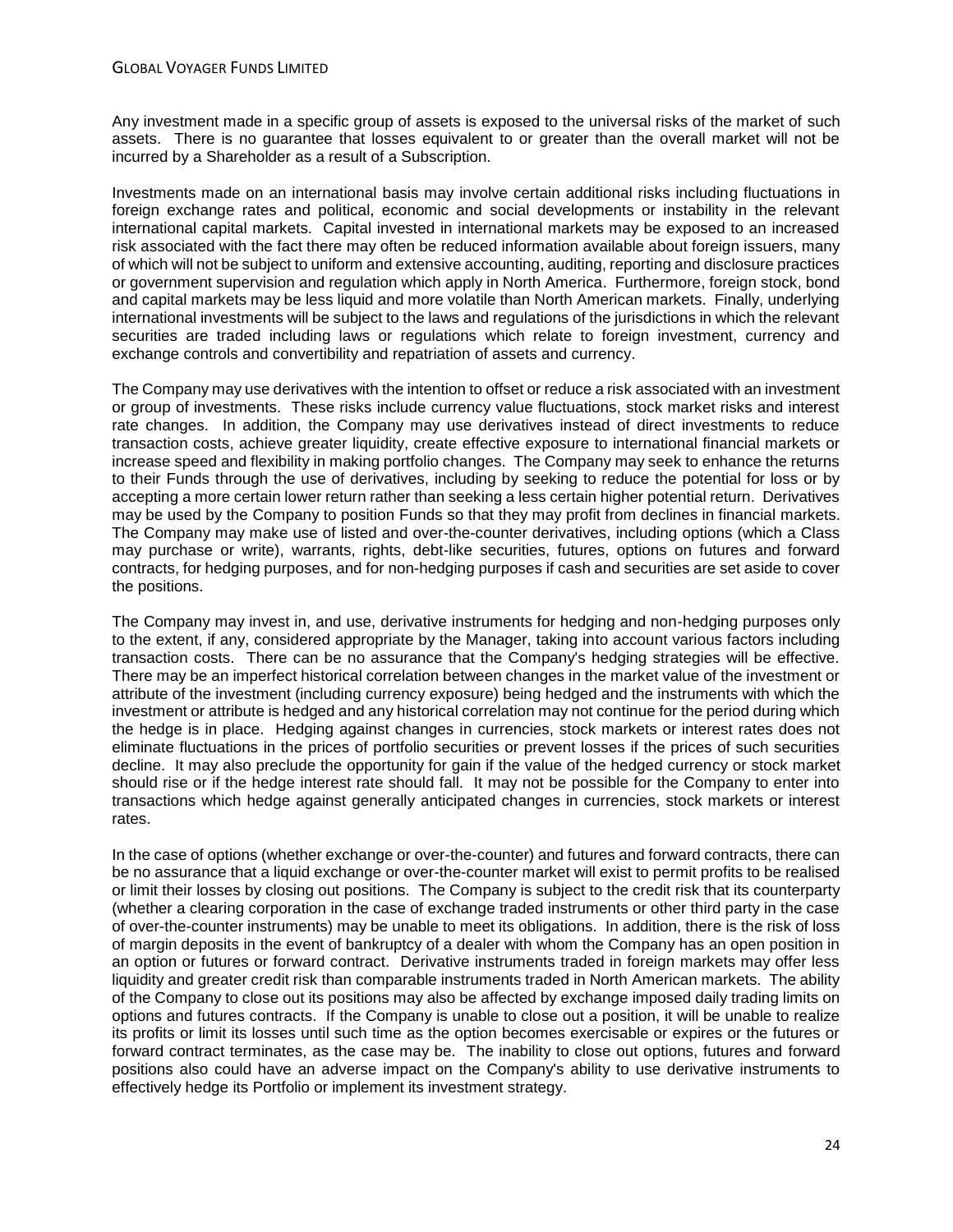Any investment made in a specific group of assets is exposed to the universal risks of the market of such assets. There is no guarantee that losses equivalent to or greater than the overall market will not be incurred by a Shareholder as a result of a Subscription.

Investments made on an international basis may involve certain additional risks including fluctuations in foreign exchange rates and political, economic and social developments or instability in the relevant international capital markets. Capital invested in international markets may be exposed to an increased risk associated with the fact there may often be reduced information available about foreign issuers, many of which will not be subject to uniform and extensive accounting, auditing, reporting and disclosure practices or government supervision and regulation which apply in North America. Furthermore, foreign stock, bond and capital markets may be less liquid and more volatile than North American markets. Finally, underlying international investments will be subject to the laws and regulations of the jurisdictions in which the relevant securities are traded including laws or regulations which relate to foreign investment, currency and exchange controls and convertibility and repatriation of assets and currency.

The Company may use derivatives with the intention to offset or reduce a risk associated with an investment or group of investments. These risks include currency value fluctuations, stock market risks and interest rate changes. In addition, the Company may use derivatives instead of direct investments to reduce transaction costs, achieve greater liquidity, create effective exposure to international financial markets or increase speed and flexibility in making portfolio changes. The Company may seek to enhance the returns to their Funds through the use of derivatives, including by seeking to reduce the potential for loss or by accepting a more certain lower return rather than seeking a less certain higher potential return. Derivatives may be used by the Company to position Funds so that they may profit from declines in financial markets. The Company may make use of listed and over-the-counter derivatives, including options (which a Class may purchase or write), warrants, rights, debt-like securities, futures, options on futures and forward contracts, for hedging purposes, and for non-hedging purposes if cash and securities are set aside to cover the positions.

The Company may invest in, and use, derivative instruments for hedging and non-hedging purposes only to the extent, if any, considered appropriate by the Manager, taking into account various factors including transaction costs. There can be no assurance that the Company's hedging strategies will be effective. There may be an imperfect historical correlation between changes in the market value of the investment or attribute of the investment (including currency exposure) being hedged and the instruments with which the investment or attribute is hedged and any historical correlation may not continue for the period during which the hedge is in place. Hedging against changes in currencies, stock markets or interest rates does not eliminate fluctuations in the prices of portfolio securities or prevent losses if the prices of such securities decline. It may also preclude the opportunity for gain if the value of the hedged currency or stock market should rise or if the hedge interest rate should fall. It may not be possible for the Company to enter into transactions which hedge against generally anticipated changes in currencies, stock markets or interest rates.

In the case of options (whether exchange or over-the-counter) and futures and forward contracts, there can be no assurance that a liquid exchange or over-the-counter market will exist to permit profits to be realised or limit their losses by closing out positions. The Company is subject to the credit risk that its counterparty (whether a clearing corporation in the case of exchange traded instruments or other third party in the case of over-the-counter instruments) may be unable to meet its obligations. In addition, there is the risk of loss of margin deposits in the event of bankruptcy of a dealer with whom the Company has an open position in an option or futures or forward contract. Derivative instruments traded in foreign markets may offer less liquidity and greater credit risk than comparable instruments traded in North American markets. The ability of the Company to close out its positions may also be affected by exchange imposed daily trading limits on options and futures contracts. If the Company is unable to close out a position, it will be unable to realize its profits or limit its losses until such time as the option becomes exercisable or expires or the futures or forward contract terminates, as the case may be. The inability to close out options, futures and forward positions also could have an adverse impact on the Company's ability to use derivative instruments to effectively hedge its Portfolio or implement its investment strategy.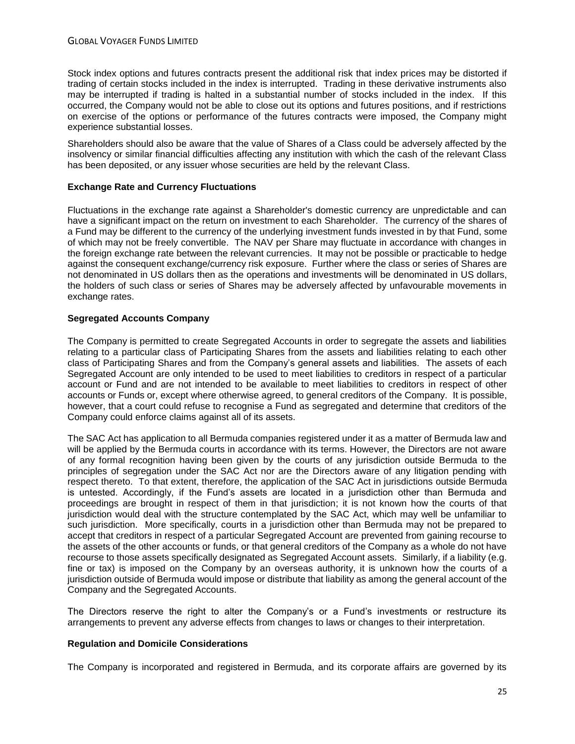Stock index options and futures contracts present the additional risk that index prices may be distorted if trading of certain stocks included in the index is interrupted. Trading in these derivative instruments also may be interrupted if trading is halted in a substantial number of stocks included in the index. If this occurred, the Company would not be able to close out its options and futures positions, and if restrictions on exercise of the options or performance of the futures contracts were imposed, the Company might experience substantial losses.

Shareholders should also be aware that the value of Shares of a Class could be adversely affected by the insolvency or similar financial difficulties affecting any institution with which the cash of the relevant Class has been deposited, or any issuer whose securities are held by the relevant Class.

**Exchange Rate and Currency Fluctuations**

Fluctuations in the exchange rate against a Shareholder's domestic currency are unpredictable and can have a significant impact on the return on investment to each Shareholder. The currency of the shares of a Fund may be different to the currency of the underlying investment funds invested in by that Fund, some of which may not be freely convertible. The NAV per Share may fluctuate in accordance with changes in the foreign exchange rate between the relevant currencies. It may not be possible or practicable to hedge against the consequent exchange/currency risk exposure. Further where the class or series of Shares are not denominated in US dollars then as the operations and investments will be denominated in US dollars, the holders of such class or series of Shares may be adversely affected by unfavourable movements in exchange rates.

**Segregated Accounts Company**

The Company is permitted to create Segregated Accounts in order to segregate the assets and liabilities relating to a particular class of Participating Shares from the assets and liabilities relating to each other class of Participating Shares and from the Company's general assets and liabilities. The assets of each Segregated Account are only intended to be used to meet liabilities to creditors in respect of a particular account or Fund and are not intended to be available to meet liabilities to creditors in respect of other accounts or Funds or, except where otherwise agreed, to general creditors of the Company. It is possible, however, that a court could refuse to recognise a Fund as segregated and determine that creditors of the Company could enforce claims against all of its assets.

The SAC Act has application to all Bermuda companies registered under it as a matter of Bermuda law and will be applied by the Bermuda courts in accordance with its terms. However, the Directors are not aware of any formal recognition having been given by the courts of any jurisdiction outside Bermuda to the principles of segregation under the SAC Act nor are the Directors aware of any litigation pending with respect thereto. To that extent, therefore, the application of the SAC Act in jurisdictions outside Bermuda is untested. Accordingly, if the Fund's assets are located in a jurisdiction other than Bermuda and proceedings are brought in respect of them in that jurisdiction; it is not known how the courts of that jurisdiction would deal with the structure contemplated by the SAC Act, which may well be unfamiliar to such jurisdiction. More specifically, courts in a jurisdiction other than Bermuda may not be prepared to accept that creditors in respect of a particular Segregated Account are prevented from gaining recourse to the assets of the other accounts or funds, or that general creditors of the Company as a whole do not have recourse to those assets specifically designated as Segregated Account assets. Similarly, if a liability (e.g. fine or tax) is imposed on the Company by an overseas authority, it is unknown how the courts of a jurisdiction outside of Bermuda would impose or distribute that liability as among the general account of the Company and the Segregated Accounts.

The Directors reserve the right to alter the Company's or a Fund's investments or restructure its arrangements to prevent any adverse effects from changes to laws or changes to their interpretation.

**Regulation and Domicile Considerations**

The Company is incorporated and registered in Bermuda, and its corporate affairs are governed by its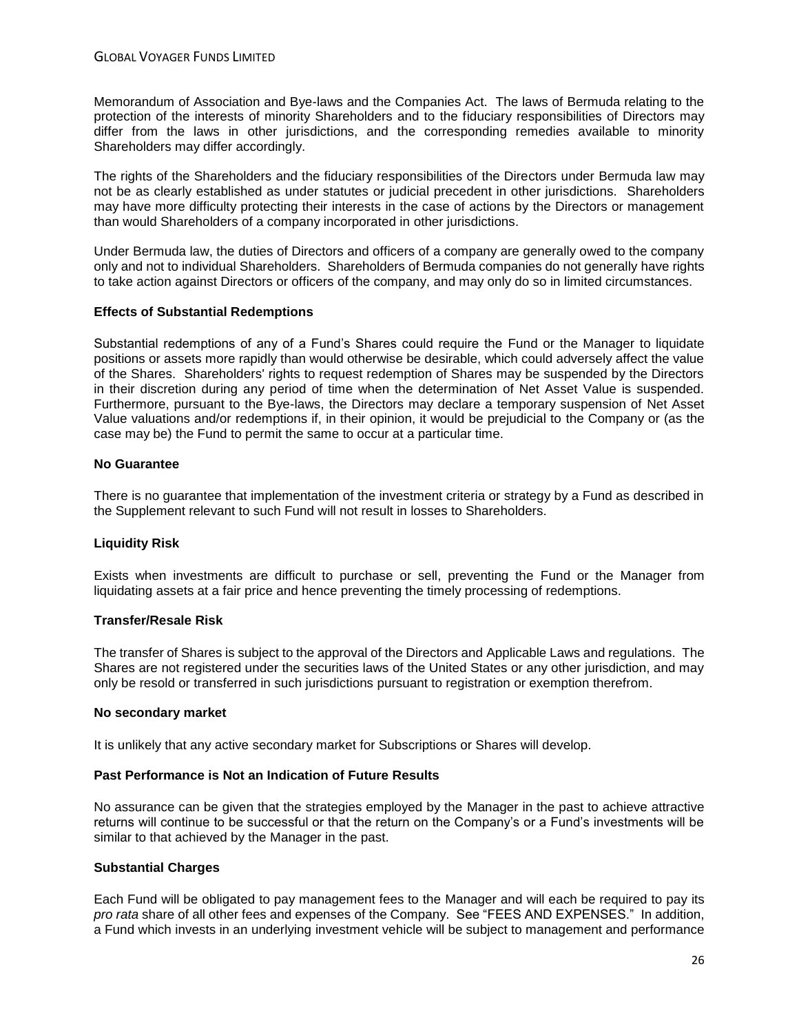Memorandum of Association and Bye-laws and the Companies Act. The laws of Bermuda relating to the protection of the interests of minority Shareholders and to the fiduciary responsibilities of Directors may differ from the laws in other jurisdictions, and the corresponding remedies available to minority Shareholders may differ accordingly.

The rights of the Shareholders and the fiduciary responsibilities of the Directors under Bermuda law may not be as clearly established as under statutes or judicial precedent in other jurisdictions. Shareholders may have more difficulty protecting their interests in the case of actions by the Directors or management than would Shareholders of a company incorporated in other jurisdictions.

Under Bermuda law, the duties of Directors and officers of a company are generally owed to the company only and not to individual Shareholders. Shareholders of Bermuda companies do not generally have rights to take action against Directors or officers of the company, and may only do so in limited circumstances.

**Effects of Substantial Redemptions**

Substantial redemptions of any of a Fund's Shares could require the Fund or the Manager to liquidate positions or assets more rapidly than would otherwise be desirable, which could adversely affect the value of the Shares. Shareholders' rights to request redemption of Shares may be suspended by the Directors in their discretion during any period of time when the determination of Net Asset Value is suspended. Furthermore, pursuant to the Bye-laws, the Directors may declare a temporary suspension of Net Asset Value valuations and/or redemptions if, in their opinion, it would be prejudicial to the Company or (as the case may be) the Fund to permit the same to occur at a particular time.

**No Guarantee**

There is no guarantee that implementation of the investment criteria or strategy by a Fund as described in the Supplement relevant to such Fund will not result in losses to Shareholders.

**Liquidity Risk**

Exists when investments are difficult to purchase or sell, preventing the Fund or the Manager from liquidating assets at a fair price and hence preventing the timely processing of redemptions.

**Transfer/Resale Risk**

The transfer of Shares is subject to the approval of the Directors and Applicable Laws and regulations. The Shares are not registered under the securities laws of the United States or any other jurisdiction, and may only be resold or transferred in such jurisdictions pursuant to registration or exemption therefrom.

**No secondary market**

It is unlikely that any active secondary market for Subscriptions or Shares will develop.

**Past Performance is Not an Indication of Future Results**

No assurance can be given that the strategies employed by the Manager in the past to achieve attractive returns will continue to be successful or that the return on the Company's or a Fund's investments will be similar to that achieved by the Manager in the past.

**Substantial Charges**

Each Fund will be obligated to pay management fees to the Manager and will each be required to pay its *pro rata* share of all other fees and expenses of the Company. See "FEES AND EXPENSES." In addition, a Fund which invests in an underlying investment vehicle will be subject to management and performance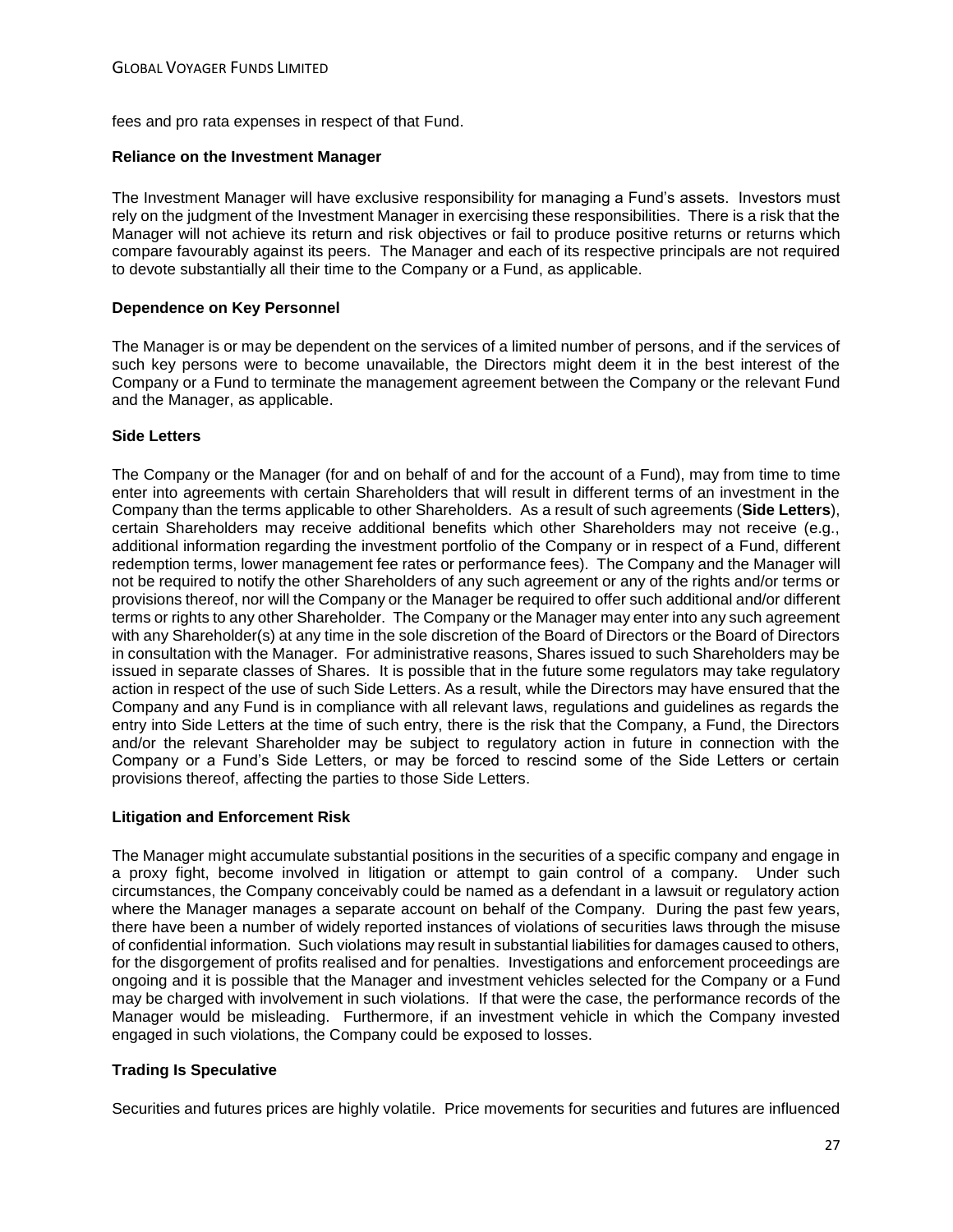fees and pro rata expenses in respect of that Fund.

**Reliance on the Investment Manager**

The Investment Manager will have exclusive responsibility for managing a Fund's assets. Investors must rely on the judgment of the Investment Manager in exercising these responsibilities. There is a risk that the Manager will not achieve its return and risk objectives or fail to produce positive returns or returns which compare favourably against its peers. The Manager and each of its respective principals are not required to devote substantially all their time to the Company or a Fund, as applicable.

**Dependence on Key Personnel**

The Manager is or may be dependent on the services of a limited number of persons, and if the services of such key persons were to become unavailable, the Directors might deem it in the best interest of the Company or a Fund to terminate the management agreement between the Company or the relevant Fund and the Manager, as applicable.

**Side Letters**

The Company or the Manager (for and on behalf of and for the account of a Fund), may from time to time enter into agreements with certain Shareholders that will result in different terms of an investment in the Company than the terms applicable to other Shareholders. As a result of such agreements (**Side Letters**), certain Shareholders may receive additional benefits which other Shareholders may not receive (e.g., additional information regarding the investment portfolio of the Company or in respect of a Fund, different redemption terms, lower management fee rates or performance fees). The Company and the Manager will not be required to notify the other Shareholders of any such agreement or any of the rights and/or terms or provisions thereof, nor will the Company or the Manager be required to offer such additional and/or different terms or rights to any other Shareholder. The Company or the Manager may enter into any such agreement with any Shareholder(s) at any time in the sole discretion of the Board of Directors or the Board of Directors in consultation with the Manager. For administrative reasons, Shares issued to such Shareholders may be issued in separate classes of Shares. It is possible that in the future some regulators may take regulatory action in respect of the use of such Side Letters. As a result, while the Directors may have ensured that the Company and any Fund is in compliance with all relevant laws, regulations and guidelines as regards the entry into Side Letters at the time of such entry, there is the risk that the Company, a Fund, the Directors and/or the relevant Shareholder may be subject to regulatory action in future in connection with the Company or a Fund's Side Letters, or may be forced to rescind some of the Side Letters or certain provisions thereof, affecting the parties to those Side Letters.

**Litigation and Enforcement Risk**

The Manager might accumulate substantial positions in the securities of a specific company and engage in a proxy fight, become involved in litigation or attempt to gain control of a company. Under such circumstances, the Company conceivably could be named as a defendant in a lawsuit or regulatory action where the Manager manages a separate account on behalf of the Company. During the past few years, there have been a number of widely reported instances of violations of securities laws through the misuse of confidential information. Such violations may result in substantial liabilities for damages caused to others, for the disgorgement of profits realised and for penalties. Investigations and enforcement proceedings are ongoing and it is possible that the Manager and investment vehicles selected for the Company or a Fund may be charged with involvement in such violations. If that were the case, the performance records of the Manager would be misleading. Furthermore, if an investment vehicle in which the Company invested engaged in such violations, the Company could be exposed to losses.

**Trading Is Speculative**

Securities and futures prices are highly volatile. Price movements for securities and futures are influenced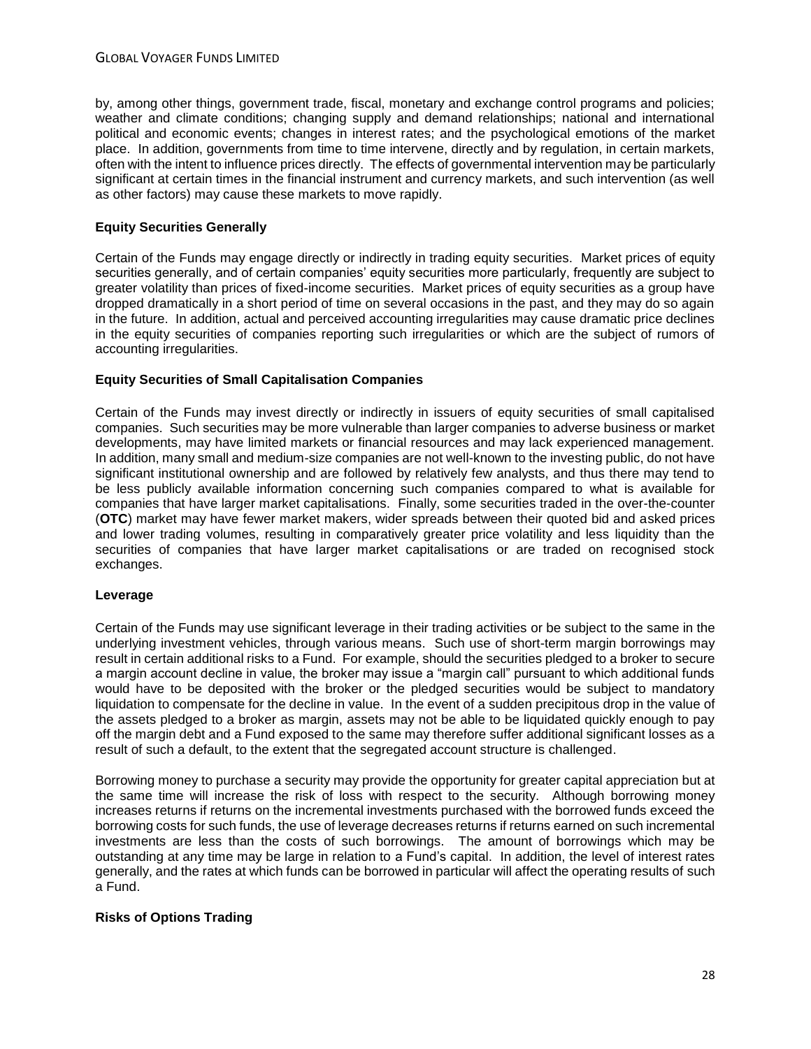by, among other things, government trade, fiscal, monetary and exchange control programs and policies; weather and climate conditions; changing supply and demand relationships; national and international political and economic events; changes in interest rates; and the psychological emotions of the market place. In addition, governments from time to time intervene, directly and by regulation, in certain markets, often with the intent to influence prices directly. The effects of governmental intervention may be particularly significant at certain times in the financial instrument and currency markets, and such intervention (as well as other factors) may cause these markets to move rapidly.

**Equity Securities Generally**

Certain of the Funds may engage directly or indirectly in trading equity securities. Market prices of equity securities generally, and of certain companies' equity securities more particularly, frequently are subject to greater volatility than prices of fixed-income securities. Market prices of equity securities as a group have dropped dramatically in a short period of time on several occasions in the past, and they may do so again in the future. In addition, actual and perceived accounting irregularities may cause dramatic price declines in the equity securities of companies reporting such irregularities or which are the subject of rumors of accounting irregularities.

**Equity Securities of Small Capitalisation Companies**

Certain of the Funds may invest directly or indirectly in issuers of equity securities of small capitalised companies. Such securities may be more vulnerable than larger companies to adverse business or market developments, may have limited markets or financial resources and may lack experienced management. In addition, many small and medium-size companies are not well-known to the investing public, do not have significant institutional ownership and are followed by relatively few analysts, and thus there may tend to be less publicly available information concerning such companies compared to what is available for companies that have larger market capitalisations. Finally, some securities traded in the over-the-counter (**OTC**) market may have fewer market makers, wider spreads between their quoted bid and asked prices and lower trading volumes, resulting in comparatively greater price volatility and less liquidity than the securities of companies that have larger market capitalisations or are traded on recognised stock exchanges.

**Leverage**

Certain of the Funds may use significant leverage in their trading activities or be subject to the same in the underlying investment vehicles, through various means. Such use of short-term margin borrowings may result in certain additional risks to a Fund. For example, should the securities pledged to a broker to secure a margin account decline in value, the broker may issue a "margin call" pursuant to which additional funds would have to be deposited with the broker or the pledged securities would be subject to mandatory liquidation to compensate for the decline in value. In the event of a sudden precipitous drop in the value of the assets pledged to a broker as margin, assets may not be able to be liquidated quickly enough to pay off the margin debt and a Fund exposed to the same may therefore suffer additional significant losses as a result of such a default, to the extent that the segregated account structure is challenged.

Borrowing money to purchase a security may provide the opportunity for greater capital appreciation but at the same time will increase the risk of loss with respect to the security. Although borrowing money increases returns if returns on the incremental investments purchased with the borrowed funds exceed the borrowing costs for such funds, the use of leverage decreases returns if returns earned on such incremental investments are less than the costs of such borrowings. The amount of borrowings which may be outstanding at any time may be large in relation to a Fund's capital. In addition, the level of interest rates generally, and the rates at which funds can be borrowed in particular will affect the operating results of such a Fund.

**Risks of Options Trading**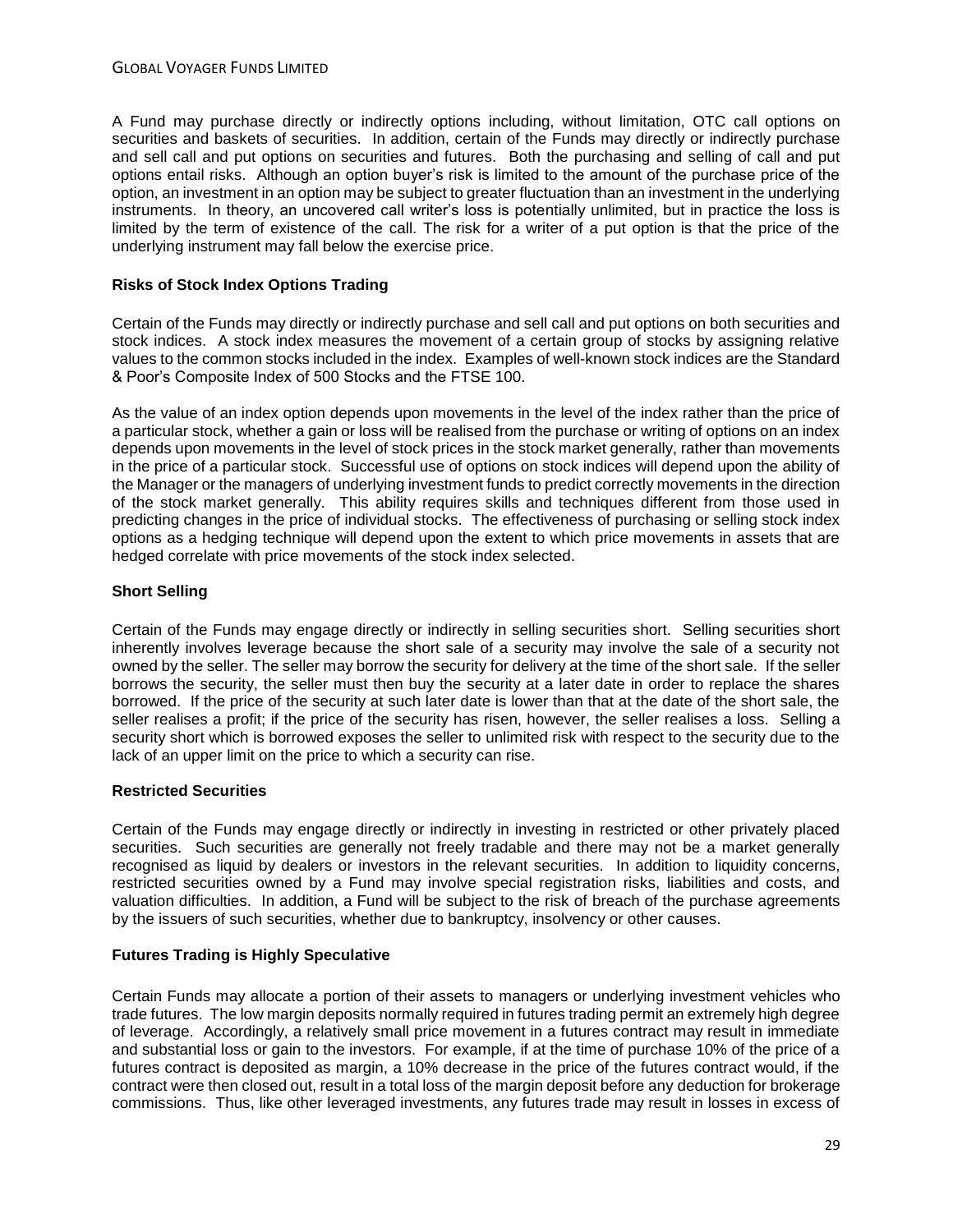A Fund may purchase directly or indirectly options including, without limitation, OTC call options on securities and baskets of securities. In addition, certain of the Funds may directly or indirectly purchase and sell call and put options on securities and futures. Both the purchasing and selling of call and put options entail risks. Although an option buyer's risk is limited to the amount of the purchase price of the option, an investment in an option may be subject to greater fluctuation than an investment in the underlying instruments. In theory, an uncovered call writer's loss is potentially unlimited, but in practice the loss is limited by the term of existence of the call. The risk for a writer of a put option is that the price of the underlying instrument may fall below the exercise price.

**Risks of Stock Index Options Trading**

Certain of the Funds may directly or indirectly purchase and sell call and put options on both securities and stock indices. A stock index measures the movement of a certain group of stocks by assigning relative values to the common stocks included in the index. Examples of well-known stock indices are the Standard & Poor's Composite Index of 500 Stocks and the FTSE 100.

As the value of an index option depends upon movements in the level of the index rather than the price of a particular stock, whether a gain or loss will be realised from the purchase or writing of options on an index depends upon movements in the level of stock prices in the stock market generally, rather than movements in the price of a particular stock. Successful use of options on stock indices will depend upon the ability of the Manager or the managers of underlying investment funds to predict correctly movements in the direction of the stock market generally. This ability requires skills and techniques different from those used in predicting changes in the price of individual stocks. The effectiveness of purchasing or selling stock index options as a hedging technique will depend upon the extent to which price movements in assets that are hedged correlate with price movements of the stock index selected.

**Short Selling**

Certain of the Funds may engage directly or indirectly in selling securities short. Selling securities short inherently involves leverage because the short sale of a security may involve the sale of a security not owned by the seller. The seller may borrow the security for delivery at the time of the short sale. If the seller borrows the security, the seller must then buy the security at a later date in order to replace the shares borrowed. If the price of the security at such later date is lower than that at the date of the short sale, the seller realises a profit; if the price of the security has risen, however, the seller realises a loss. Selling a security short which is borrowed exposes the seller to unlimited risk with respect to the security due to the lack of an upper limit on the price to which a security can rise.

**Restricted Securities**

Certain of the Funds may engage directly or indirectly in investing in restricted or other privately placed securities. Such securities are generally not freely tradable and there may not be a market generally recognised as liquid by dealers or investors in the relevant securities. In addition to liquidity concerns, restricted securities owned by a Fund may involve special registration risks, liabilities and costs, and valuation difficulties. In addition, a Fund will be subject to the risk of breach of the purchase agreements by the issuers of such securities, whether due to bankruptcy, insolvency or other causes.

**Futures Trading is Highly Speculative**

Certain Funds may allocate a portion of their assets to managers or underlying investment vehicles who trade futures. The low margin deposits normally required in futures trading permit an extremely high degree of leverage. Accordingly, a relatively small price movement in a futures contract may result in immediate and substantial loss or gain to the investors. For example, if at the time of purchase 10% of the price of a futures contract is deposited as margin, a 10% decrease in the price of the futures contract would, if the contract were then closed out, result in a total loss of the margin deposit before any deduction for brokerage commissions. Thus, like other leveraged investments, any futures trade may result in losses in excess of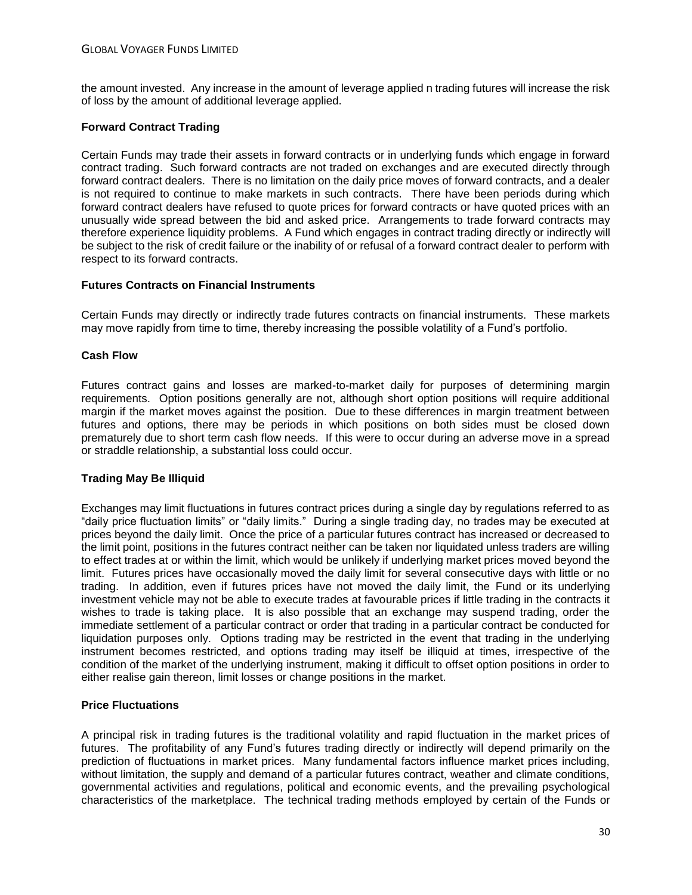the amount invested. Any increase in the amount of leverage applied n trading futures will increase the risk of loss by the amount of additional leverage applied.

**Forward Contract Trading**

Certain Funds may trade their assets in forward contracts or in underlying funds which engage in forward contract trading. Such forward contracts are not traded on exchanges and are executed directly through forward contract dealers. There is no limitation on the daily price moves of forward contracts, and a dealer is not required to continue to make markets in such contracts. There have been periods during which forward contract dealers have refused to quote prices for forward contracts or have quoted prices with an unusually wide spread between the bid and asked price. Arrangements to trade forward contracts may therefore experience liquidity problems. A Fund which engages in contract trading directly or indirectly will be subject to the risk of credit failure or the inability of or refusal of a forward contract dealer to perform with respect to its forward contracts.

**Futures Contracts on Financial Instruments**

Certain Funds may directly or indirectly trade futures contracts on financial instruments. These markets may move rapidly from time to time, thereby increasing the possible volatility of a Fund's portfolio.

**Cash Flow**

Futures contract gains and losses are marked-to-market daily for purposes of determining margin requirements. Option positions generally are not, although short option positions will require additional margin if the market moves against the position. Due to these differences in margin treatment between futures and options, there may be periods in which positions on both sides must be closed down prematurely due to short term cash flow needs. If this were to occur during an adverse move in a spread or straddle relationship, a substantial loss could occur.

**Trading May Be Illiquid**

Exchanges may limit fluctuations in futures contract prices during a single day by regulations referred to as "daily price fluctuation limits" or "daily limits." During a single trading day, no trades may be executed at prices beyond the daily limit. Once the price of a particular futures contract has increased or decreased to the limit point, positions in the futures contract neither can be taken nor liquidated unless traders are willing to effect trades at or within the limit, which would be unlikely if underlying market prices moved beyond the limit. Futures prices have occasionally moved the daily limit for several consecutive days with little or no trading. In addition, even if futures prices have not moved the daily limit, the Fund or its underlying investment vehicle may not be able to execute trades at favourable prices if little trading in the contracts it wishes to trade is taking place. It is also possible that an exchange may suspend trading, order the immediate settlement of a particular contract or order that trading in a particular contract be conducted for liquidation purposes only. Options trading may be restricted in the event that trading in the underlying instrument becomes restricted, and options trading may itself be illiquid at times, irrespective of the condition of the market of the underlying instrument, making it difficult to offset option positions in order to either realise gain thereon, limit losses or change positions in the market.

**Price Fluctuations**

A principal risk in trading futures is the traditional volatility and rapid fluctuation in the market prices of futures. The profitability of any Fund's futures trading directly or indirectly will depend primarily on the prediction of fluctuations in market prices. Many fundamental factors influence market prices including, without limitation, the supply and demand of a particular futures contract, weather and climate conditions, governmental activities and regulations, political and economic events, and the prevailing psychological characteristics of the marketplace. The technical trading methods employed by certain of the Funds or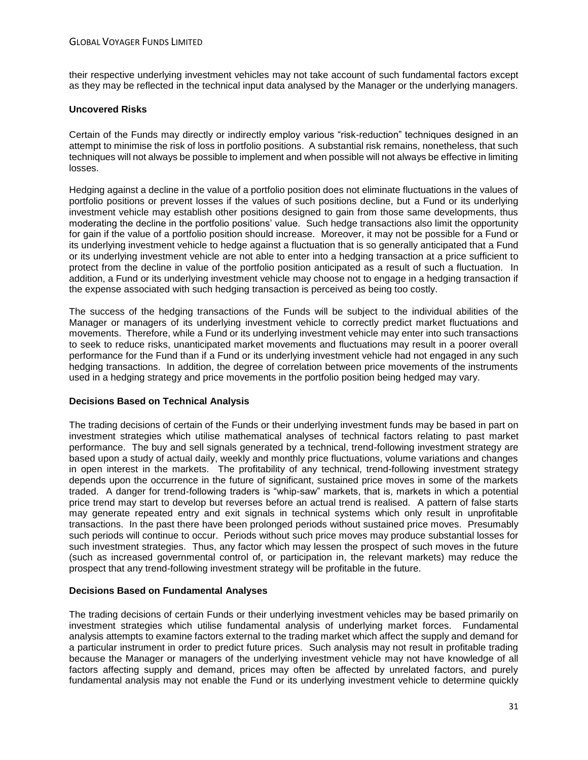their respective underlying investment vehicles may not take account of such fundamental factors except as they may be reflected in the technical input data analysed by the Manager or the underlying managers.

**Uncovered Risks**

Certain of the Funds may directly or indirectly employ various "risk-reduction" techniques designed in an attempt to minimise the risk of loss in portfolio positions. A substantial risk remains, nonetheless, that such techniques will not always be possible to implement and when possible will not always be effective in limiting losses.

Hedging against a decline in the value of a portfolio position does not eliminate fluctuations in the values of portfolio positions or prevent losses if the values of such positions decline, but a Fund or its underlying investment vehicle may establish other positions designed to gain from those same developments, thus moderating the decline in the portfolio positions' value. Such hedge transactions also limit the opportunity for gain if the value of a portfolio position should increase. Moreover, it may not be possible for a Fund or its underlying investment vehicle to hedge against a fluctuation that is so generally anticipated that a Fund or its underlying investment vehicle are not able to enter into a hedging transaction at a price sufficient to protect from the decline in value of the portfolio position anticipated as a result of such a fluctuation. In addition, a Fund or its underlying investment vehicle may choose not to engage in a hedging transaction if the expense associated with such hedging transaction is perceived as being too costly.

The success of the hedging transactions of the Funds will be subject to the individual abilities of the Manager or managers of its underlying investment vehicle to correctly predict market fluctuations and movements. Therefore, while a Fund or its underlying investment vehicle may enter into such transactions to seek to reduce risks, unanticipated market movements and fluctuations may result in a poorer overall performance for the Fund than if a Fund or its underlying investment vehicle had not engaged in any such hedging transactions. In addition, the degree of correlation between price movements of the instruments used in a hedging strategy and price movements in the portfolio position being hedged may vary.

**Decisions Based on Technical Analysis**

The trading decisions of certain of the Funds or their underlying investment funds may be based in part on investment strategies which utilise mathematical analyses of technical factors relating to past market performance. The buy and sell signals generated by a technical, trend-following investment strategy are based upon a study of actual daily, weekly and monthly price fluctuations, volume variations and changes in open interest in the markets. The profitability of any technical, trend-following investment strategy depends upon the occurrence in the future of significant, sustained price moves in some of the markets traded. A danger for trend-following traders is "whip-saw" markets, that is, markets in which a potential price trend may start to develop but reverses before an actual trend is realised. A pattern of false starts may generate repeated entry and exit signals in technical systems which only result in unprofitable transactions. In the past there have been prolonged periods without sustained price moves. Presumably such periods will continue to occur. Periods without such price moves may produce substantial losses for such investment strategies. Thus, any factor which may lessen the prospect of such moves in the future (such as increased governmental control of, or participation in, the relevant markets) may reduce the prospect that any trend-following investment strategy will be profitable in the future.

**Decisions Based on Fundamental Analyses**

The trading decisions of certain Funds or their underlying investment vehicles may be based primarily on investment strategies which utilise fundamental analysis of underlying market forces. Fundamental analysis attempts to examine factors external to the trading market which affect the supply and demand for a particular instrument in order to predict future prices. Such analysis may not result in profitable trading because the Manager or managers of the underlying investment vehicle may not have knowledge of all factors affecting supply and demand, prices may often be affected by unrelated factors, and purely fundamental analysis may not enable the Fund or its underlying investment vehicle to determine quickly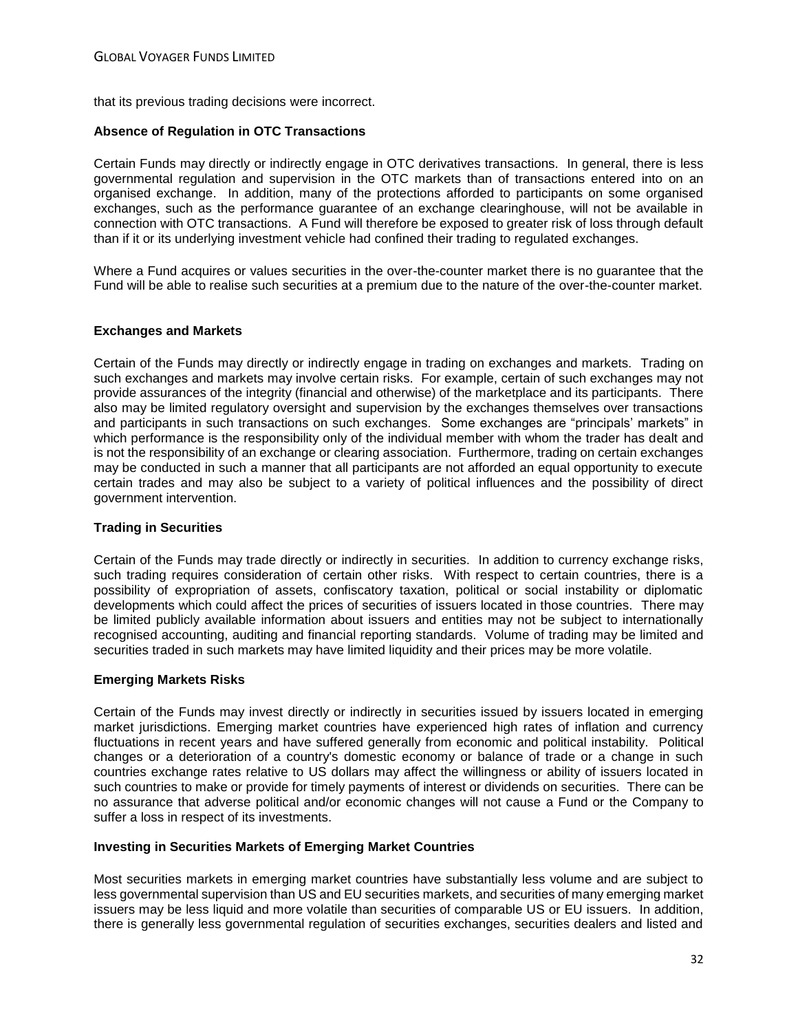that its previous trading decisions were incorrect.

**Absence of Regulation in OTC Transactions**

Certain Funds may directly or indirectly engage in OTC derivatives transactions. In general, there is less governmental regulation and supervision in the OTC markets than of transactions entered into on an organised exchange. In addition, many of the protections afforded to participants on some organised exchanges, such as the performance guarantee of an exchange clearinghouse, will not be available in connection with OTC transactions. A Fund will therefore be exposed to greater risk of loss through default than if it or its underlying investment vehicle had confined their trading to regulated exchanges.

Where a Fund acquires or values securities in the over-the-counter market there is no guarantee that the Fund will be able to realise such securities at a premium due to the nature of the over-the-counter market.

**Exchanges and Markets**

Certain of the Funds may directly or indirectly engage in trading on exchanges and markets. Trading on such exchanges and markets may involve certain risks. For example, certain of such exchanges may not provide assurances of the integrity (financial and otherwise) of the marketplace and its participants. There also may be limited regulatory oversight and supervision by the exchanges themselves over transactions and participants in such transactions on such exchanges. Some exchanges are "principals' markets" in which performance is the responsibility only of the individual member with whom the trader has dealt and is not the responsibility of an exchange or clearing association. Furthermore, trading on certain exchanges may be conducted in such a manner that all participants are not afforded an equal opportunity to execute certain trades and may also be subject to a variety of political influences and the possibility of direct government intervention.

**Trading in Securities**

Certain of the Funds may trade directly or indirectly in securities. In addition to currency exchange risks, such trading requires consideration of certain other risks. With respect to certain countries, there is a possibility of expropriation of assets, confiscatory taxation, political or social instability or diplomatic developments which could affect the prices of securities of issuers located in those countries. There may be limited publicly available information about issuers and entities may not be subject to internationally recognised accounting, auditing and financial reporting standards. Volume of trading may be limited and securities traded in such markets may have limited liquidity and their prices may be more volatile.

**Emerging Markets Risks**

Certain of the Funds may invest directly or indirectly in securities issued by issuers located in emerging market jurisdictions. Emerging market countries have experienced high rates of inflation and currency fluctuations in recent years and have suffered generally from economic and political instability. Political changes or a deterioration of a country's domestic economy or balance of trade or a change in such countries exchange rates relative to US dollars may affect the willingness or ability of issuers located in such countries to make or provide for timely payments of interest or dividends on securities. There can be no assurance that adverse political and/or economic changes will not cause a Fund or the Company to suffer a loss in respect of its investments.

**Investing in Securities Markets of Emerging Market Countries**

Most securities markets in emerging market countries have substantially less volume and are subject to less governmental supervision than US and EU securities markets, and securities of many emerging market issuers may be less liquid and more volatile than securities of comparable US or EU issuers. In addition, there is generally less governmental regulation of securities exchanges, securities dealers and listed and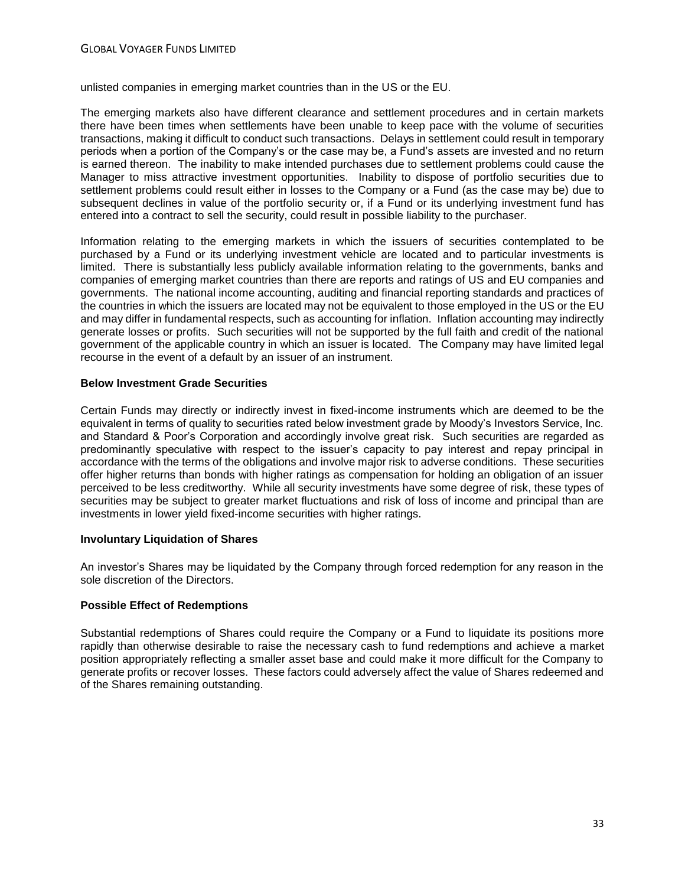unlisted companies in emerging market countries than in the US or the EU.

The emerging markets also have different clearance and settlement procedures and in certain markets there have been times when settlements have been unable to keep pace with the volume of securities transactions, making it difficult to conduct such transactions. Delays in settlement could result in temporary periods when a portion of the Company's or the case may be, a Fund's assets are invested and no return is earned thereon. The inability to make intended purchases due to settlement problems could cause the Manager to miss attractive investment opportunities. Inability to dispose of portfolio securities due to settlement problems could result either in losses to the Company or a Fund (as the case may be) due to subsequent declines in value of the portfolio security or, if a Fund or its underlying investment fund has entered into a contract to sell the security, could result in possible liability to the purchaser.

Information relating to the emerging markets in which the issuers of securities contemplated to be purchased by a Fund or its underlying investment vehicle are located and to particular investments is limited. There is substantially less publicly available information relating to the governments, banks and companies of emerging market countries than there are reports and ratings of US and EU companies and governments. The national income accounting, auditing and financial reporting standards and practices of the countries in which the issuers are located may not be equivalent to those employed in the US or the EU and may differ in fundamental respects, such as accounting for inflation. Inflation accounting may indirectly generate losses or profits. Such securities will not be supported by the full faith and credit of the national government of the applicable country in which an issuer is located. The Company may have limited legal recourse in the event of a default by an issuer of an instrument.

**Below Investment Grade Securities**

Certain Funds may directly or indirectly invest in fixed-income instruments which are deemed to be the equivalent in terms of quality to securities rated below investment grade by Moody's Investors Service, Inc. and Standard & Poor's Corporation and accordingly involve great risk. Such securities are regarded as predominantly speculative with respect to the issuer's capacity to pay interest and repay principal in accordance with the terms of the obligations and involve major risk to adverse conditions. These securities offer higher returns than bonds with higher ratings as compensation for holding an obligation of an issuer perceived to be less creditworthy. While all security investments have some degree of risk, these types of securities may be subject to greater market fluctuations and risk of loss of income and principal than are investments in lower yield fixed-income securities with higher ratings.

**Involuntary Liquidation of Shares**

An investor's Shares may be liquidated by the Company through forced redemption for any reason in the sole discretion of the Directors.

**Possible Effect of Redemptions**

Substantial redemptions of Shares could require the Company or a Fund to liquidate its positions more rapidly than otherwise desirable to raise the necessary cash to fund redemptions and achieve a market position appropriately reflecting a smaller asset base and could make it more difficult for the Company to generate profits or recover losses. These factors could adversely affect the value of Shares redeemed and of the Shares remaining outstanding.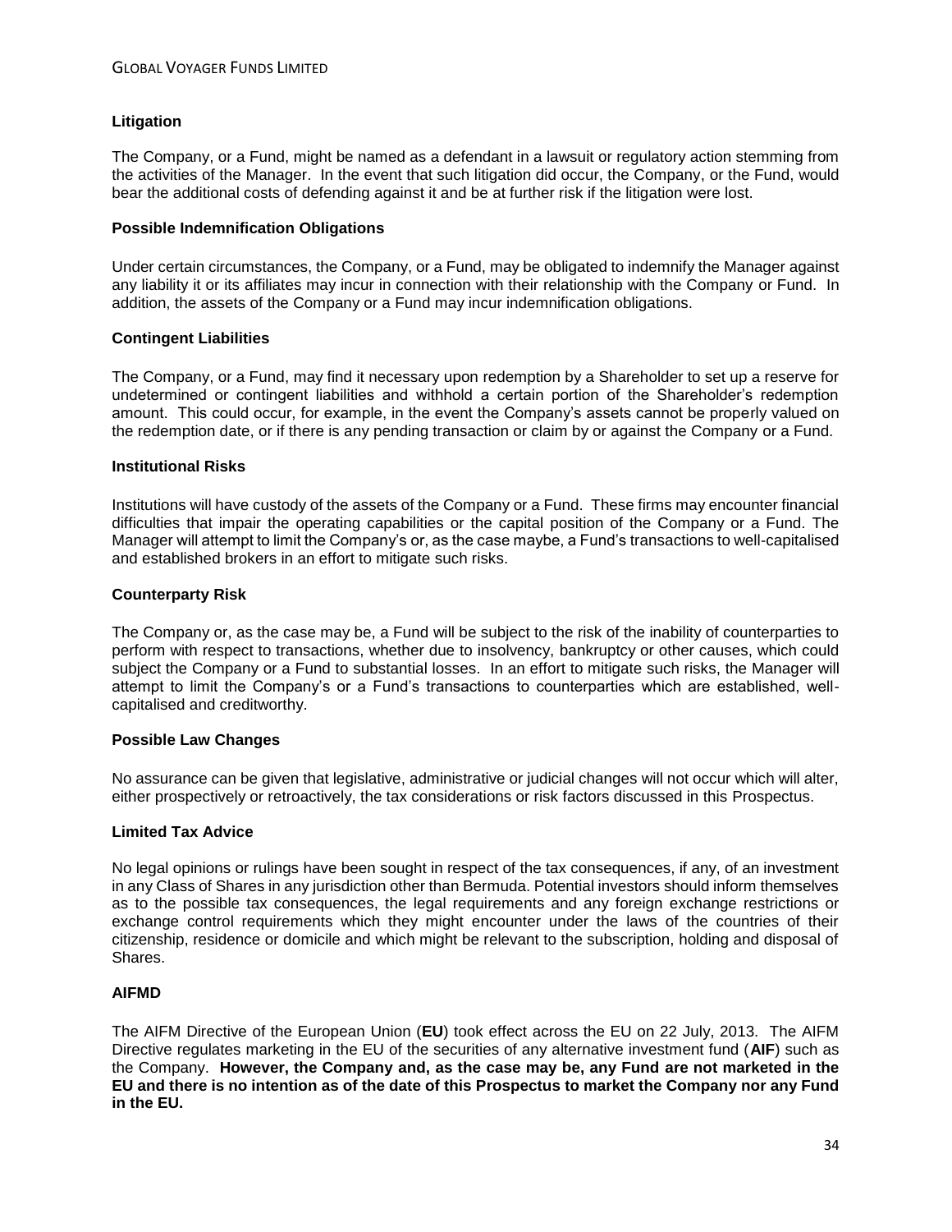### Litigation

The Company, or a Fund, might be named as a defendant in a lawsuit or regulatory action stemming from the activities of the Manager. In the event that such litigation did occur, the Company, or the Fund, would bear the additional costs of defending against it and be at further risk if the litigation were lost.

### Possible Indemnification Obligations

Under certain circumstances, the Company, or a Fund, may be obligated to indemnify the Manager against any liability it or its affiliates may incur in connection with their relationship with the Company or Fund. In addition, the assets of the Company or a Fund may incur indemnification obligations.

### Contingent Liabilities

The Company, or a Fund, may find it necessary upon redemption by a Shareholder to set up a reserve for undetermined or contingent liabilities and withhold a certain portion of the Shareholder's redemption amount. This could occur, for example, in the event the Company's assets cannot be properly valued on the redemption date, or if there is any pending transaction or claim by or against the Company or a Fund.

### Institutional Risks

Institutions will have custody of the assets of the Company or a Fund. These firms may encounter financial difficulties that impair the operating capabilities or the capital position of the Company or a Fund. The Manager will attempt to limit the Company's or, as the case maybe, a Fund's transactions to well-capitalised and established brokers in an effort to mitigate such risks.

### Counterparty Risk

The Company or, as the case may be, a Fund will be subject to the risk of the inability of counterparties to perform with respect to transactions, whether due to insolvency, bankruptcy or other causes, which could subject the Company or a Fund to substantial losses. In an effort to mitigate such risks, the Manager will attempt to limit the Company's or a Fund's transactions to counterparties which are established, well-capitalised and creditworthy.

### Possible Law Changes

No assurance can be given that legislative, administrative or judicial changes will not occur which will alter, either prospectively or retroactively, the tax considerations or risk factors discussed in this Prospectus.

### Limited Tax Advice

No legal opinions or rulings have been sought in respect of the tax consequences, if any, of an investment in any Class of Shares in any jurisdiction other than Bermuda. Potential investors should inform themselves as to the possible tax consequences, the legal requirements and any foreign exchange restrictions or exchange control requirements which they might encounter under the laws of the countries of their citizenship, residence or domicile and which might be relevant to the subscription, holding and disposal of Shares.

### AIFMD

The AIFM Directive of the European Union (**EU**) took effect across the EU on 22 July, 2013. The AIFM Directive regulates marketing in the EU of the securities of any alternative investment fund (**AIF**) such as the Company. **However, the Company and, as the case may be, any Fund are not marketed in the EU and there is no intention as of the date of this Prospectus to market the Company nor any Fund in the EU.**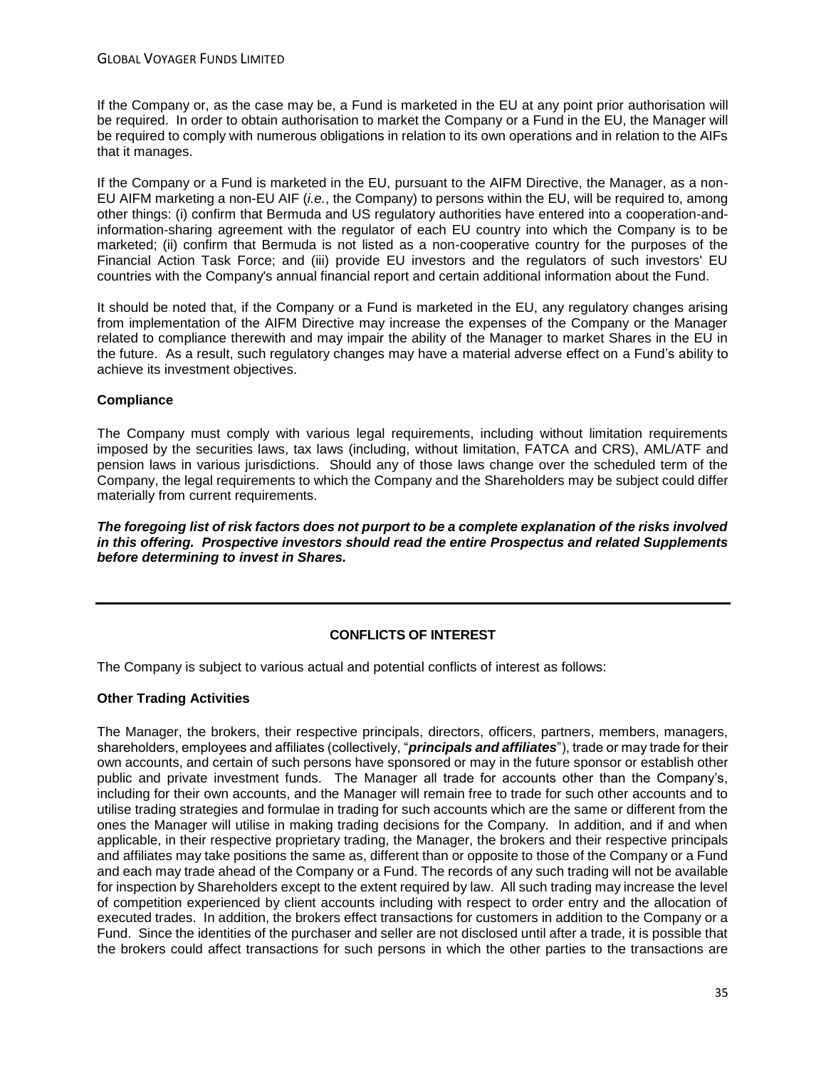If the Company or, as the case may be, a Fund is marketed in the EU at any point prior authorisation will be required. In order to obtain authorisation to market the Company or a Fund in the EU, the Manager will be required to comply with numerous obligations in relation to its own operations and in relation to the AIFs that it manages.

If the Company or a Fund is marketed in the EU, pursuant to the AIFM Directive, the Manager, as a non-EU AIFM marketing a non-EU AIF (*i.e.*, the Company) to persons within the EU, will be required to, among other things: (i) confirm that Bermuda and US regulatory authorities have entered into a cooperation-and-information-sharing agreement with the regulator of each EU country into which the Company is to be marketed; (ii) confirm that Bermuda is not listed as a non-cooperative country for the purposes of the Financial Action Task Force; and (iii) provide EU investors and the regulators of such investors' EU countries with the Company's annual financial report and certain additional information about the Fund.

It should be noted that, if the Company or a Fund is marketed in the EU, any regulatory changes arising from implementation of the AIFM Directive may increase the expenses of the Company or the Manager related to compliance therewith and may impair the ability of the Manager to market Shares in the EU in the future. As a result, such regulatory changes may have a material adverse effect on a Fund's ability to achieve its investment objectives.

**Compliance**

The Company must comply with various legal requirements, including without limitation requirements imposed by the securities laws, tax laws (including, without limitation, FATCA and CRS), AML/ATF and pension laws in various jurisdictions. Should any of those laws change over the scheduled term of the Company, the legal requirements to which the Company and the Shareholders may be subject could differ materially from current requirements.

***The foregoing list of risk factors does not purport to be a complete explanation of the risks involved in this offering. Prospective investors should read the entire Prospectus and related Supplements before determining to invest in Shares.***

---

## CONFLICTS OF INTEREST

The Company is subject to various actual and potential conflicts of interest as follows:

**Other Trading Activities**

The Manager, the brokers, their respective principals, directors, officers, partners, members, managers, shareholders, employees and affiliates (collectively, "***principals and affiliates***"), trade or may trade for their own accounts, and certain of such persons have sponsored or may in the future sponsor or establish other public and private investment funds. The Manager all trade for accounts other than the Company's, including for their own accounts, and the Manager will remain free to trade for such other accounts and to utilise trading strategies and formulae in trading for such accounts which are the same or different from the ones the Manager will utilise in making trading decisions for the Company. In addition, and if and when applicable, in their respective proprietary trading, the Manager, the brokers and their respective principals and affiliates may take positions the same as, different than or opposite to those of the Company or a Fund and each may trade ahead of the Company or a Fund. The records of any such trading will not be available for inspection by Shareholders except to the extent required by law. All such trading may increase the level of competition experienced by client accounts including with respect to order entry and the allocation of executed trades. In addition, the brokers effect transactions for customers in addition to the Company or a Fund. Since the identities of the purchaser and seller are not disclosed until after a trade, it is possible that the brokers could affect transactions for such persons in which the other parties to the transactions are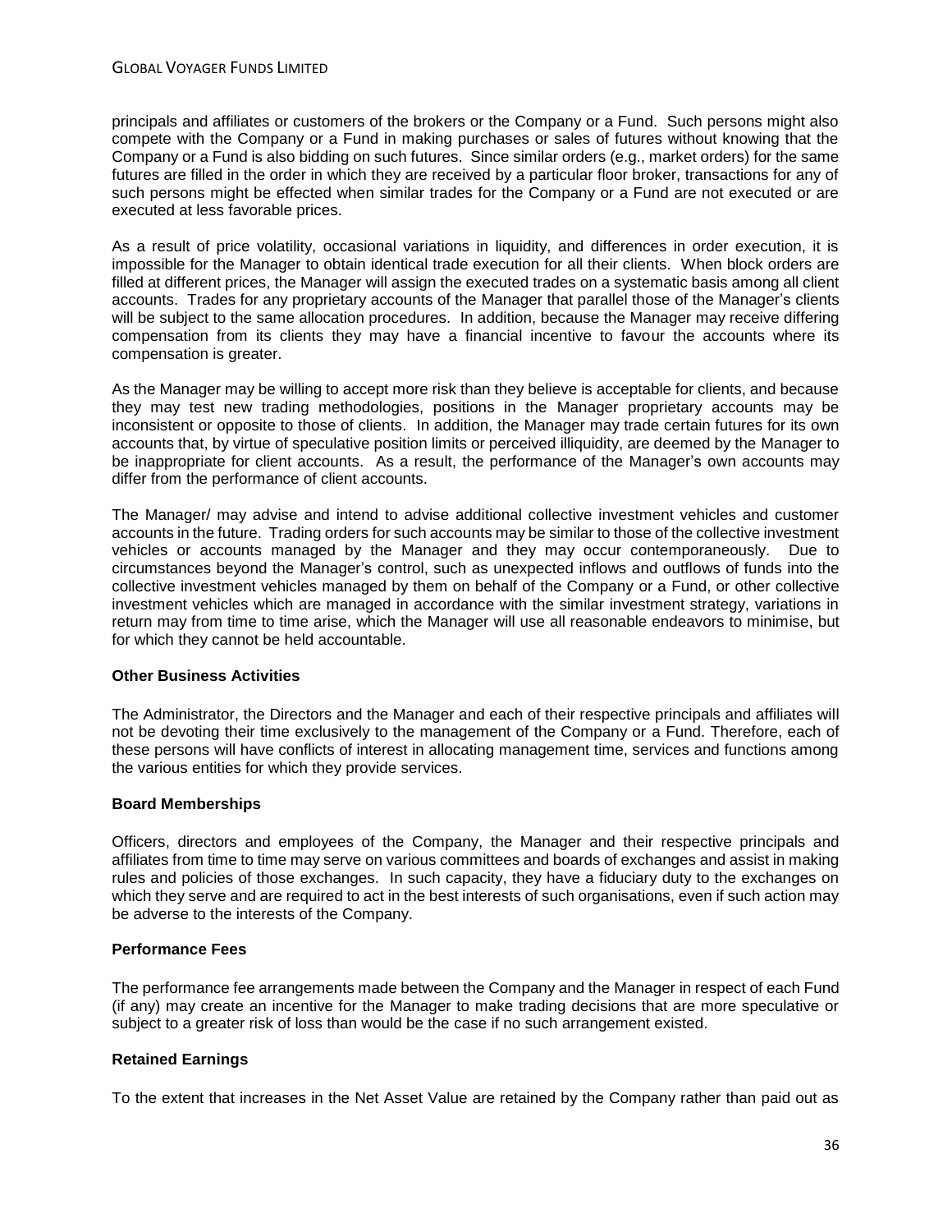principals and affiliates or customers of the brokers or the Company or a Fund. Such persons might also compete with the Company or a Fund in making purchases or sales of futures without knowing that the Company or a Fund is also bidding on such futures. Since similar orders (e.g., market orders) for the same futures are filled in the order in which they are received by a particular floor broker, transactions for any of such persons might be effected when similar trades for the Company or a Fund are not executed or are executed at less favorable prices.

As a result of price volatility, occasional variations in liquidity, and differences in order execution, it is impossible for the Manager to obtain identical trade execution for all their clients. When block orders are filled at different prices, the Manager will assign the executed trades on a systematic basis among all client accounts. Trades for any proprietary accounts of the Manager that parallel those of the Manager's clients will be subject to the same allocation procedures. In addition, because the Manager may receive differing compensation from its clients they may have a financial incentive to favour the accounts where its compensation is greater.

As the Manager may be willing to accept more risk than they believe is acceptable for clients, and because they may test new trading methodologies, positions in the Manager proprietary accounts may be inconsistent or opposite to those of clients. In addition, the Manager may trade certain futures for its own accounts that, by virtue of speculative position limits or perceived illiquidity, are deemed by the Manager to be inappropriate for client accounts. As a result, the performance of the Manager's own accounts may differ from the performance of client accounts.

The Manager/ may advise and intend to advise additional collective investment vehicles and customer accounts in the future. Trading orders for such accounts may be similar to those of the collective investment vehicles or accounts managed by the Manager and they may occur contemporaneously. Due to circumstances beyond the Manager's control, such as unexpected inflows and outflows of funds into the collective investment vehicles managed by them on behalf of the Company or a Fund, or other collective investment vehicles which are managed in accordance with the similar investment strategy, variations in return may from time to time arise, which the Manager will use all reasonable endeavors to minimise, but for which they cannot be held accountable.

**Other Business Activities**

The Administrator, the Directors and the Manager and each of their respective principals and affiliates will not be devoting their time exclusively to the management of the Company or a Fund. Therefore, each of these persons will have conflicts of interest in allocating management time, services and functions among the various entities for which they provide services.

**Board Memberships**

Officers, directors and employees of the Company, the Manager and their respective principals and affiliates from time to time may serve on various committees and boards of exchanges and assist in making rules and policies of those exchanges. In such capacity, they have a fiduciary duty to the exchanges on which they serve and are required to act in the best interests of such organisations, even if such action may be adverse to the interests of the Company.

**Performance Fees**

The performance fee arrangements made between the Company and the Manager in respect of each Fund (if any) may create an incentive for the Manager to make trading decisions that are more speculative or subject to a greater risk of loss than would be the case if no such arrangement existed.

**Retained Earnings**

To the extent that increases in the Net Asset Value are retained by the Company rather than paid out as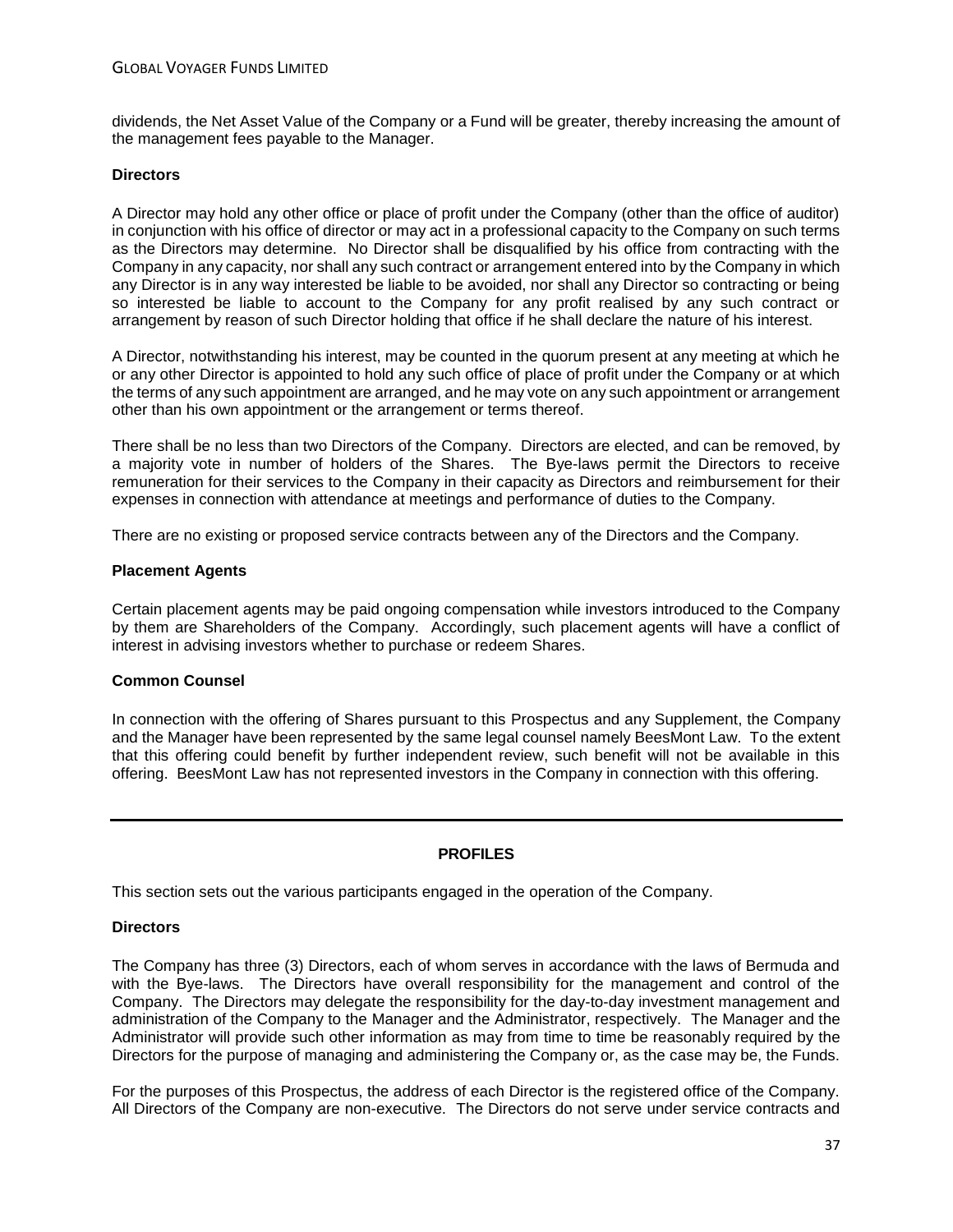dividends, the Net Asset Value of the Company or a Fund will be greater, thereby increasing the amount of the management fees payable to the Manager.

**Directors**

A Director may hold any other office or place of profit under the Company (other than the office of auditor) in conjunction with his office of director or may act in a professional capacity to the Company on such terms as the Directors may determine. No Director shall be disqualified by his office from contracting with the Company in any capacity, nor shall any such contract or arrangement entered into by the Company in which any Director is in any way interested be liable to be avoided, nor shall any Director so contracting or being so interested be liable to account to the Company for any profit realised by any such contract or arrangement by reason of such Director holding that office if he shall declare the nature of his interest.

A Director, notwithstanding his interest, may be counted in the quorum present at any meeting at which he or any other Director is appointed to hold any such office of place of profit under the Company or at which the terms of any such appointment are arranged, and he may vote on any such appointment or arrangement other than his own appointment or the arrangement or terms thereof.

There shall be no less than two Directors of the Company. Directors are elected, and can be removed, by a majority vote in number of holders of the Shares. The Bye-laws permit the Directors to receive remuneration for their services to the Company in their capacity as Directors and reimbursement for their expenses in connection with attendance at meetings and performance of duties to the Company.

There are no existing or proposed service contracts between any of the Directors and the Company.

**Placement Agents**

Certain placement agents may be paid ongoing compensation while investors introduced to the Company by them are Shareholders of the Company. Accordingly, such placement agents will have a conflict of interest in advising investors whether to purchase or redeem Shares.

**Common Counsel**

In connection with the offering of Shares pursuant to this Prospectus and any Supplement, the Company and the Manager have been represented by the same legal counsel namely BeesMont Law. To the extent that this offering could benefit by further independent review, such benefit will not be available in this offering. BeesMont Law has not represented investors in the Company in connection with this offering.

---

## PROFILES

This section sets out the various participants engaged in the operation of the Company.

**Directors**

The Company has three (3) Directors, each of whom serves in accordance with the laws of Bermuda and with the Bye-laws. The Directors have overall responsibility for the management and control of the Company. The Directors may delegate the responsibility for the day-to-day investment management and administration of the Company to the Manager and the Administrator, respectively. The Manager and the Administrator will provide such other information as may from time to time be reasonably required by the Directors for the purpose of managing and administering the Company or, as the case may be, the Funds.

For the purposes of this Prospectus, the address of each Director is the registered office of the Company. All Directors of the Company are non-executive. The Directors do not serve under service contracts and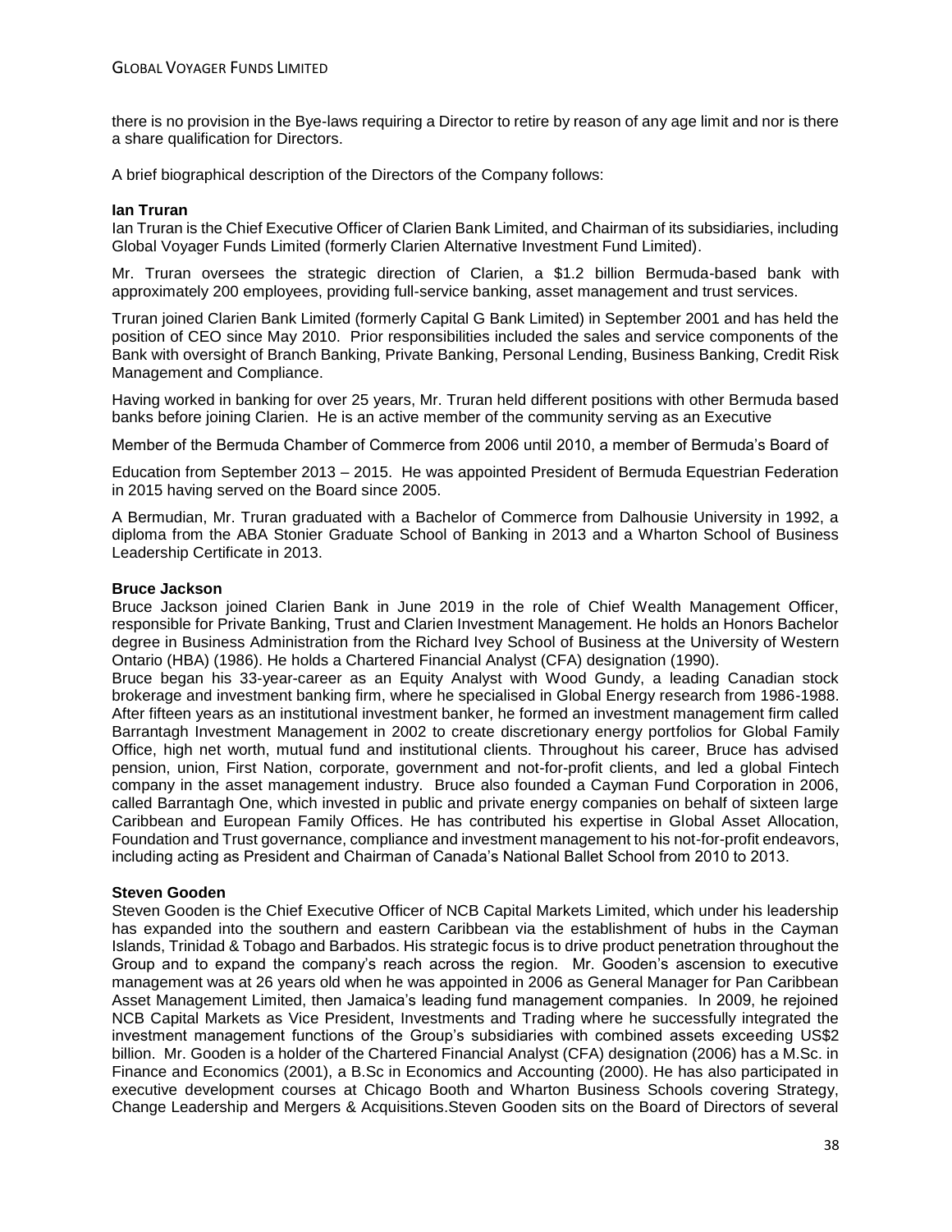there is no provision in the Bye-laws requiring a Director to retire by reason of any age limit and nor is there a share qualification for Directors.

A brief biographical description of the Directors of the Company follows:

**Ian Truran**

Ian Truran is the Chief Executive Officer of Clarien Bank Limited, and Chairman of its subsidiaries, including Global Voyager Funds Limited (formerly Clarien Alternative Investment Fund Limited).

Mr. Truran oversees the strategic direction of Clarien, a $1.2 billion Bermuda-based bank with approximately 200 employees, providing full-service banking, asset management and trust services.

Truran joined Clarien Bank Limited (formerly Capital G Bank Limited) in September 2001 and has held the position of CEO since May 2010. Prior responsibilities included the sales and service components of the Bank with oversight of Branch Banking, Private Banking, Personal Lending, Business Banking, Credit Risk Management and Compliance.

Having worked in banking for over 25 years, Mr. Truran held different positions with other Bermuda based banks before joining Clarien. He is an active member of the community serving as an Executive

Member of the Bermuda Chamber of Commerce from 2006 until 2010, a member of Bermuda's Board of

Education from September 2013 – 2015. He was appointed President of Bermuda Equestrian Federation in 2015 having served on the Board since 2005.

A Bermudian, Mr. Truran graduated with a Bachelor of Commerce from Dalhousie University in 1992, a diploma from the ABA Stonier Graduate School of Banking in 2013 and a Wharton School of Business Leadership Certificate in 2013.

**Bruce Jackson**

Bruce Jackson joined Clarien Bank in June 2019 in the role of Chief Wealth Management Officer, responsible for Private Banking, Trust and Clarien Investment Management. He holds an Honors Bachelor degree in Business Administration from the Richard Ivey School of Business at the University of Western Ontario (HBA) (1986). He holds a Chartered Financial Analyst (CFA) designation (1990).

Bruce began his 33-year-career as an Equity Analyst with Wood Gundy, a leading Canadian stock brokerage and investment banking firm, where he specialised in Global Energy research from 1986-1988. After fifteen years as an institutional investment banker, he formed an investment management firm called Barrantagh Investment Management in 2002 to create discretionary energy portfolios for Global Family Office, high net worth, mutual fund and institutional clients. Throughout his career, Bruce has advised pension, union, First Nation, corporate, government and not-for-profit clients, and led a global Fintech company in the asset management industry. Bruce also founded a Cayman Fund Corporation in 2006, called Barrantagh One, which invested in public and private energy companies on behalf of sixteen large Caribbean and European Family Offices. He has contributed his expertise in Global Asset Allocation, Foundation and Trust governance, compliance and investment management to his not-for-profit endeavors, including acting as President and Chairman of Canada's National Ballet School from 2010 to 2013.

**Steven Gooden**

Steven Gooden is the Chief Executive Officer of NCB Capital Markets Limited, which under his leadership has expanded into the southern and eastern Caribbean via the establishment of hubs in the Cayman Islands, Trinidad & Tobago and Barbados. His strategic focus is to drive product penetration throughout the Group and to expand the company's reach across the region. Mr. Gooden's ascension to executive management was at 26 years old when he was appointed in 2006 as General Manager for Pan Caribbean Asset Management Limited, then Jamaica's leading fund management companies. In 2009, he rejoined NCB Capital Markets as Vice President, Investments and Trading where he successfully integrated the investment management functions of the Group's subsidiaries with combined assets exceeding US$2 billion. Mr. Gooden is a holder of the Chartered Financial Analyst (CFA) designation (2006) has a M.Sc. in Finance and Economics (2001), a B.Sc in Economics and Accounting (2000). He has also participated in executive development courses at Chicago Booth and Wharton Business Schools covering Strategy, Change Leadership and Mergers & Acquisitions.Steven Gooden sits on the Board of Directors of several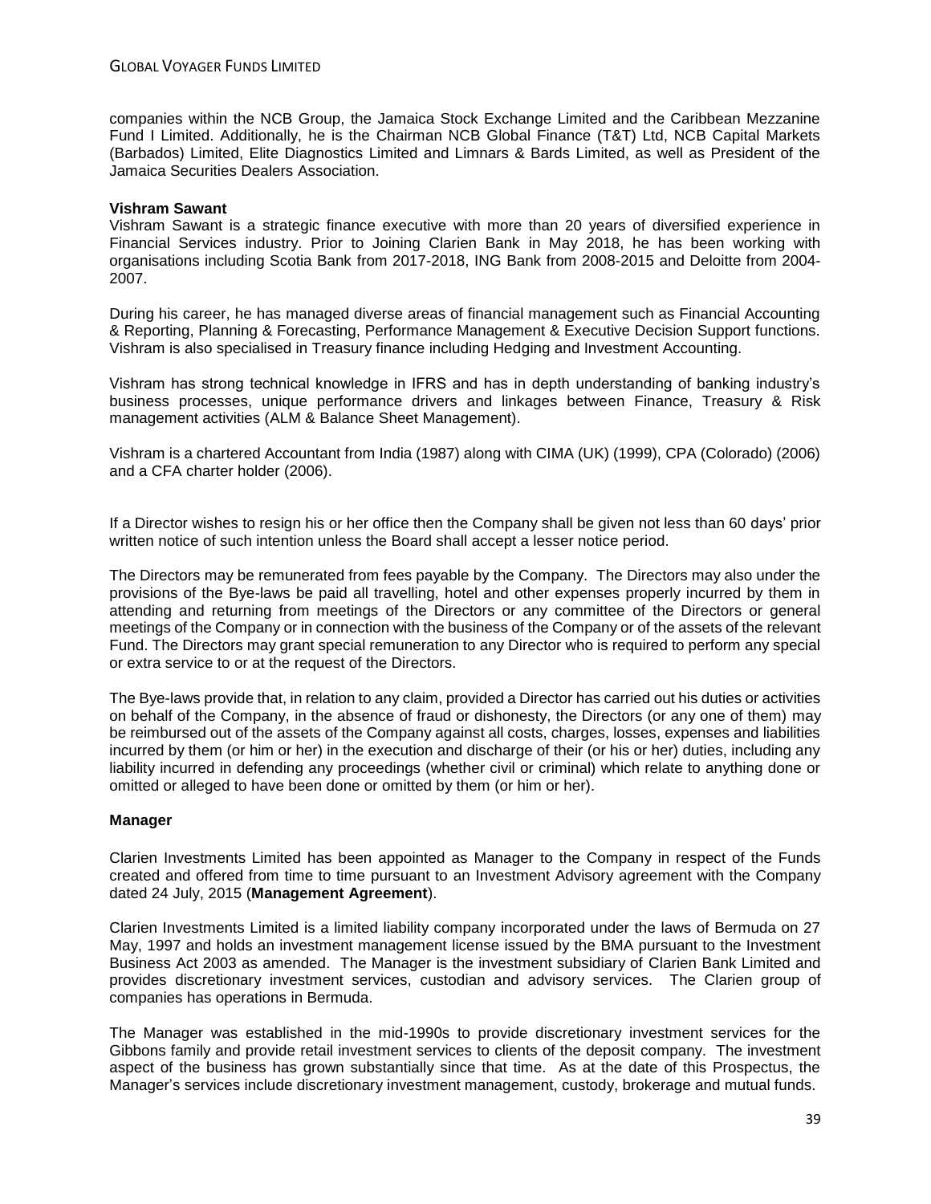companies within the NCB Group, the Jamaica Stock Exchange Limited and the Caribbean Mezzanine Fund I Limited. Additionally, he is the Chairman NCB Global Finance (T&T) Ltd, NCB Capital Markets (Barbados) Limited, Elite Diagnostics Limited and Limnars & Bards Limited, as well as President of the Jamaica Securities Dealers Association.

**Vishram Sawant**

Vishram Sawant is a strategic finance executive with more than 20 years of diversified experience in Financial Services industry. Prior to Joining Clarien Bank in May 2018, he has been working with organisations including Scotia Bank from 2017-2018, ING Bank from 2008-2015 and Deloitte from 2004-2007.

During his career, he has managed diverse areas of financial management such as Financial Accounting & Reporting, Planning & Forecasting, Performance Management & Executive Decision Support functions. Vishram is also specialised in Treasury finance including Hedging and Investment Accounting.

Vishram has strong technical knowledge in IFRS and has in depth understanding of banking industry's business processes, unique performance drivers and linkages between Finance, Treasury & Risk management activities (ALM & Balance Sheet Management).

Vishram is a chartered Accountant from India (1987) along with CIMA (UK) (1999), CPA (Colorado) (2006) and a CFA charter holder (2006).

If a Director wishes to resign his or her office then the Company shall be given not less than 60 days' prior written notice of such intention unless the Board shall accept a lesser notice period.

The Directors may be remunerated from fees payable by the Company. The Directors may also under the provisions of the Bye-laws be paid all travelling, hotel and other expenses properly incurred by them in attending and returning from meetings of the Directors or any committee of the Directors or general meetings of the Company or in connection with the business of the Company or of the assets of the relevant Fund. The Directors may grant special remuneration to any Director who is required to perform any special or extra service to or at the request of the Directors.

The Bye-laws provide that, in relation to any claim, provided a Director has carried out his duties or activities on behalf of the Company, in the absence of fraud or dishonesty, the Directors (or any one of them) may be reimbursed out of the assets of the Company against all costs, charges, losses, expenses and liabilities incurred by them (or him or her) in the execution and discharge of their (or his or her) duties, including any liability incurred in defending any proceedings (whether civil or criminal) which relate to anything done or omitted or alleged to have been done or omitted by them (or him or her).

**Manager**

Clarien Investments Limited has been appointed as Manager to the Company in respect of the Funds created and offered from time to time pursuant to an Investment Advisory agreement with the Company dated 24 July, 2015 (**Management Agreement**).

Clarien Investments Limited is a limited liability company incorporated under the laws of Bermuda on 27 May, 1997 and holds an investment management license issued by the BMA pursuant to the Investment Business Act 2003 as amended. The Manager is the investment subsidiary of Clarien Bank Limited and provides discretionary investment services, custodian and advisory services. The Clarien group of companies has operations in Bermuda.

The Manager was established in the mid-1990s to provide discretionary investment services for the Gibbons family and provide retail investment services to clients of the deposit company. The investment aspect of the business has grown substantially since that time. As at the date of this Prospectus, the Manager's services include discretionary investment management, custody, brokerage and mutual funds.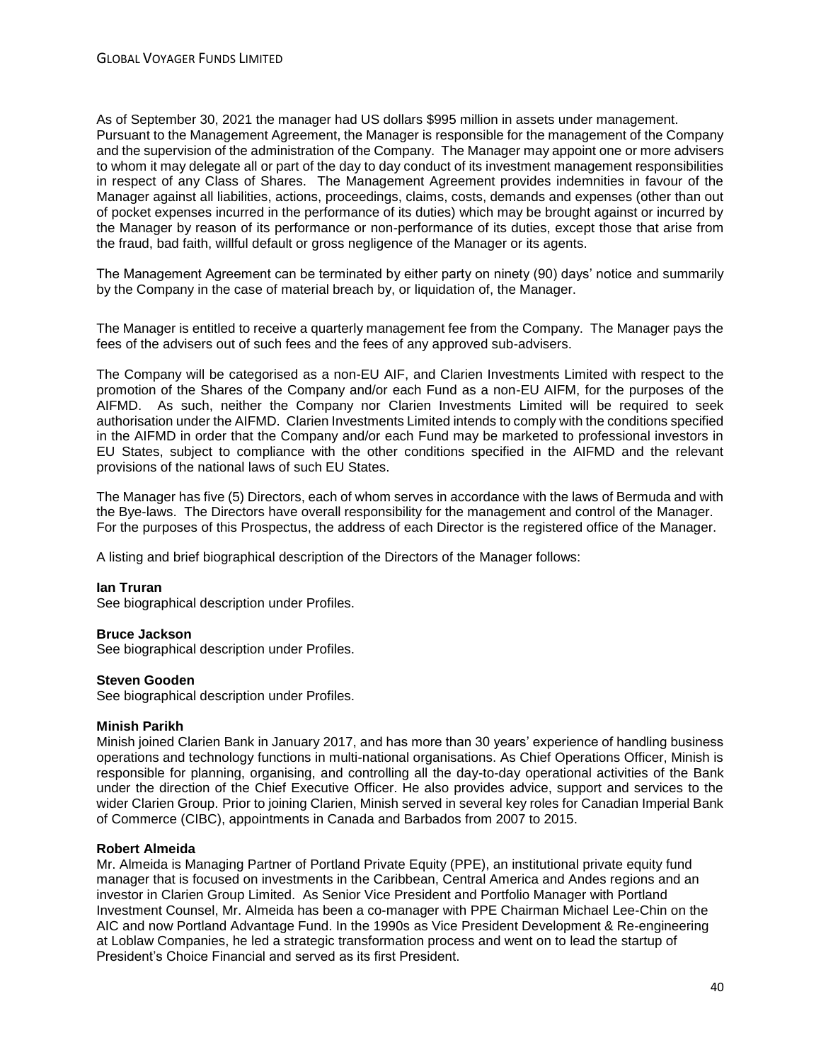As of September 30, 2021 the manager had US dollars $995 million in assets under management. Pursuant to the Management Agreement, the Manager is responsible for the management of the Company and the supervision of the administration of the Company. The Manager may appoint one or more advisers to whom it may delegate all or part of the day to day conduct of its investment management responsibilities in respect of any Class of Shares. The Management Agreement provides indemnities in favour of the Manager against all liabilities, actions, proceedings, claims, costs, demands and expenses (other than out of pocket expenses incurred in the performance of its duties) which may be brought against or incurred by the Manager by reason of its performance or non-performance of its duties, except those that arise from the fraud, bad faith, willful default or gross negligence of the Manager or its agents.

The Management Agreement can be terminated by either party on ninety (90) days' notice and summarily by the Company in the case of material breach by, or liquidation of, the Manager.

The Manager is entitled to receive a quarterly management fee from the Company. The Manager pays the fees of the advisers out of such fees and the fees of any approved sub-advisers.

The Company will be categorised as a non-EU AIF, and Clarien Investments Limited with respect to the promotion of the Shares of the Company and/or each Fund as a non-EU AIFM, for the purposes of the AIFMD. As such, neither the Company nor Clarien Investments Limited will be required to seek authorisation under the AIFMD. Clarien Investments Limited intends to comply with the conditions specified in the AIFMD in order that the Company and/or each Fund may be marketed to professional investors in EU States, subject to compliance with the other conditions specified in the AIFMD and the relevant provisions of the national laws of such EU States.

The Manager has five (5) Directors, each of whom serves in accordance with the laws of Bermuda and with the Bye-laws. The Directors have overall responsibility for the management and control of the Manager. For the purposes of this Prospectus, the address of each Director is the registered office of the Manager.

A listing and brief biographical description of the Directors of the Manager follows:

**Ian Truran**
See biographical description under Profiles.

**Bruce Jackson**
See biographical description under Profiles.

**Steven Gooden**
See biographical description under Profiles.

**Minish Parikh**
Minish joined Clarien Bank in January 2017, and has more than 30 years' experience of handling business operations and technology functions in multi-national organisations. As Chief Operations Officer, Minish is responsible for planning, organising, and controlling all the day-to-day operational activities of the Bank under the direction of the Chief Executive Officer. He also provides advice, support and services to the wider Clarien Group. Prior to joining Clarien, Minish served in several key roles for Canadian Imperial Bank of Commerce (CIBC), appointments in Canada and Barbados from 2007 to 2015.

**Robert Almeida**
Mr. Almeida is Managing Partner of Portland Private Equity (PPE), an institutional private equity fund manager that is focused on investments in the Caribbean, Central America and Andes regions and an investor in Clarien Group Limited. As Senior Vice President and Portfolio Manager with Portland Investment Counsel, Mr. Almeida has been a co-manager with PPE Chairman Michael Lee-Chin on the AIC and now Portland Advantage Fund. In the 1990s as Vice President Development & Re-engineering at Loblaw Companies, he led a strategic transformation process and went on to lead the startup of President's Choice Financial and served as its first President.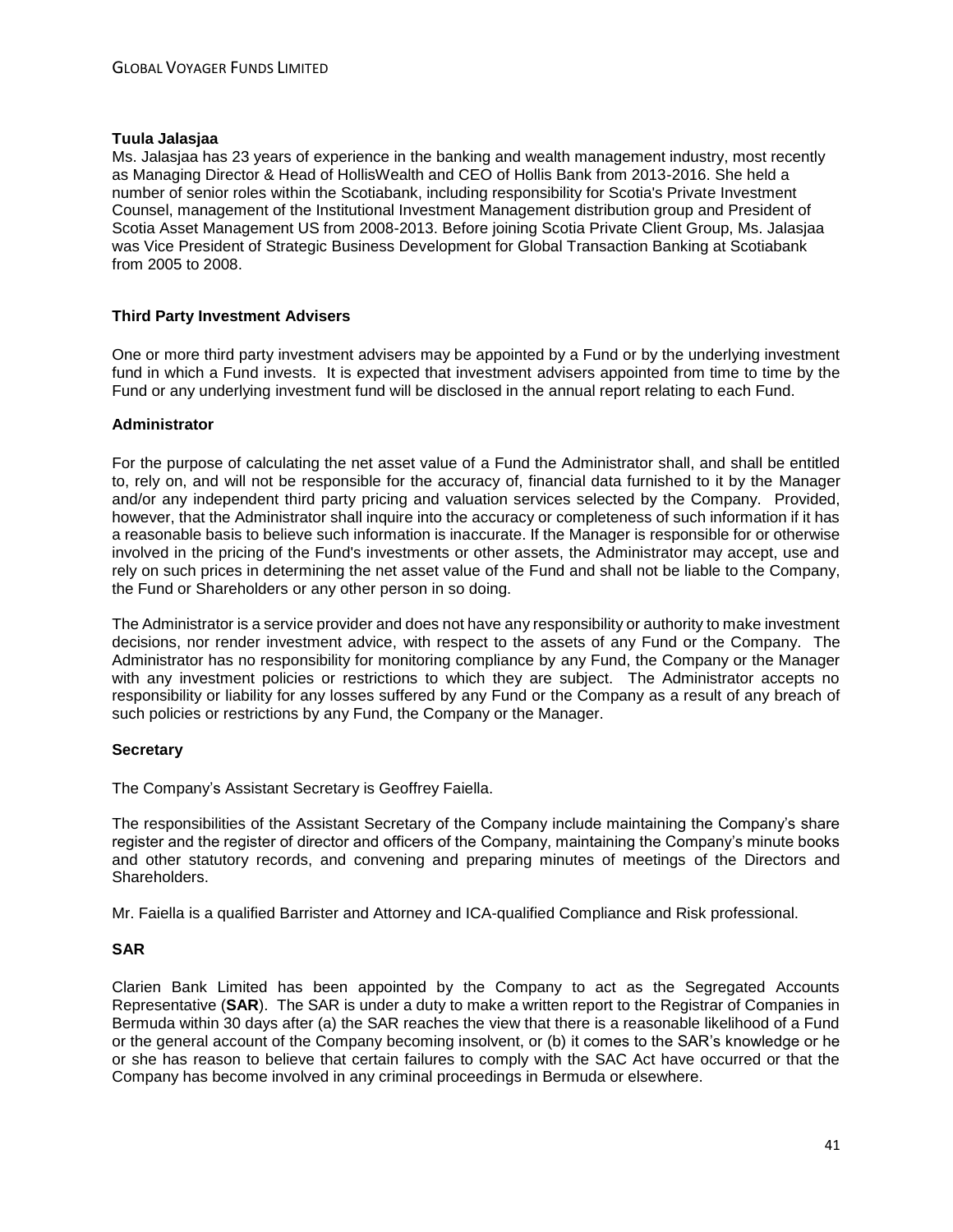**Tuula Jalasjaa**

Ms. Jalasjaa has 23 years of experience in the banking and wealth management industry, most recently as Managing Director & Head of HollisWealth and CEO of Hollis Bank from 2013-2016. She held a number of senior roles within the Scotiabank, including responsibility for Scotia's Private Investment Counsel, management of the Institutional Investment Management distribution group and President of Scotia Asset Management US from 2008-2013. Before joining Scotia Private Client Group, Ms. Jalasjaa was Vice President of Strategic Business Development for Global Transaction Banking at Scotiabank from 2005 to 2008.

### Third Party Investment Advisers

One or more third party investment advisers may be appointed by a Fund or by the underlying investment fund in which a Fund invests. It is expected that investment advisers appointed from time to time by the Fund or any underlying investment fund will be disclosed in the annual report relating to each Fund.

### Administrator

For the purpose of calculating the net asset value of a Fund the Administrator shall, and shall be entitled to, rely on, and will not be responsible for the accuracy of, financial data furnished to it by the Manager and/or any independent third party pricing and valuation services selected by the Company. Provided, however, that the Administrator shall inquire into the accuracy or completeness of such information if it has a reasonable basis to believe such information is inaccurate. If the Manager is responsible for or otherwise involved in the pricing of the Fund's investments or other assets, the Administrator may accept, use and rely on such prices in determining the net asset value of the Fund and shall not be liable to the Company, the Fund or Shareholders or any other person in so doing.

The Administrator is a service provider and does not have any responsibility or authority to make investment decisions, nor render investment advice, with respect to the assets of any Fund or the Company. The Administrator has no responsibility for monitoring compliance by any Fund, the Company or the Manager with any investment policies or restrictions to which they are subject. The Administrator accepts no responsibility or liability for any losses suffered by any Fund or the Company as a result of any breach of such policies or restrictions by any Fund, the Company or the Manager.

### Secretary

The Company's Assistant Secretary is Geoffrey Faiella.

The responsibilities of the Assistant Secretary of the Company include maintaining the Company's share register and the register of director and officers of the Company, maintaining the Company's minute books and other statutory records, and convening and preparing minutes of meetings of the Directors and Shareholders.

Mr. Faiella is a qualified Barrister and Attorney and ICA-qualified Compliance and Risk professional.

### SAR

Clarien Bank Limited has been appointed by the Company to act as the Segregated Accounts Representative (**SAR**). The SAR is under a duty to make a written report to the Registrar of Companies in Bermuda within 30 days after (a) the SAR reaches the view that there is a reasonable likelihood of a Fund or the general account of the Company becoming insolvent, or (b) it comes to the SAR's knowledge or he or she has reason to believe that certain failures to comply with the SAC Act have occurred or that the Company has become involved in any criminal proceedings in Bermuda or elsewhere.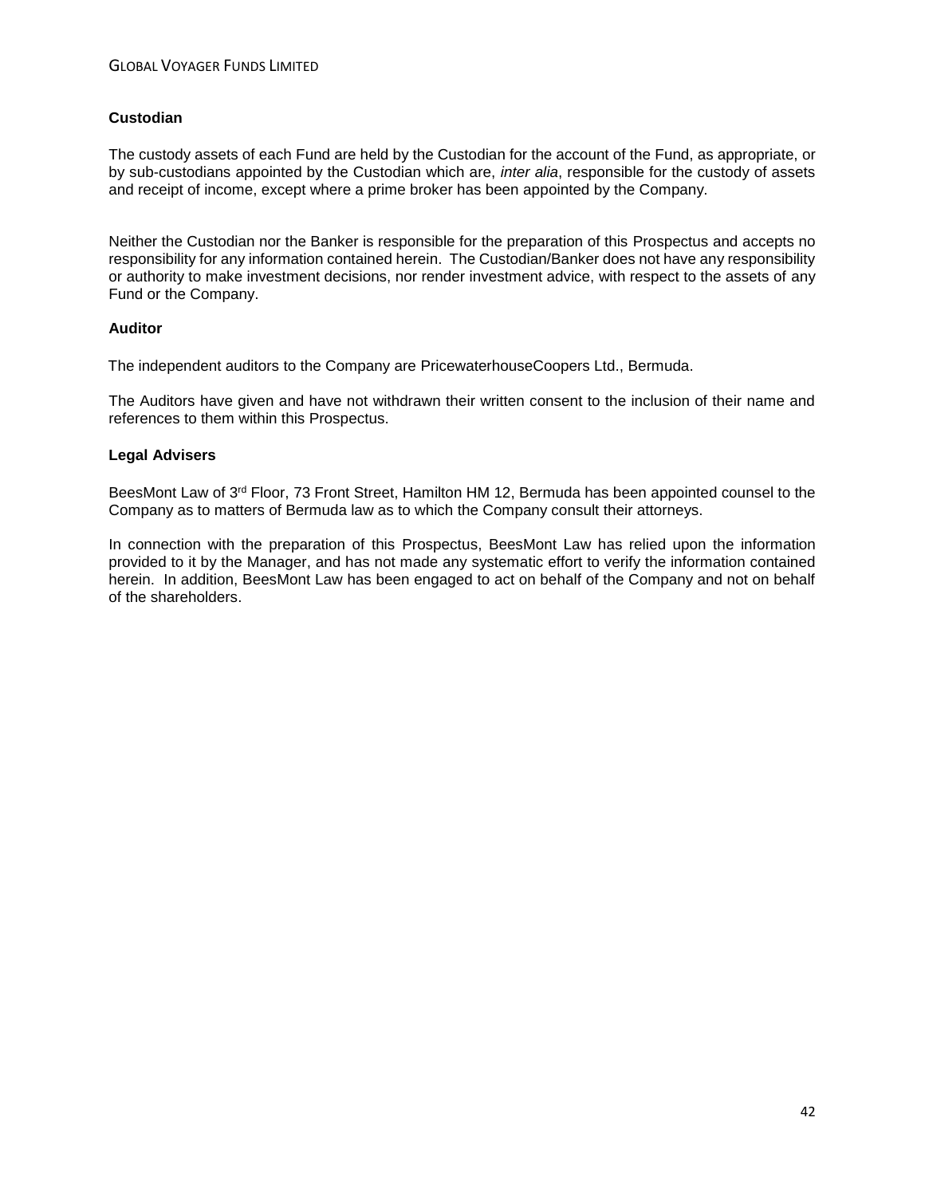### Custodian

The custody assets of each Fund are held by the Custodian for the account of the Fund, as appropriate, or by sub-custodians appointed by the Custodian which are, *inter alia*, responsible for the custody of assets and receipt of income, except where a prime broker has been appointed by the Company.

Neither the Custodian nor the Banker is responsible for the preparation of this Prospectus and accepts no responsibility for any information contained herein. The Custodian/Banker does not have any responsibility or authority to make investment decisions, nor render investment advice, with respect to the assets of any Fund or the Company.

### Auditor

The independent auditors to the Company are PricewaterhouseCoopers Ltd., Bermuda.

The Auditors have given and have not withdrawn their written consent to the inclusion of their name and references to them within this Prospectus.

### Legal Advisers

BeesMont Law of 3rd Floor, 73 Front Street, Hamilton HM 12, Bermuda has been appointed counsel to the Company as to matters of Bermuda law as to which the Company consult their attorneys.

In connection with the preparation of this Prospectus, BeesMont Law has relied upon the information provided to it by the Manager, and has not made any systematic effort to verify the information contained herein. In addition, BeesMont Law has been engaged to act on behalf of the Company and not on behalf of the shareholders.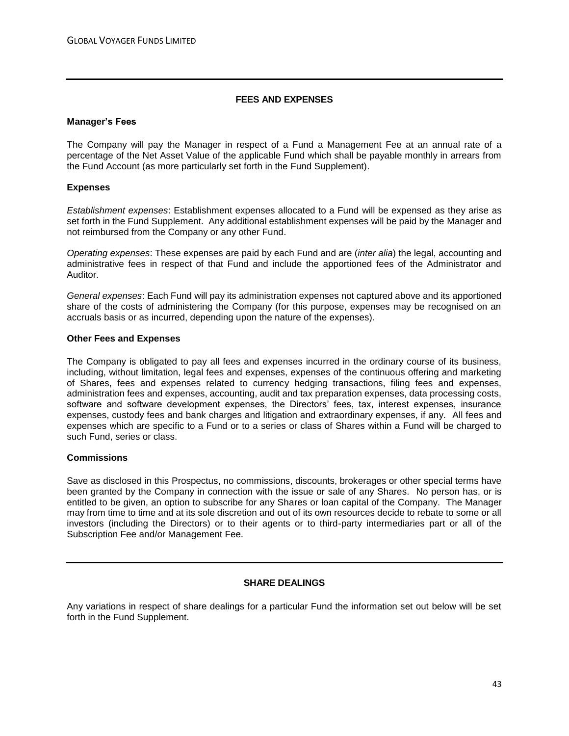## FEES AND EXPENSES

### Manager's Fees

The Company will pay the Manager in respect of a Fund a Management Fee at an annual rate of a percentage of the Net Asset Value of the applicable Fund which shall be payable monthly in arrears from the Fund Account (as more particularly set forth in the Fund Supplement).

### Expenses

*Establishment expenses*: Establishment expenses allocated to a Fund will be expensed as they arise as set forth in the Fund Supplement. Any additional establishment expenses will be paid by the Manager and not reimbursed from the Company or any other Fund.

*Operating expenses*: These expenses are paid by each Fund and are (*inter alia*) the legal, accounting and administrative fees in respect of that Fund and include the apportioned fees of the Administrator and Auditor.

*General expenses*: Each Fund will pay its administration expenses not captured above and its apportioned share of the costs of administering the Company (for this purpose, expenses may be recognised on an accruals basis or as incurred, depending upon the nature of the expenses).

### Other Fees and Expenses

The Company is obligated to pay all fees and expenses incurred in the ordinary course of its business, including, without limitation, legal fees and expenses, expenses of the continuous offering and marketing of Shares, fees and expenses related to currency hedging transactions, filing fees and expenses, administration fees and expenses, accounting, audit and tax preparation expenses, data processing costs, software and software development expenses, the Directors' fees, tax, interest expenses, insurance expenses, custody fees and bank charges and litigation and extraordinary expenses, if any. All fees and expenses which are specific to a Fund or to a series or class of Shares within a Fund will be charged to such Fund, series or class.

### Commissions

Save as disclosed in this Prospectus, no commissions, discounts, brokerages or other special terms have been granted by the Company in connection with the issue or sale of any Shares. No person has, or is entitled to be given, an option to subscribe for any Shares or loan capital of the Company. The Manager may from time to time and at its sole discretion and out of its own resources decide to rebate to some or all investors (including the Directors) or to their agents or to third-party intermediaries part or all of the Subscription Fee and/or Management Fee.

## SHARE DEALINGS

Any variations in respect of share dealings for a particular Fund the information set out below will be set forth in the Fund Supplement.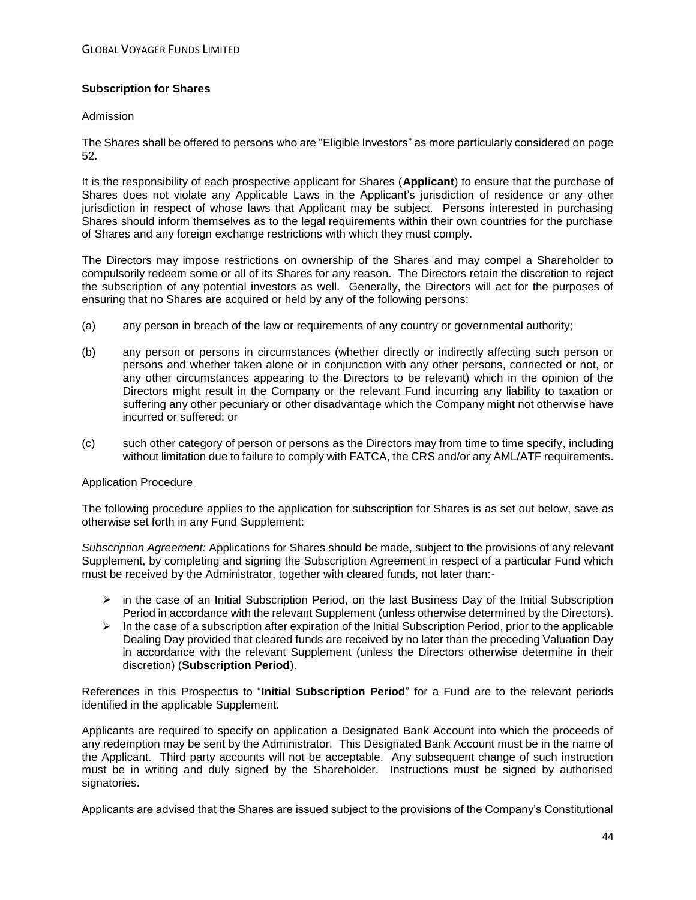**Subscription for Shares**

Admission

The Shares shall be offered to persons who are "Eligible Investors" as more particularly considered on page 52.

It is the responsibility of each prospective applicant for Shares (**Applicant**) to ensure that the purchase of Shares does not violate any Applicable Laws in the Applicant's jurisdiction of residence or any other jurisdiction in respect of whose laws that Applicant may be subject. Persons interested in purchasing Shares should inform themselves as to the legal requirements within their own countries for the purchase of Shares and any foreign exchange restrictions with which they must comply.

The Directors may impose restrictions on ownership of the Shares and may compel a Shareholder to compulsorily redeem some or all of its Shares for any reason. The Directors retain the discretion to reject the subscription of any potential investors as well. Generally, the Directors will act for the purposes of ensuring that no Shares are acquired or held by any of the following persons:

(a) any person in breach of the law or requirements of any country or governmental authority;

(b) any person or persons in circumstances (whether directly or indirectly affecting such person or persons and whether taken alone or in conjunction with any other persons, connected or not, or any other circumstances appearing to the Directors to be relevant) which in the opinion of the Directors might result in the Company or the relevant Fund incurring any liability to taxation or suffering any other pecuniary or other disadvantage which the Company might not otherwise have incurred or suffered; or

(c) such other category of person or persons as the Directors may from time to time specify, including without limitation due to failure to comply with FATCA, the CRS and/or any AML/ATF requirements.

Application Procedure

The following procedure applies to the application for subscription for Shares is as set out below, save as otherwise set forth in any Fund Supplement:

*Subscription Agreement:* Applications for Shares should be made, subject to the provisions of any relevant Supplement, by completing and signing the Subscription Agreement in respect of a particular Fund which must be received by the Administrator, together with cleared funds, not later than:-

- in the case of an Initial Subscription Period, on the last Business Day of the Initial Subscription Period in accordance with the relevant Supplement (unless otherwise determined by the Directors).
- In the case of a subscription after expiration of the Initial Subscription Period, prior to the applicable Dealing Day provided that cleared funds are received by no later than the preceding Valuation Day in accordance with the relevant Supplement (unless the Directors otherwise determine in their discretion) (**Subscription Period**).

References in this Prospectus to "**Initial Subscription Period**" for a Fund are to the relevant periods identified in the applicable Supplement.

Applicants are required to specify on application a Designated Bank Account into which the proceeds of any redemption may be sent by the Administrator. This Designated Bank Account must be in the name of the Applicant. Third party accounts will not be acceptable. Any subsequent change of such instruction must be in writing and duly signed by the Shareholder. Instructions must be signed by authorised signatories.

Applicants are advised that the Shares are issued subject to the provisions of the Company's Constitutional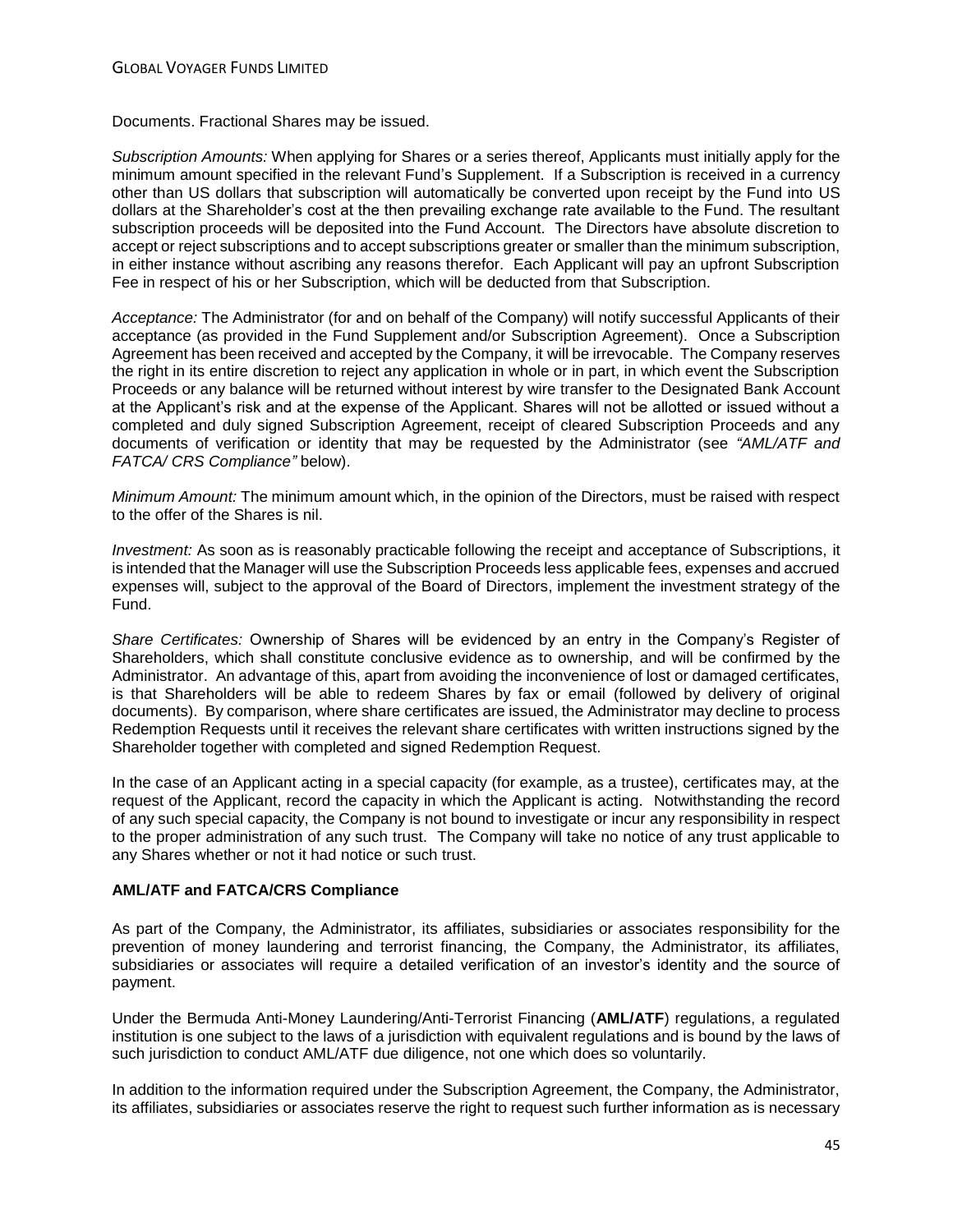Documents. Fractional Shares may be issued.

*Subscription Amounts:* When applying for Shares or a series thereof, Applicants must initially apply for the minimum amount specified in the relevant Fund's Supplement. If a Subscription is received in a currency other than US dollars that subscription will automatically be converted upon receipt by the Fund into US dollars at the Shareholder's cost at the then prevailing exchange rate available to the Fund. The resultant subscription proceeds will be deposited into the Fund Account. The Directors have absolute discretion to accept or reject subscriptions and to accept subscriptions greater or smaller than the minimum subscription, in either instance without ascribing any reasons therefor. Each Applicant will pay an upfront Subscription Fee in respect of his or her Subscription, which will be deducted from that Subscription.

*Acceptance:* The Administrator (for and on behalf of the Company) will notify successful Applicants of their acceptance (as provided in the Fund Supplement and/or Subscription Agreement). Once a Subscription Agreement has been received and accepted by the Company, it will be irrevocable. The Company reserves the right in its entire discretion to reject any application in whole or in part, in which event the Subscription Proceeds or any balance will be returned without interest by wire transfer to the Designated Bank Account at the Applicant's risk and at the expense of the Applicant. Shares will not be allotted or issued without a completed and duly signed Subscription Agreement, receipt of cleared Subscription Proceeds and any documents of verification or identity that may be requested by the Administrator (see *"AML/ATF and FATCA/ CRS Compliance"* below).

*Minimum Amount:* The minimum amount which, in the opinion of the Directors, must be raised with respect to the offer of the Shares is nil.

*Investment:* As soon as is reasonably practicable following the receipt and acceptance of Subscriptions, it is intended that the Manager will use the Subscription Proceeds less applicable fees, expenses and accrued expenses will, subject to the approval of the Board of Directors, implement the investment strategy of the Fund.

*Share Certificates:* Ownership of Shares will be evidenced by an entry in the Company's Register of Shareholders, which shall constitute conclusive evidence as to ownership, and will be confirmed by the Administrator. An advantage of this, apart from avoiding the inconvenience of lost or damaged certificates, is that Shareholders will be able to redeem Shares by fax or email (followed by delivery of original documents). By comparison, where share certificates are issued, the Administrator may decline to process Redemption Requests until it receives the relevant share certificates with written instructions signed by the Shareholder together with completed and signed Redemption Request.

In the case of an Applicant acting in a special capacity (for example, as a trustee), certificates may, at the request of the Applicant, record the capacity in which the Applicant is acting. Notwithstanding the record of any such special capacity, the Company is not bound to investigate or incur any responsibility in respect to the proper administration of any such trust. The Company will take no notice of any trust applicable to any Shares whether or not it had notice or such trust.

**AML/ATF and FATCA/CRS Compliance**

As part of the Company, the Administrator, its affiliates, subsidiaries or associates responsibility for the prevention of money laundering and terrorist financing, the Company, the Administrator, its affiliates, subsidiaries or associates will require a detailed verification of an investor's identity and the source of payment.

Under the Bermuda Anti-Money Laundering/Anti-Terrorist Financing (**AML/ATF**) regulations, a regulated institution is one subject to the laws of a jurisdiction with equivalent regulations and is bound by the laws of such jurisdiction to conduct AML/ATF due diligence, not one which does so voluntarily.

In addition to the information required under the Subscription Agreement, the Company, the Administrator, its affiliates, subsidiaries or associates reserve the right to request such further information as is necessary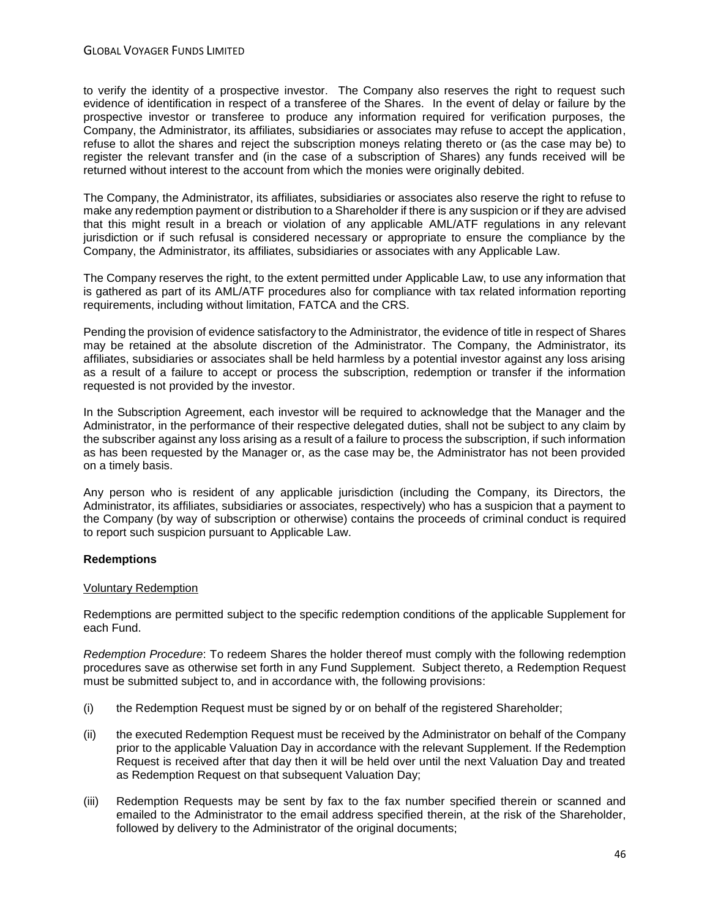to verify the identity of a prospective investor. The Company also reserves the right to request such evidence of identification in respect of a transferee of the Shares. In the event of delay or failure by the prospective investor or transferee to produce any information required for verification purposes, the Company, the Administrator, its affiliates, subsidiaries or associates may refuse to accept the application, refuse to allot the shares and reject the subscription moneys relating thereto or (as the case may be) to register the relevant transfer and (in the case of a subscription of Shares) any funds received will be returned without interest to the account from which the monies were originally debited.

The Company, the Administrator, its affiliates, subsidiaries or associates also reserve the right to refuse to make any redemption payment or distribution to a Shareholder if there is any suspicion or if they are advised that this might result in a breach or violation of any applicable AML/ATF regulations in any relevant jurisdiction or if such refusal is considered necessary or appropriate to ensure the compliance by the Company, the Administrator, its affiliates, subsidiaries or associates with any Applicable Law.

The Company reserves the right, to the extent permitted under Applicable Law, to use any information that is gathered as part of its AML/ATF procedures also for compliance with tax related information reporting requirements, including without limitation, FATCA and the CRS.

Pending the provision of evidence satisfactory to the Administrator, the evidence of title in respect of Shares may be retained at the absolute discretion of the Administrator. The Company, the Administrator, its affiliates, subsidiaries or associates shall be held harmless by a potential investor against any loss arising as a result of a failure to accept or process the subscription, redemption or transfer if the information requested is not provided by the investor.

In the Subscription Agreement, each investor will be required to acknowledge that the Manager and the Administrator, in the performance of their respective delegated duties, shall not be subject to any claim by the subscriber against any loss arising as a result of a failure to process the subscription, if such information as has been requested by the Manager or, as the case may be, the Administrator has not been provided on a timely basis.

Any person who is resident of any applicable jurisdiction (including the Company, its Directors, the Administrator, its affiliates, subsidiaries or associates, respectively) who has a suspicion that a payment to the Company (by way of subscription or otherwise) contains the proceeds of criminal conduct is required to report such suspicion pursuant to Applicable Law.

**Redemptions**

Voluntary Redemption

Redemptions are permitted subject to the specific redemption conditions of the applicable Supplement for each Fund.

*Redemption Procedure*: To redeem Shares the holder thereof must comply with the following redemption procedures save as otherwise set forth in any Fund Supplement. Subject thereto, a Redemption Request must be submitted subject to, and in accordance with, the following provisions:

(i) the Redemption Request must be signed by or on behalf of the registered Shareholder;

(ii) the executed Redemption Request must be received by the Administrator on behalf of the Company prior to the applicable Valuation Day in accordance with the relevant Supplement. If the Redemption Request is received after that day then it will be held over until the next Valuation Day and treated as Redemption Request on that subsequent Valuation Day;

(iii) Redemption Requests may be sent by fax to the fax number specified therein or scanned and emailed to the Administrator to the email address specified therein, at the risk of the Shareholder, followed by delivery to the Administrator of the original documents;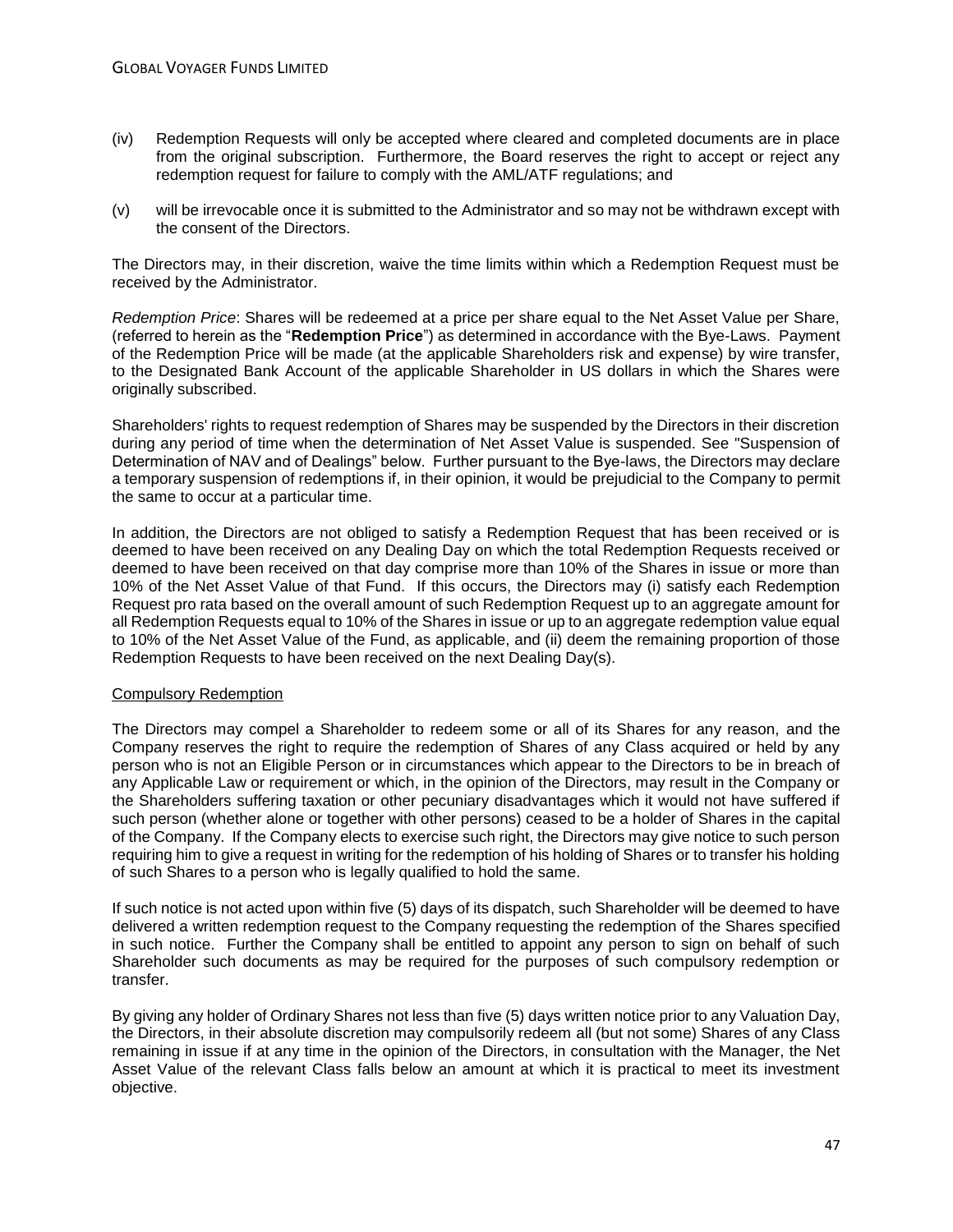(iv) Redemption Requests will only be accepted where cleared and completed documents are in place from the original subscription. Furthermore, the Board reserves the right to accept or reject any redemption request for failure to comply with the AML/ATF regulations; and

(v) will be irrevocable once it is submitted to the Administrator and so may not be withdrawn except with the consent of the Directors.

The Directors may, in their discretion, waive the time limits within which a Redemption Request must be received by the Administrator.

*Redemption Price*: Shares will be redeemed at a price per share equal to the Net Asset Value per Share, (referred to herein as the "**Redemption Price**") as determined in accordance with the Bye-Laws. Payment of the Redemption Price will be made (at the applicable Shareholders risk and expense) by wire transfer, to the Designated Bank Account of the applicable Shareholder in US dollars in which the Shares were originally subscribed.

Shareholders' rights to request redemption of Shares may be suspended by the Directors in their discretion during any period of time when the determination of Net Asset Value is suspended. See "Suspension of Determination of NAV and of Dealings" below. Further pursuant to the Bye-laws, the Directors may declare a temporary suspension of redemptions if, in their opinion, it would be prejudicial to the Company to permit the same to occur at a particular time.

In addition, the Directors are not obliged to satisfy a Redemption Request that has been received or is deemed to have been received on any Dealing Day on which the total Redemption Requests received or deemed to have been received on that day comprise more than 10% of the Shares in issue or more than 10% of the Net Asset Value of that Fund. If this occurs, the Directors may (i) satisfy each Redemption Request pro rata based on the overall amount of such Redemption Request up to an aggregate amount for all Redemption Requests equal to 10% of the Shares in issue or up to an aggregate redemption value equal to 10% of the Net Asset Value of the Fund, as applicable, and (ii) deem the remaining proportion of those Redemption Requests to have been received on the next Dealing Day(s).

Compulsory Redemption

The Directors may compel a Shareholder to redeem some or all of its Shares for any reason, and the Company reserves the right to require the redemption of Shares of any Class acquired or held by any person who is not an Eligible Person or in circumstances which appear to the Directors to be in breach of any Applicable Law or requirement or which, in the opinion of the Directors, may result in the Company or the Shareholders suffering taxation or other pecuniary disadvantages which it would not have suffered if such person (whether alone or together with other persons) ceased to be a holder of Shares in the capital of the Company. If the Company elects to exercise such right, the Directors may give notice to such person requiring him to give a request in writing for the redemption of his holding of Shares or to transfer his holding of such Shares to a person who is legally qualified to hold the same.

If such notice is not acted upon within five (5) days of its dispatch, such Shareholder will be deemed to have delivered a written redemption request to the Company requesting the redemption of the Shares specified in such notice. Further the Company shall be entitled to appoint any person to sign on behalf of such Shareholder such documents as may be required for the purposes of such compulsory redemption or transfer.

By giving any holder of Ordinary Shares not less than five (5) days written notice prior to any Valuation Day, the Directors, in their absolute discretion may compulsorily redeem all (but not some) Shares of any Class remaining in issue if at any time in the opinion of the Directors, in consultation with the Manager, the Net Asset Value of the relevant Class falls below an amount at which it is practical to meet its investment objective.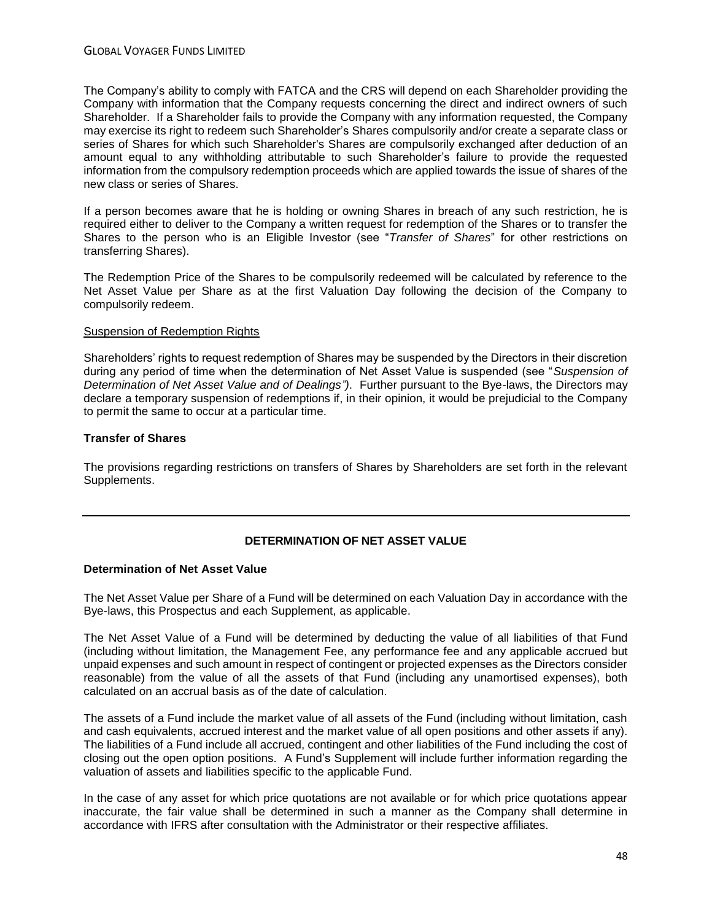The Company's ability to comply with FATCA and the CRS will depend on each Shareholder providing the Company with information that the Company requests concerning the direct and indirect owners of such Shareholder. If a Shareholder fails to provide the Company with any information requested, the Company may exercise its right to redeem such Shareholder's Shares compulsorily and/or create a separate class or series of Shares for which such Shareholder's Shares are compulsorily exchanged after deduction of an amount equal to any withholding attributable to such Shareholder's failure to provide the requested information from the compulsory redemption proceeds which are applied towards the issue of shares of the new class or series of Shares.

If a person becomes aware that he is holding or owning Shares in breach of any such restriction, he is required either to deliver to the Company a written request for redemption of the Shares or to transfer the Shares to the person who is an Eligible Investor (see "*Transfer of Shares*" for other restrictions on transferring Shares).

The Redemption Price of the Shares to be compulsorily redeemed will be calculated by reference to the Net Asset Value per Share as at the first Valuation Day following the decision of the Company to compulsorily redeem.

Suspension of Redemption Rights

Shareholders' rights to request redemption of Shares may be suspended by the Directors in their discretion during any period of time when the determination of Net Asset Value is suspended (see "*Suspension of Determination of Net Asset Value and of Dealings")*. Further pursuant to the Bye-laws, the Directors may declare a temporary suspension of redemptions if, in their opinion, it would be prejudicial to the Company to permit the same to occur at a particular time.

**Transfer of Shares**

The provisions regarding restrictions on transfers of Shares by Shareholders are set forth in the relevant Supplements.

---

## DETERMINATION OF NET ASSET VALUE

**Determination of Net Asset Value**

The Net Asset Value per Share of a Fund will be determined on each Valuation Day in accordance with the Bye-laws, this Prospectus and each Supplement, as applicable.

The Net Asset Value of a Fund will be determined by deducting the value of all liabilities of that Fund (including without limitation, the Management Fee, any performance fee and any applicable accrued but unpaid expenses and such amount in respect of contingent or projected expenses as the Directors consider reasonable) from the value of all the assets of that Fund (including any unamortised expenses), both calculated on an accrual basis as of the date of calculation.

The assets of a Fund include the market value of all assets of the Fund (including without limitation, cash and cash equivalents, accrued interest and the market value of all open positions and other assets if any). The liabilities of a Fund include all accrued, contingent and other liabilities of the Fund including the cost of closing out the open option positions. A Fund's Supplement will include further information regarding the valuation of assets and liabilities specific to the applicable Fund.

In the case of any asset for which price quotations are not available or for which price quotations appear inaccurate, the fair value shall be determined in such a manner as the Company shall determine in accordance with IFRS after consultation with the Administrator or their respective affiliates.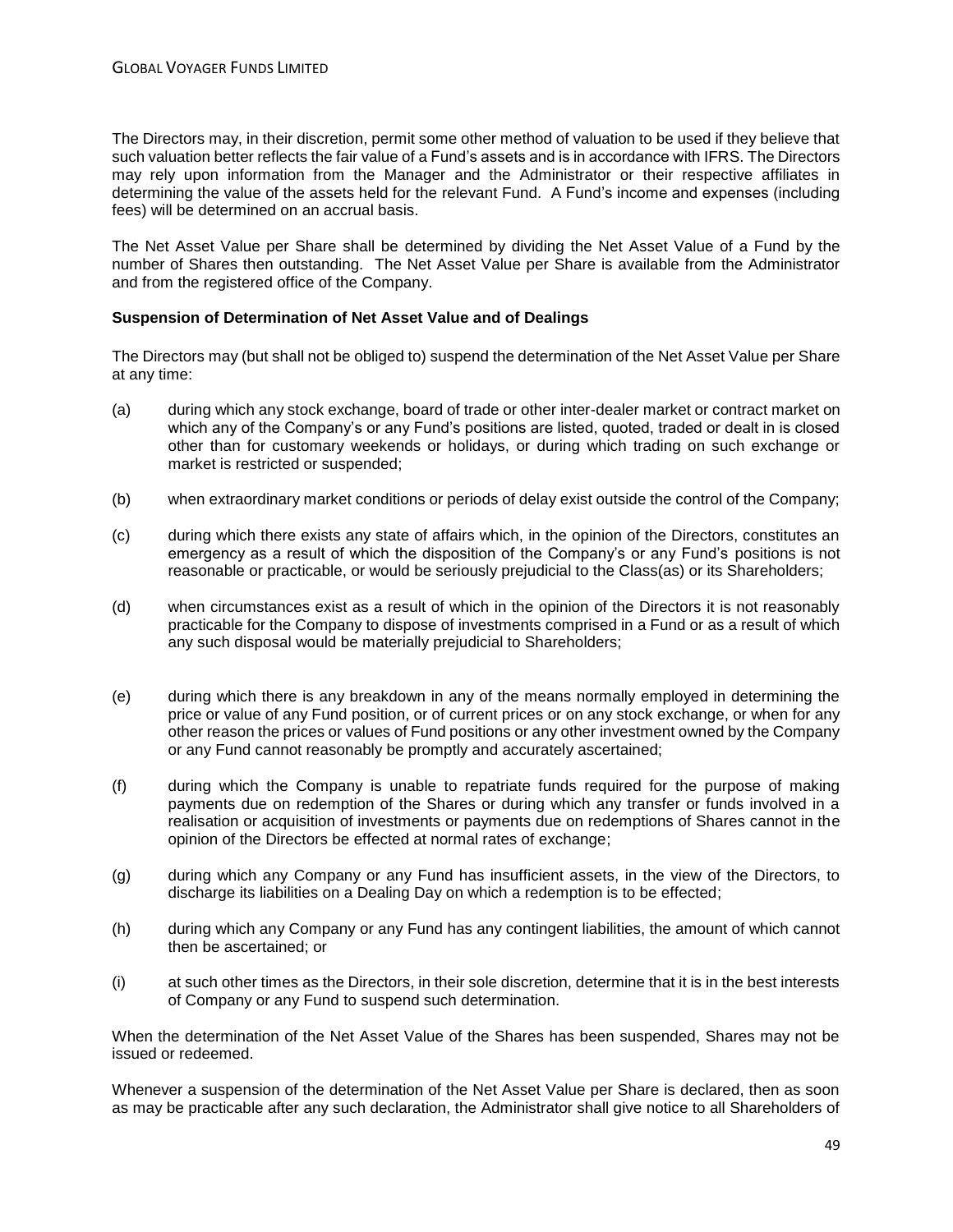The Directors may, in their discretion, permit some other method of valuation to be used if they believe that such valuation better reflects the fair value of a Fund's assets and is in accordance with IFRS. The Directors may rely upon information from the Manager and the Administrator or their respective affiliates in determining the value of the assets held for the relevant Fund. A Fund's income and expenses (including fees) will be determined on an accrual basis.

The Net Asset Value per Share shall be determined by dividing the Net Asset Value of a Fund by the number of Shares then outstanding. The Net Asset Value per Share is available from the Administrator and from the registered office of the Company.

**Suspension of Determination of Net Asset Value and of Dealings**

The Directors may (but shall not be obliged to) suspend the determination of the Net Asset Value per Share at any time:

(a) during which any stock exchange, board of trade or other inter-dealer market or contract market on which any of the Company's or any Fund's positions are listed, quoted, traded or dealt in is closed other than for customary weekends or holidays, or during which trading on such exchange or market is restricted or suspended;

(b) when extraordinary market conditions or periods of delay exist outside the control of the Company;

(c) during which there exists any state of affairs which, in the opinion of the Directors, constitutes an emergency as a result of which the disposition of the Company's or any Fund's positions is not reasonable or practicable, or would be seriously prejudicial to the Class(as) or its Shareholders;

(d) when circumstances exist as a result of which in the opinion of the Directors it is not reasonably practicable for the Company to dispose of investments comprised in a Fund or as a result of which any such disposal would be materially prejudicial to Shareholders;

(e) during which there is any breakdown in any of the means normally employed in determining the price or value of any Fund position, or of current prices or on any stock exchange, or when for any other reason the prices or values of Fund positions or any other investment owned by the Company or any Fund cannot reasonably be promptly and accurately ascertained;

(f) during which the Company is unable to repatriate funds required for the purpose of making payments due on redemption of the Shares or during which any transfer or funds involved in a realisation or acquisition of investments or payments due on redemptions of Shares cannot in the opinion of the Directors be effected at normal rates of exchange;

(g) during which any Company or any Fund has insufficient assets, in the view of the Directors, to discharge its liabilities on a Dealing Day on which a redemption is to be effected;

(h) during which any Company or any Fund has any contingent liabilities, the amount of which cannot then be ascertained; or

(i) at such other times as the Directors, in their sole discretion, determine that it is in the best interests of Company or any Fund to suspend such determination.

When the determination of the Net Asset Value of the Shares has been suspended, Shares may not be issued or redeemed.

Whenever a suspension of the determination of the Net Asset Value per Share is declared, then as soon as may be practicable after any such declaration, the Administrator shall give notice to all Shareholders of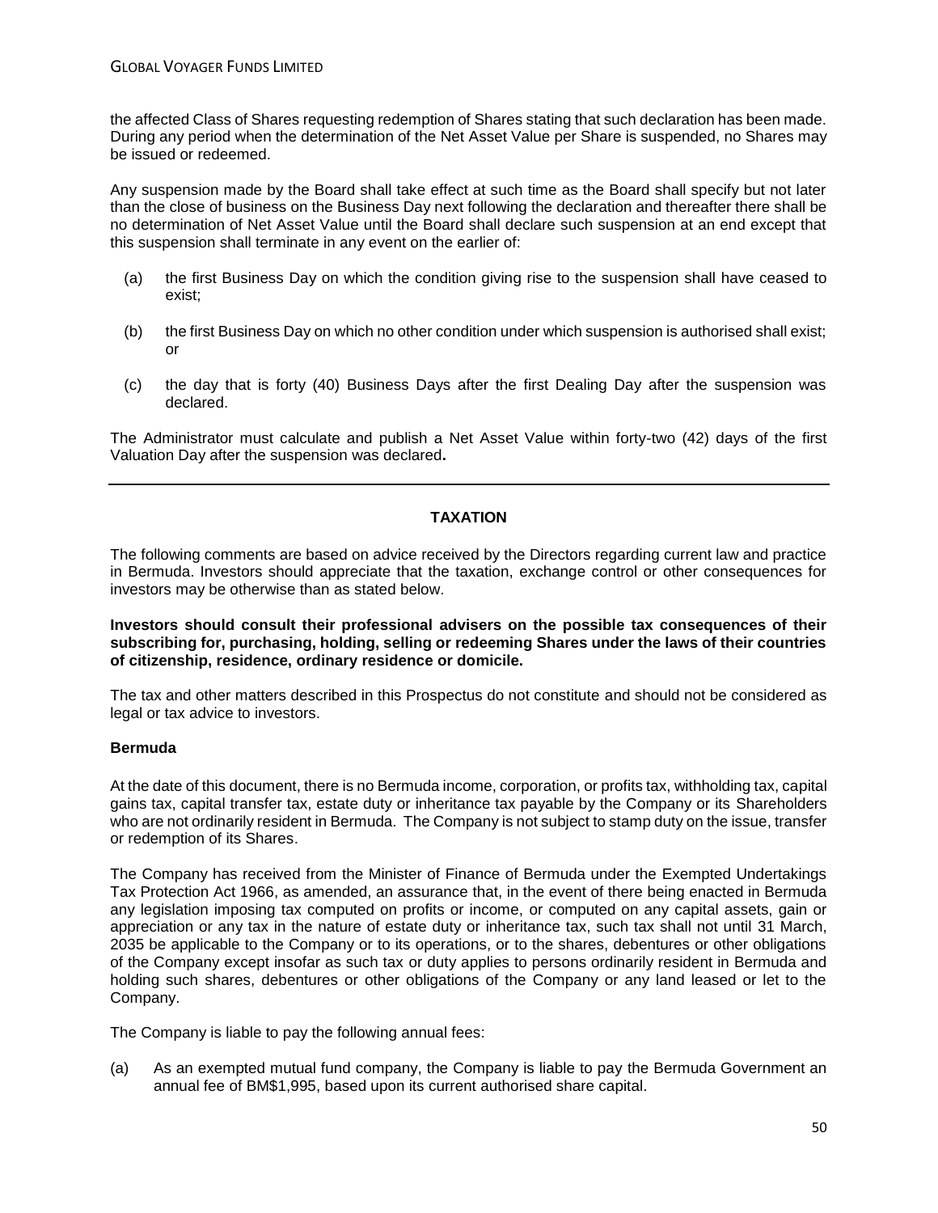the affected Class of Shares requesting redemption of Shares stating that such declaration has been made. During any period when the determination of the Net Asset Value per Share is suspended, no Shares may be issued or redeemed.

Any suspension made by the Board shall take effect at such time as the Board shall specify but not later than the close of business on the Business Day next following the declaration and thereafter there shall be no determination of Net Asset Value until the Board shall declare such suspension at an end except that this suspension shall terminate in any event on the earlier of:

(a) the first Business Day on which the condition giving rise to the suspension shall have ceased to exist;

(b) the first Business Day on which no other condition under which suspension is authorised shall exist; or

(c) the day that is forty (40) Business Days after the first Dealing Day after the suspension was declared.

The Administrator must calculate and publish a Net Asset Value within forty-two (42) days of the first Valuation Day after the suspension was declared**.**

---

## TAXATION

The following comments are based on advice received by the Directors regarding current law and practice in Bermuda. Investors should appreciate that the taxation, exchange control or other consequences for investors may be otherwise than as stated below.

**Investors should consult their professional advisers on the possible tax consequences of their subscribing for, purchasing, holding, selling or redeeming Shares under the laws of their countries of citizenship, residence, ordinary residence or domicile.**

The tax and other matters described in this Prospectus do not constitute and should not be considered as legal or tax advice to investors.

### Bermuda

At the date of this document, there is no Bermuda income, corporation, or profits tax, withholding tax, capital gains tax, capital transfer tax, estate duty or inheritance tax payable by the Company or its Shareholders who are not ordinarily resident in Bermuda. The Company is not subject to stamp duty on the issue, transfer or redemption of its Shares.

The Company has received from the Minister of Finance of Bermuda under the Exempted Undertakings Tax Protection Act 1966, as amended, an assurance that, in the event of there being enacted in Bermuda any legislation imposing tax computed on profits or income, or computed on any capital assets, gain or appreciation or any tax in the nature of estate duty or inheritance tax, such tax shall not until 31 March, 2035 be applicable to the Company or to its operations, or to the shares, debentures or other obligations of the Company except insofar as such tax or duty applies to persons ordinarily resident in Bermuda and holding such shares, debentures or other obligations of the Company or any land leased or let to the Company.

The Company is liable to pay the following annual fees:

(a) As an exempted mutual fund company, the Company is liable to pay the Bermuda Government an annual fee of BM$1,995, based upon its current authorised share capital.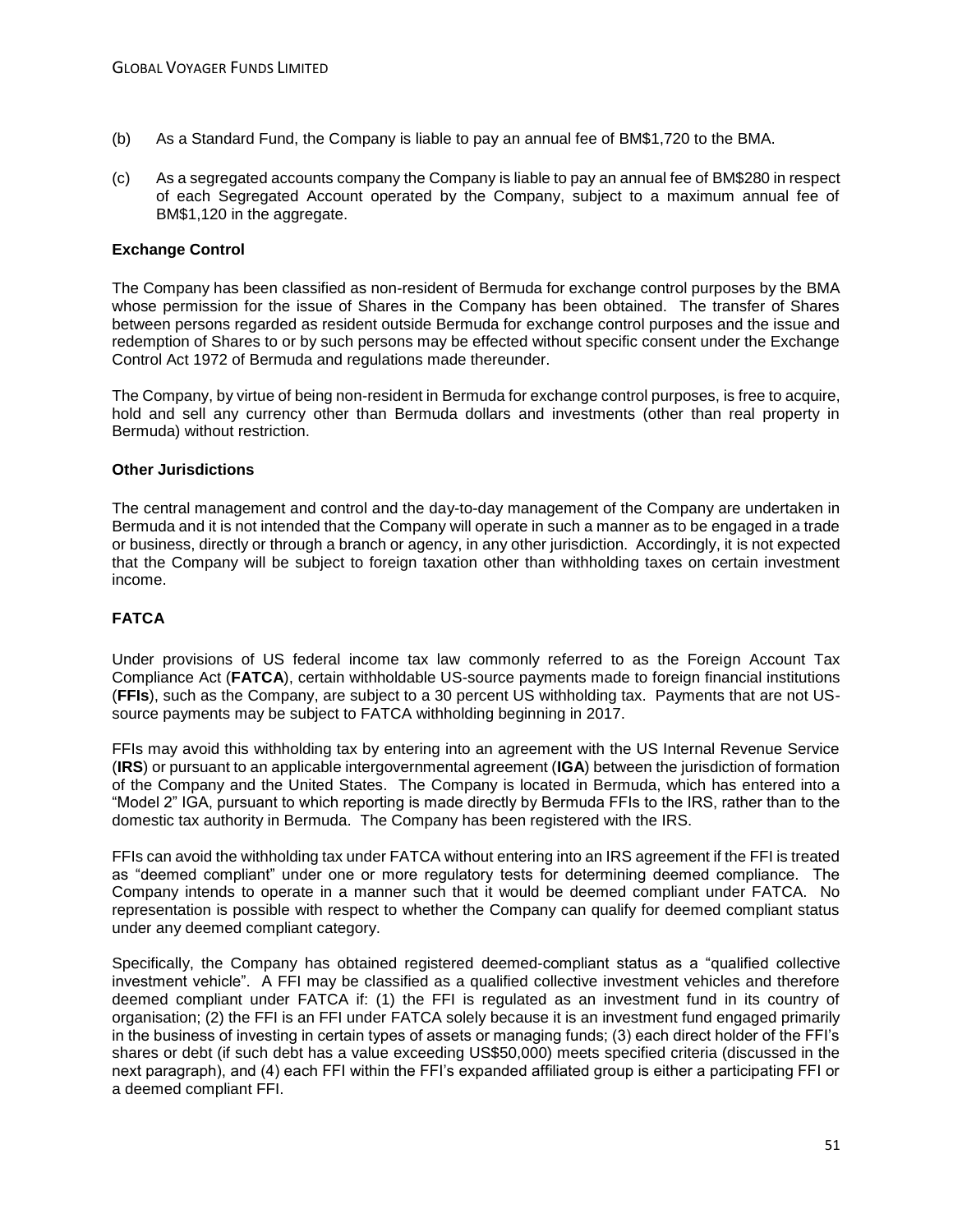(b) As a Standard Fund, the Company is liable to pay an annual fee of BM$1,720 to the BMA.

(c) As a segregated accounts company the Company is liable to pay an annual fee of BM$280 in respect of each Segregated Account operated by the Company, subject to a maximum annual fee of BM$1,120 in the aggregate.

**Exchange Control**

The Company has been classified as non-resident of Bermuda for exchange control purposes by the BMA whose permission for the issue of Shares in the Company has been obtained. The transfer of Shares between persons regarded as resident outside Bermuda for exchange control purposes and the issue and redemption of Shares to or by such persons may be effected without specific consent under the Exchange Control Act 1972 of Bermuda and regulations made thereunder.

The Company, by virtue of being non-resident in Bermuda for exchange control purposes, is free to acquire, hold and sell any currency other than Bermuda dollars and investments (other than real property in Bermuda) without restriction.

**Other Jurisdictions**

The central management and control and the day-to-day management of the Company are undertaken in Bermuda and it is not intended that the Company will operate in such a manner as to be engaged in a trade or business, directly or through a branch or agency, in any other jurisdiction. Accordingly, it is not expected that the Company will be subject to foreign taxation other than withholding taxes on certain investment income.

## FATCA

Under provisions of US federal income tax law commonly referred to as the Foreign Account Tax Compliance Act (**FATCA**), certain withholdable US-source payments made to foreign financial institutions (**FFIs**), such as the Company, are subject to a 30 percent US withholding tax. Payments that are not US-source payments may be subject to FATCA withholding beginning in 2017.

FFIs may avoid this withholding tax by entering into an agreement with the US Internal Revenue Service (**IRS**) or pursuant to an applicable intergovernmental agreement (**IGA**) between the jurisdiction of formation of the Company and the United States. The Company is located in Bermuda, which has entered into a "Model 2" IGA, pursuant to which reporting is made directly by Bermuda FFIs to the IRS, rather than to the domestic tax authority in Bermuda. The Company has been registered with the IRS.

FFIs can avoid the withholding tax under FATCA without entering into an IRS agreement if the FFI is treated as "deemed compliant" under one or more regulatory tests for determining deemed compliance. The Company intends to operate in a manner such that it would be deemed compliant under FATCA. No representation is possible with respect to whether the Company can qualify for deemed compliant status under any deemed compliant category.

Specifically, the Company has obtained registered deemed-compliant status as a "qualified collective investment vehicle". A FFI may be classified as a qualified collective investment vehicles and therefore deemed compliant under FATCA if: (1) the FFI is regulated as an investment fund in its country of organisation; (2) the FFI is an FFI under FATCA solely because it is an investment fund engaged primarily in the business of investing in certain types of assets or managing funds; (3) each direct holder of the FFI's shares or debt (if such debt has a value exceeding US$50,000) meets specified criteria (discussed in the next paragraph), and (4) each FFI within the FFI's expanded affiliated group is either a participating FFI or a deemed compliant FFI.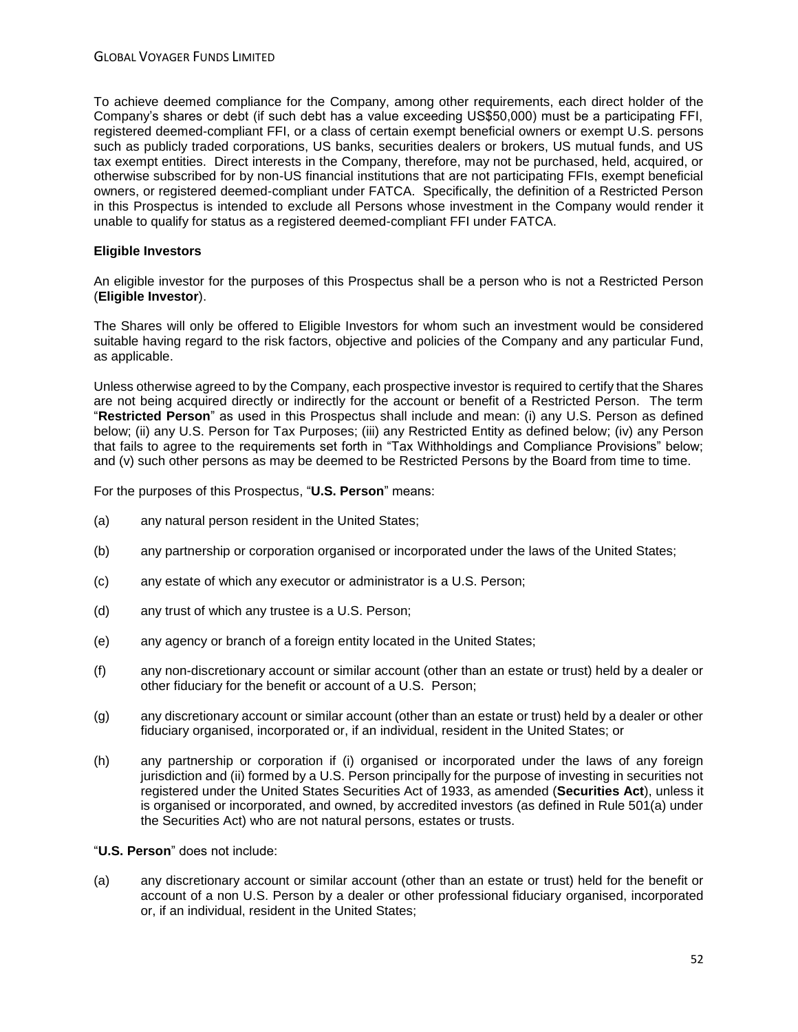To achieve deemed compliance for the Company, among other requirements, each direct holder of the Company's shares or debt (if such debt has a value exceeding US$50,000) must be a participating FFI, registered deemed-compliant FFI, or a class of certain exempt beneficial owners or exempt U.S. persons such as publicly traded corporations, US banks, securities dealers or brokers, US mutual funds, and US tax exempt entities. Direct interests in the Company, therefore, may not be purchased, held, acquired, or otherwise subscribed for by non-US financial institutions that are not participating FFIs, exempt beneficial owners, or registered deemed-compliant under FATCA. Specifically, the definition of a Restricted Person in this Prospectus is intended to exclude all Persons whose investment in the Company would render it unable to qualify for status as a registered deemed-compliant FFI under FATCA.

**Eligible Investors**

An eligible investor for the purposes of this Prospectus shall be a person who is not a Restricted Person (**Eligible Investor**).

The Shares will only be offered to Eligible Investors for whom such an investment would be considered suitable having regard to the risk factors, objective and policies of the Company and any particular Fund, as applicable.

Unless otherwise agreed to by the Company, each prospective investor is required to certify that the Shares are not being acquired directly or indirectly for the account or benefit of a Restricted Person. The term "**Restricted Person**" as used in this Prospectus shall include and mean: (i) any U.S. Person as defined below; (ii) any U.S. Person for Tax Purposes; (iii) any Restricted Entity as defined below; (iv) any Person that fails to agree to the requirements set forth in "Tax Withholdings and Compliance Provisions" below; and (v) such other persons as may be deemed to be Restricted Persons by the Board from time to time.

For the purposes of this Prospectus, "**U.S. Person**" means:

(a) any natural person resident in the United States;

(b) any partnership or corporation organised or incorporated under the laws of the United States;

(c) any estate of which any executor or administrator is a U.S. Person;

(d) any trust of which any trustee is a U.S. Person;

(e) any agency or branch of a foreign entity located in the United States;

(f) any non-discretionary account or similar account (other than an estate or trust) held by a dealer or other fiduciary for the benefit or account of a U.S. Person;

(g) any discretionary account or similar account (other than an estate or trust) held by a dealer or other fiduciary organised, incorporated or, if an individual, resident in the United States; or

(h) any partnership or corporation if (i) organised or incorporated under the laws of any foreign jurisdiction and (ii) formed by a U.S. Person principally for the purpose of investing in securities not registered under the United States Securities Act of 1933, as amended (**Securities Act**), unless it is organised or incorporated, and owned, by accredited investors (as defined in Rule 501(a) under the Securities Act) who are not natural persons, estates or trusts.

"**U.S. Person**" does not include:

(a) any discretionary account or similar account (other than an estate or trust) held for the benefit or account of a non U.S. Person by a dealer or other professional fiduciary organised, incorporated or, if an individual, resident in the United States;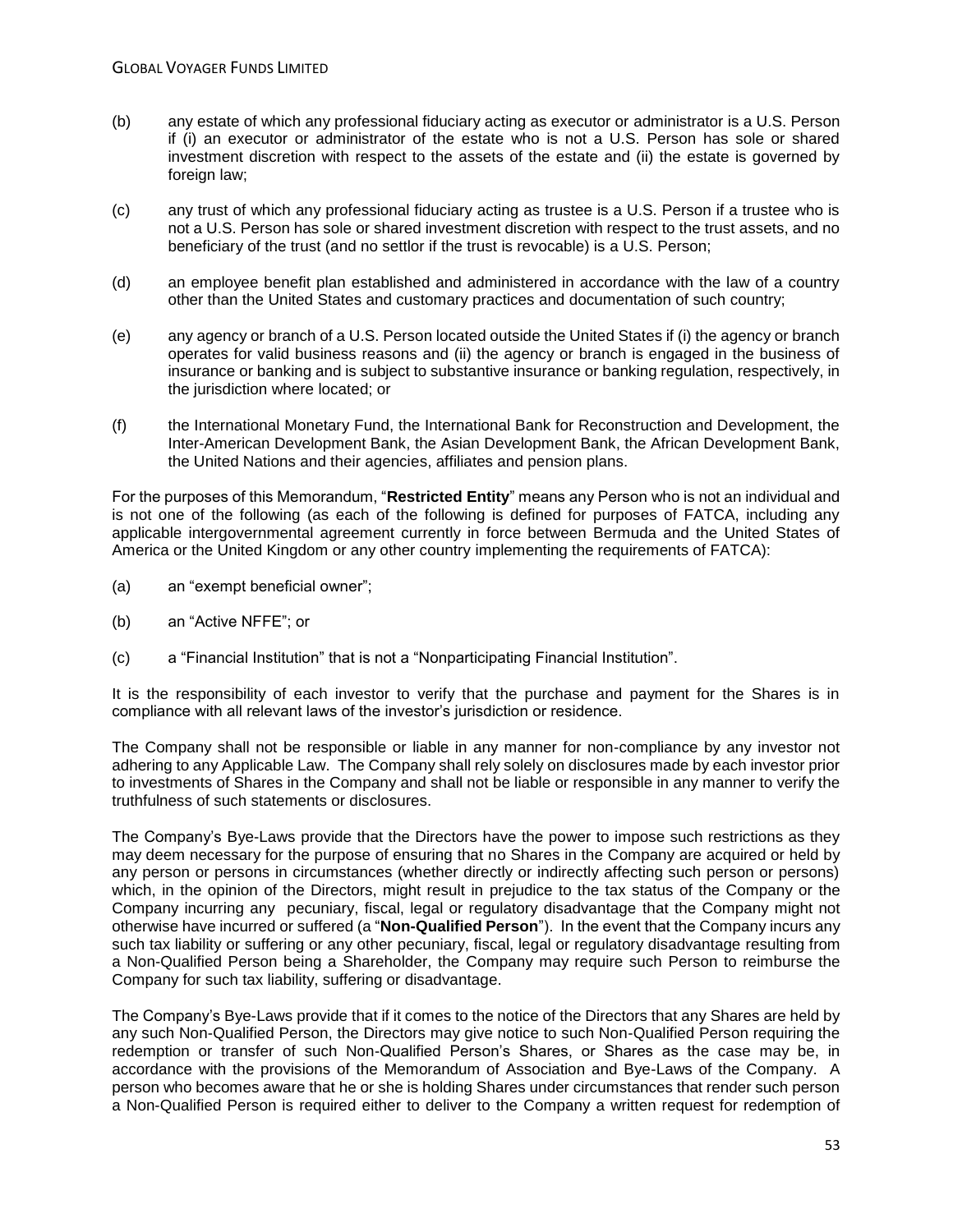(b) any estate of which any professional fiduciary acting as executor or administrator is a U.S. Person if (i) an executor or administrator of the estate who is not a U.S. Person has sole or shared investment discretion with respect to the assets of the estate and (ii) the estate is governed by foreign law;

(c) any trust of which any professional fiduciary acting as trustee is a U.S. Person if a trustee who is not a U.S. Person has sole or shared investment discretion with respect to the trust assets, and no beneficiary of the trust (and no settlor if the trust is revocable) is a U.S. Person;

(d) an employee benefit plan established and administered in accordance with the law of a country other than the United States and customary practices and documentation of such country;

(e) any agency or branch of a U.S. Person located outside the United States if (i) the agency or branch operates for valid business reasons and (ii) the agency or branch is engaged in the business of insurance or banking and is subject to substantive insurance or banking regulation, respectively, in the jurisdiction where located; or

(f) the International Monetary Fund, the International Bank for Reconstruction and Development, the Inter-American Development Bank, the Asian Development Bank, the African Development Bank, the United Nations and their agencies, affiliates and pension plans.

For the purposes of this Memorandum, "**Restricted Entity**" means any Person who is not an individual and is not one of the following (as each of the following is defined for purposes of FATCA, including any applicable intergovernmental agreement currently in force between Bermuda and the United States of America or the United Kingdom or any other country implementing the requirements of FATCA):

(a) an "exempt beneficial owner";

(b) an "Active NFFE"; or

(c) a "Financial Institution" that is not a "Nonparticipating Financial Institution".

It is the responsibility of each investor to verify that the purchase and payment for the Shares is in compliance with all relevant laws of the investor's jurisdiction or residence.

The Company shall not be responsible or liable in any manner for non-compliance by any investor not adhering to any Applicable Law. The Company shall rely solely on disclosures made by each investor prior to investments of Shares in the Company and shall not be liable or responsible in any manner to verify the truthfulness of such statements or disclosures.

The Company's Bye-Laws provide that the Directors have the power to impose such restrictions as they may deem necessary for the purpose of ensuring that no Shares in the Company are acquired or held by any person or persons in circumstances (whether directly or indirectly affecting such person or persons) which, in the opinion of the Directors, might result in prejudice to the tax status of the Company or the Company incurring any pecuniary, fiscal, legal or regulatory disadvantage that the Company might not otherwise have incurred or suffered (a "**Non-Qualified Person**"). In the event that the Company incurs any such tax liability or suffering or any other pecuniary, fiscal, legal or regulatory disadvantage resulting from a Non-Qualified Person being a Shareholder, the Company may require such Person to reimburse the Company for such tax liability, suffering or disadvantage.

The Company's Bye-Laws provide that if it comes to the notice of the Directors that any Shares are held by any such Non-Qualified Person, the Directors may give notice to such Non-Qualified Person requiring the redemption or transfer of such Non-Qualified Person's Shares, or Shares as the case may be, in accordance with the provisions of the Memorandum of Association and Bye-Laws of the Company. A person who becomes aware that he or she is holding Shares under circumstances that render such person a Non-Qualified Person is required either to deliver to the Company a written request for redemption of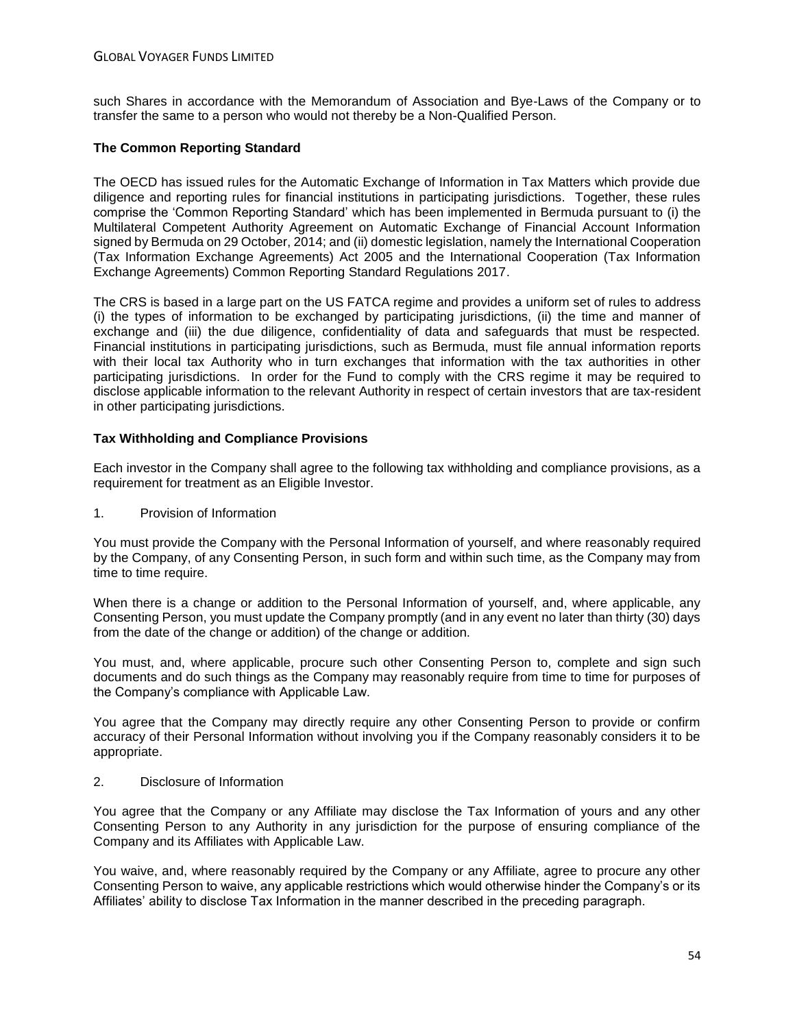such Shares in accordance with the Memorandum of Association and Bye-Laws of the Company or to transfer the same to a person who would not thereby be a Non-Qualified Person.

**The Common Reporting Standard**

The OECD has issued rules for the Automatic Exchange of Information in Tax Matters which provide due diligence and reporting rules for financial institutions in participating jurisdictions. Together, these rules comprise the 'Common Reporting Standard' which has been implemented in Bermuda pursuant to (i) the Multilateral Competent Authority Agreement on Automatic Exchange of Financial Account Information signed by Bermuda on 29 October, 2014; and (ii) domestic legislation, namely the International Cooperation (Tax Information Exchange Agreements) Act 2005 and the International Cooperation (Tax Information Exchange Agreements) Common Reporting Standard Regulations 2017.

The CRS is based in a large part on the US FATCA regime and provides a uniform set of rules to address (i) the types of information to be exchanged by participating jurisdictions, (ii) the time and manner of exchange and (iii) the due diligence, confidentiality of data and safeguards that must be respected. Financial institutions in participating jurisdictions, such as Bermuda, must file annual information reports with their local tax Authority who in turn exchanges that information with the tax authorities in other participating jurisdictions. In order for the Fund to comply with the CRS regime it may be required to disclose applicable information to the relevant Authority in respect of certain investors that are tax-resident in other participating jurisdictions.

**Tax Withholding and Compliance Provisions**

Each investor in the Company shall agree to the following tax withholding and compliance provisions, as a requirement for treatment as an Eligible Investor.

1. Provision of Information

You must provide the Company with the Personal Information of yourself, and where reasonably required by the Company, of any Consenting Person, in such form and within such time, as the Company may from time to time require.

When there is a change or addition to the Personal Information of yourself, and, where applicable, any Consenting Person, you must update the Company promptly (and in any event no later than thirty (30) days from the date of the change or addition) of the change or addition.

You must, and, where applicable, procure such other Consenting Person to, complete and sign such documents and do such things as the Company may reasonably require from time to time for purposes of the Company's compliance with Applicable Law.

You agree that the Company may directly require any other Consenting Person to provide or confirm accuracy of their Personal Information without involving you if the Company reasonably considers it to be appropriate.

2. Disclosure of Information

You agree that the Company or any Affiliate may disclose the Tax Information of yours and any other Consenting Person to any Authority in any jurisdiction for the purpose of ensuring compliance of the Company and its Affiliates with Applicable Law.

You waive, and, where reasonably required by the Company or any Affiliate, agree to procure any other Consenting Person to waive, any applicable restrictions which would otherwise hinder the Company's or its Affiliates' ability to disclose Tax Information in the manner described in the preceding paragraph.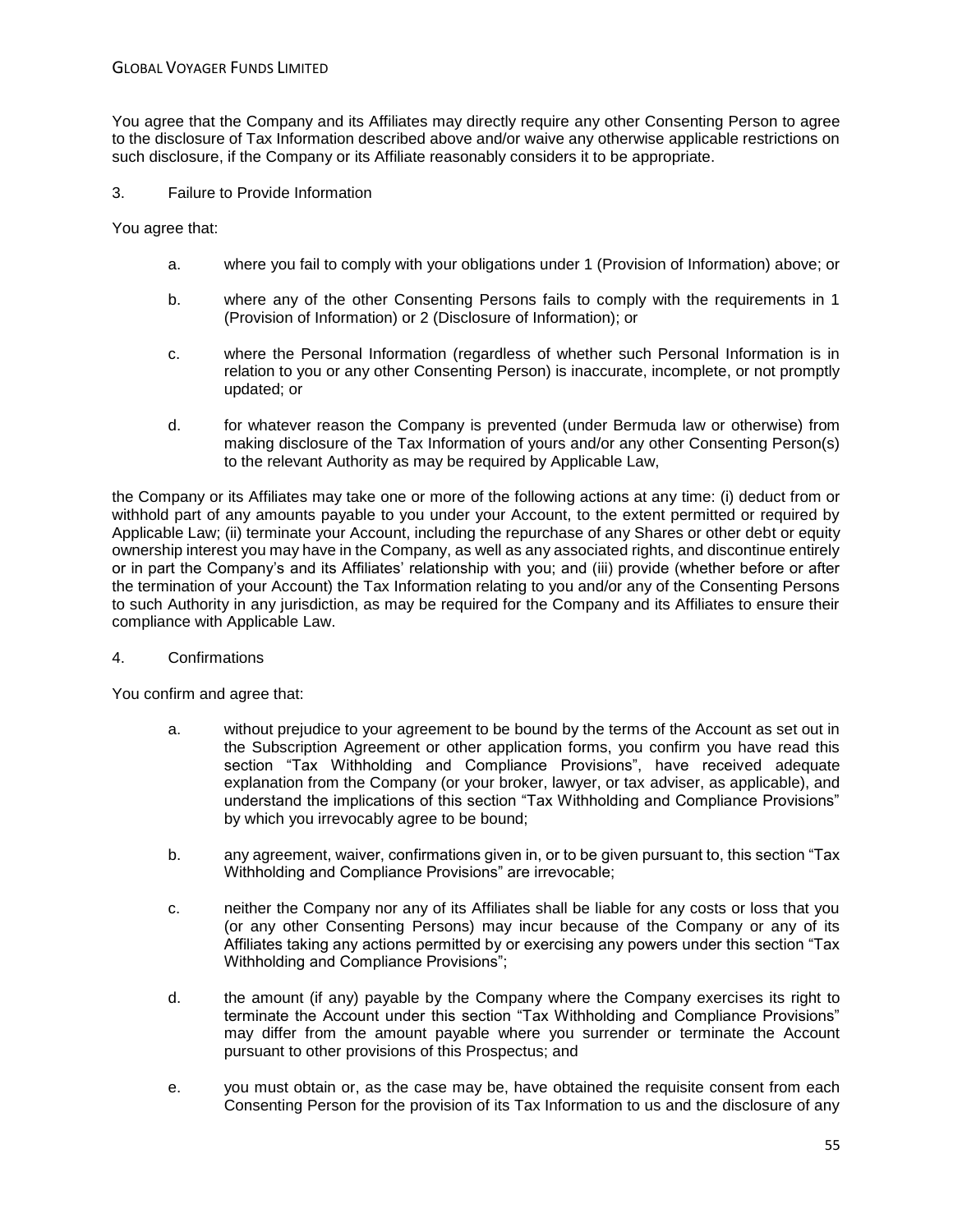You agree that the Company and its Affiliates may directly require any other Consenting Person to agree to the disclosure of Tax Information described above and/or waive any otherwise applicable restrictions on such disclosure, if the Company or its Affiliate reasonably considers it to be appropriate.

3. Failure to Provide Information

You agree that:

a. where you fail to comply with your obligations under 1 (Provision of Information) above; or

b. where any of the other Consenting Persons fails to comply with the requirements in 1 (Provision of Information) or 2 (Disclosure of Information); or

c. where the Personal Information (regardless of whether such Personal Information is in relation to you or any other Consenting Person) is inaccurate, incomplete, or not promptly updated; or

d. for whatever reason the Company is prevented (under Bermuda law or otherwise) from making disclosure of the Tax Information of yours and/or any other Consenting Person(s) to the relevant Authority as may be required by Applicable Law,

the Company or its Affiliates may take one or more of the following actions at any time: (i) deduct from or withhold part of any amounts payable to you under your Account, to the extent permitted or required by Applicable Law; (ii) terminate your Account, including the repurchase of any Shares or other debt or equity ownership interest you may have in the Company, as well as any associated rights, and discontinue entirely or in part the Company's and its Affiliates' relationship with you; and (iii) provide (whether before or after the termination of your Account) the Tax Information relating to you and/or any of the Consenting Persons to such Authority in any jurisdiction, as may be required for the Company and its Affiliates to ensure their compliance with Applicable Law.

4. Confirmations

You confirm and agree that:

a. without prejudice to your agreement to be bound by the terms of the Account as set out in the Subscription Agreement or other application forms, you confirm you have read this section "Tax Withholding and Compliance Provisions", have received adequate explanation from the Company (or your broker, lawyer, or tax adviser, as applicable), and understand the implications of this section "Tax Withholding and Compliance Provisions" by which you irrevocably agree to be bound;

b. any agreement, waiver, confirmations given in, or to be given pursuant to, this section "Tax Withholding and Compliance Provisions" are irrevocable;

c. neither the Company nor any of its Affiliates shall be liable for any costs or loss that you (or any other Consenting Persons) may incur because of the Company or any of its Affiliates taking any actions permitted by or exercising any powers under this section "Tax Withholding and Compliance Provisions";

d. the amount (if any) payable by the Company where the Company exercises its right to terminate the Account under this section "Tax Withholding and Compliance Provisions" may differ from the amount payable where you surrender or terminate the Account pursuant to other provisions of this Prospectus; and

e. you must obtain or, as the case may be, have obtained the requisite consent from each Consenting Person for the provision of its Tax Information to us and the disclosure of any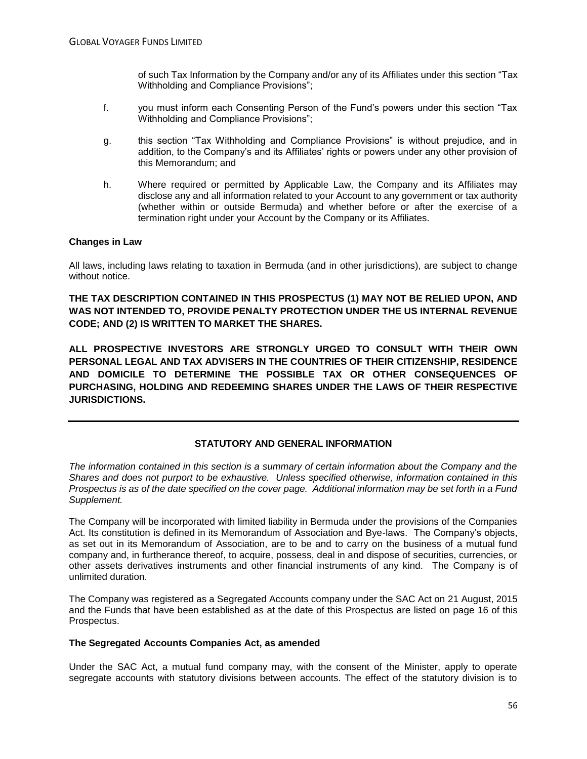of such Tax Information by the Company and/or any of its Affiliates under this section "Tax Withholding and Compliance Provisions";

f. you must inform each Consenting Person of the Fund's powers under this section "Tax Withholding and Compliance Provisions";

g. this section "Tax Withholding and Compliance Provisions" is without prejudice, and in addition, to the Company's and its Affiliates' rights or powers under any other provision of this Memorandum; and

h. Where required or permitted by Applicable Law, the Company and its Affiliates may disclose any and all information related to your Account to any government or tax authority (whether within or outside Bermuda) and whether before or after the exercise of a termination right under your Account by the Company or its Affiliates.

**Changes in Law**

All laws, including laws relating to taxation in Bermuda (and in other jurisdictions), are subject to change without notice.

**THE TAX DESCRIPTION CONTAINED IN THIS PROSPECTUS (1) MAY NOT BE RELIED UPON, AND WAS NOT INTENDED TO, PROVIDE PENALTY PROTECTION UNDER THE US INTERNAL REVENUE CODE; AND (2) IS WRITTEN TO MARKET THE SHARES.**

**ALL PROSPECTIVE INVESTORS ARE STRONGLY URGED TO CONSULT WITH THEIR OWN PERSONAL LEGAL AND TAX ADVISERS IN THE COUNTRIES OF THEIR CITIZENSHIP, RESIDENCE AND DOMICILE TO DETERMINE THE POSSIBLE TAX OR OTHER CONSEQUENCES OF PURCHASING, HOLDING AND REDEEMING SHARES UNDER THE LAWS OF THEIR RESPECTIVE JURISDICTIONS.**

---

## STATUTORY AND GENERAL INFORMATION

*The information contained in this section is a summary of certain information about the Company and the Shares and does not purport to be exhaustive. Unless specified otherwise, information contained in this Prospectus is as of the date specified on the cover page. Additional information may be set forth in a Fund Supplement.*

The Company will be incorporated with limited liability in Bermuda under the provisions of the Companies Act. Its constitution is defined in its Memorandum of Association and Bye-laws. The Company's objects, as set out in its Memorandum of Association, are to be and to carry on the business of a mutual fund company and, in furtherance thereof, to acquire, possess, deal in and dispose of securities, currencies, or other assets derivatives instruments and other financial instruments of any kind. The Company is of unlimited duration.

The Company was registered as a Segregated Accounts company under the SAC Act on 21 August, 2015 and the Funds that have been established as at the date of this Prospectus are listed on page 16 of this Prospectus.

**The Segregated Accounts Companies Act, as amended**

Under the SAC Act, a mutual fund company may, with the consent of the Minister, apply to operate segregate accounts with statutory divisions between accounts. The effect of the statutory division is to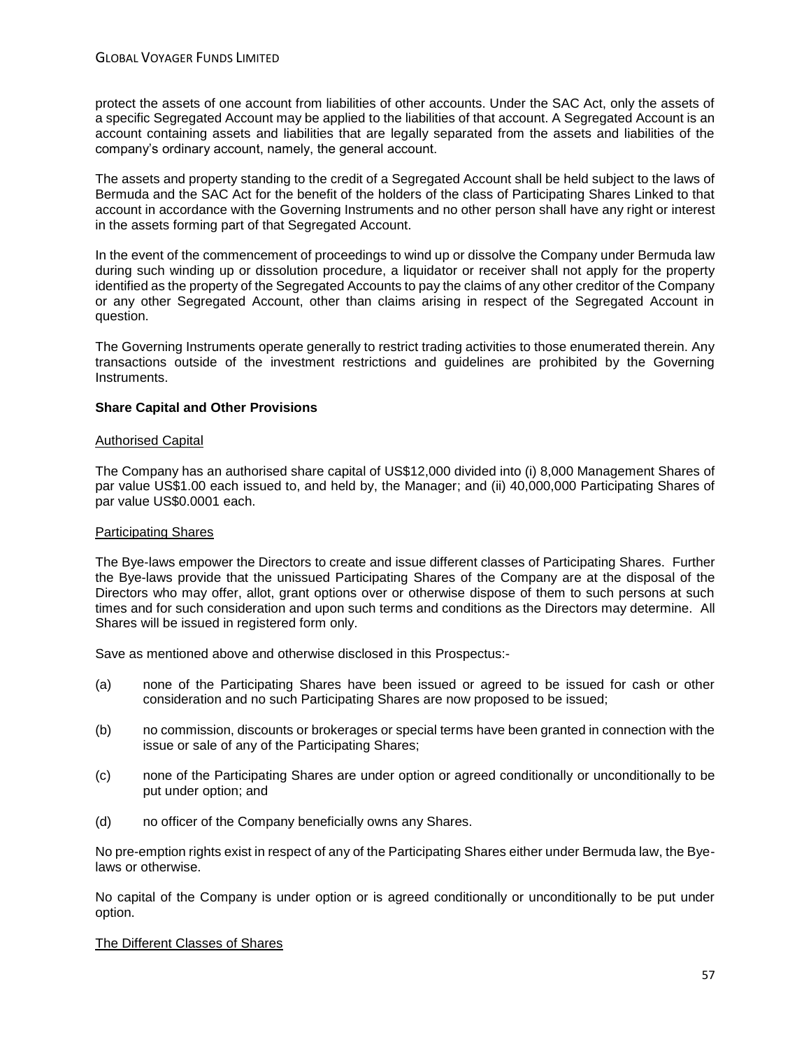protect the assets of one account from liabilities of other accounts. Under the SAC Act, only the assets of a specific Segregated Account may be applied to the liabilities of that account. A Segregated Account is an account containing assets and liabilities that are legally separated from the assets and liabilities of the company's ordinary account, namely, the general account.

The assets and property standing to the credit of a Segregated Account shall be held subject to the laws of Bermuda and the SAC Act for the benefit of the holders of the class of Participating Shares Linked to that account in accordance with the Governing Instruments and no other person shall have any right or interest in the assets forming part of that Segregated Account.

In the event of the commencement of proceedings to wind up or dissolve the Company under Bermuda law during such winding up or dissolution procedure, a liquidator or receiver shall not apply for the property identified as the property of the Segregated Accounts to pay the claims of any other creditor of the Company or any other Segregated Account, other than claims arising in respect of the Segregated Account in question.

The Governing Instruments operate generally to restrict trading activities to those enumerated therein. Any transactions outside of the investment restrictions and guidelines are prohibited by the Governing Instruments.

### Share Capital and Other Provisions

#### Authorised Capital

The Company has an authorised share capital of US$12,000 divided into (i) 8,000 Management Shares of par value US$1.00 each issued to, and held by, the Manager; and (ii) 40,000,000 Participating Shares of par value US$0.0001 each.

#### Participating Shares

The Bye-laws empower the Directors to create and issue different classes of Participating Shares. Further the Bye-laws provide that the unissued Participating Shares of the Company are at the disposal of the Directors who may offer, allot, grant options over or otherwise dispose of them to such persons at such times and for such consideration and upon such terms and conditions as the Directors may determine. All Shares will be issued in registered form only.

Save as mentioned above and otherwise disclosed in this Prospectus:-

(a) none of the Participating Shares have been issued or agreed to be issued for cash or other consideration and no such Participating Shares are now proposed to be issued;

(b) no commission, discounts or brokerages or special terms have been granted in connection with the issue or sale of any of the Participating Shares;

(c) none of the Participating Shares are under option or agreed conditionally or unconditionally to be put under option; and

(d) no officer of the Company beneficially owns any Shares.

No pre-emption rights exist in respect of any of the Participating Shares either under Bermuda law, the Bye-laws or otherwise.

No capital of the Company is under option or is agreed conditionally or unconditionally to be put under option.

#### The Different Classes of Shares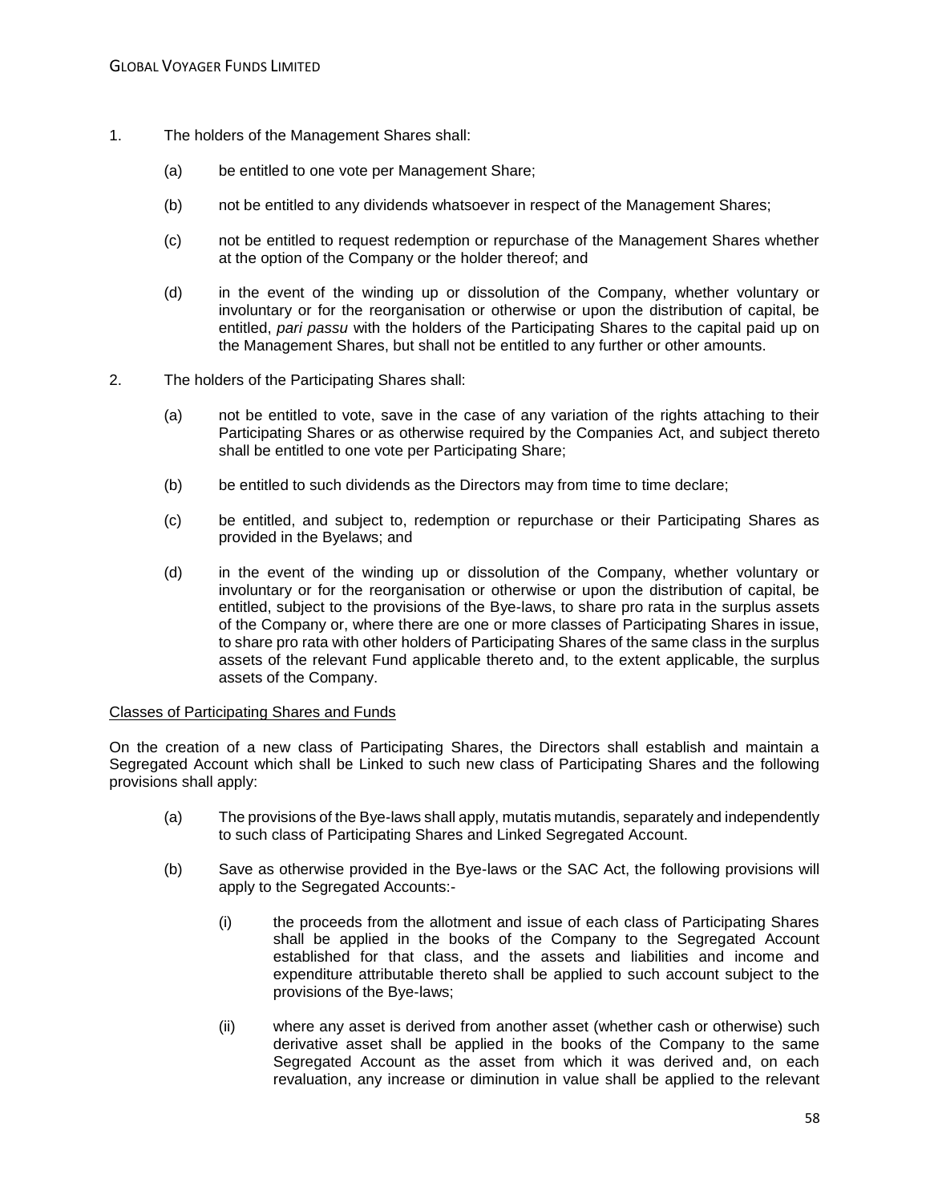1. The holders of the Management Shares shall:

   (a) be entitled to one vote per Management Share;

   (b) not be entitled to any dividends whatsoever in respect of the Management Shares;

   (c) not be entitled to request redemption or repurchase of the Management Shares whether at the option of the Company or the holder thereof; and

   (d) in the event of the winding up or dissolution of the Company, whether voluntary or involuntary or for the reorganisation or otherwise or upon the distribution of capital, be entitled, *pari passu* with the holders of the Participating Shares to the capital paid up on the Management Shares, but shall not be entitled to any further or other amounts.

2. The holders of the Participating Shares shall:

   (a) not be entitled to vote, save in the case of any variation of the rights attaching to their Participating Shares or as otherwise required by the Companies Act, and subject thereto shall be entitled to one vote per Participating Share;

   (b) be entitled to such dividends as the Directors may from time to time declare;

   (c) be entitled, and subject to, redemption or repurchase or their Participating Shares as provided in the Byelaws; and

   (d) in the event of the winding up or dissolution of the Company, whether voluntary or involuntary or for the reorganisation or otherwise or upon the distribution of capital, be entitled, subject to the provisions of the Bye-laws, to share pro rata in the surplus assets of the Company or, where there are one or more classes of Participating Shares in issue, to share pro rata with other holders of Participating Shares of the same class in the surplus assets of the relevant Fund applicable thereto and, to the extent applicable, the surplus assets of the Company.

<u>Classes of Participating Shares and Funds</u>

On the creation of a new class of Participating Shares, the Directors shall establish and maintain a Segregated Account which shall be Linked to such new class of Participating Shares and the following provisions shall apply:

(a) The provisions of the Bye-laws shall apply, mutatis mutandis, separately and independently to such class of Participating Shares and Linked Segregated Account.

(b) Save as otherwise provided in the Bye-laws or the SAC Act, the following provisions will apply to the Segregated Accounts:-

   (i) the proceeds from the allotment and issue of each class of Participating Shares shall be applied in the books of the Company to the Segregated Account established for that class, and the assets and liabilities and income and expenditure attributable thereto shall be applied to such account subject to the provisions of the Bye-laws;

   (ii) where any asset is derived from another asset (whether cash or otherwise) such derivative asset shall be applied in the books of the Company to the same Segregated Account as the asset from which it was derived and, on each revaluation, any increase or diminution in value shall be applied to the relevant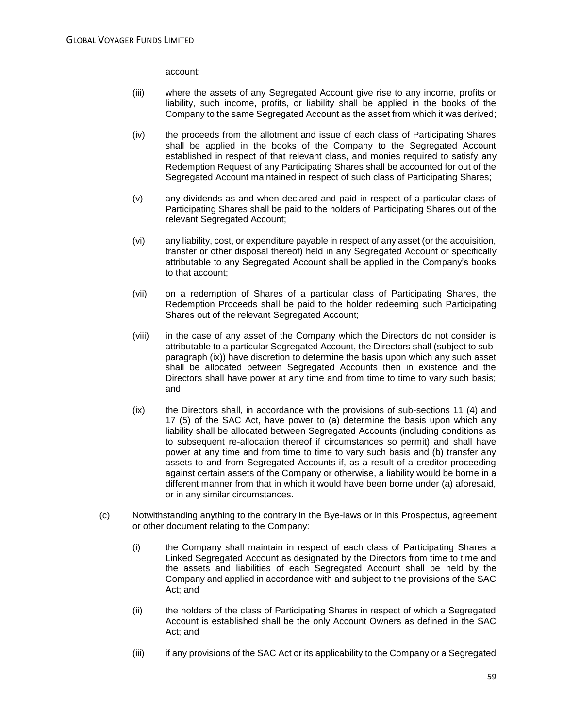account;

(iii) where the assets of any Segregated Account give rise to any income, profits or liability, such income, profits, or liability shall be applied in the books of the Company to the same Segregated Account as the asset from which it was derived;

(iv) the proceeds from the allotment and issue of each class of Participating Shares shall be applied in the books of the Company to the Segregated Account established in respect of that relevant class, and monies required to satisfy any Redemption Request of any Participating Shares shall be accounted for out of the Segregated Account maintained in respect of such class of Participating Shares;

(v) any dividends as and when declared and paid in respect of a particular class of Participating Shares shall be paid to the holders of Participating Shares out of the relevant Segregated Account;

(vi) any liability, cost, or expenditure payable in respect of any asset (or the acquisition, transfer or other disposal thereof) held in any Segregated Account or specifically attributable to any Segregated Account shall be applied in the Company's books to that account;

(vii) on a redemption of Shares of a particular class of Participating Shares, the Redemption Proceeds shall be paid to the holder redeeming such Participating Shares out of the relevant Segregated Account;

(viii) in the case of any asset of the Company which the Directors do not consider is attributable to a particular Segregated Account, the Directors shall (subject to sub-paragraph (ix)) have discretion to determine the basis upon which any such asset shall be allocated between Segregated Accounts then in existence and the Directors shall have power at any time and from time to time to vary such basis; and

(ix) the Directors shall, in accordance with the provisions of sub-sections 11 (4) and 17 (5) of the SAC Act, have power to (a) determine the basis upon which any liability shall be allocated between Segregated Accounts (including conditions as to subsequent re-allocation thereof if circumstances so permit) and shall have power at any time and from time to time to vary such basis and (b) transfer any assets to and from Segregated Accounts if, as a result of a creditor proceeding against certain assets of the Company or otherwise, a liability would be borne in a different manner from that in which it would have been borne under (a) aforesaid, or in any similar circumstances.

(c) Notwithstanding anything to the contrary in the Bye-laws or in this Prospectus, agreement or other document relating to the Company:

(i) the Company shall maintain in respect of each class of Participating Shares a Linked Segregated Account as designated by the Directors from time to time and the assets and liabilities of each Segregated Account shall be held by the Company and applied in accordance with and subject to the provisions of the SAC Act; and

(ii) the holders of the class of Participating Shares in respect of which a Segregated Account is established shall be the only Account Owners as defined in the SAC Act; and

(iii) if any provisions of the SAC Act or its applicability to the Company or a Segregated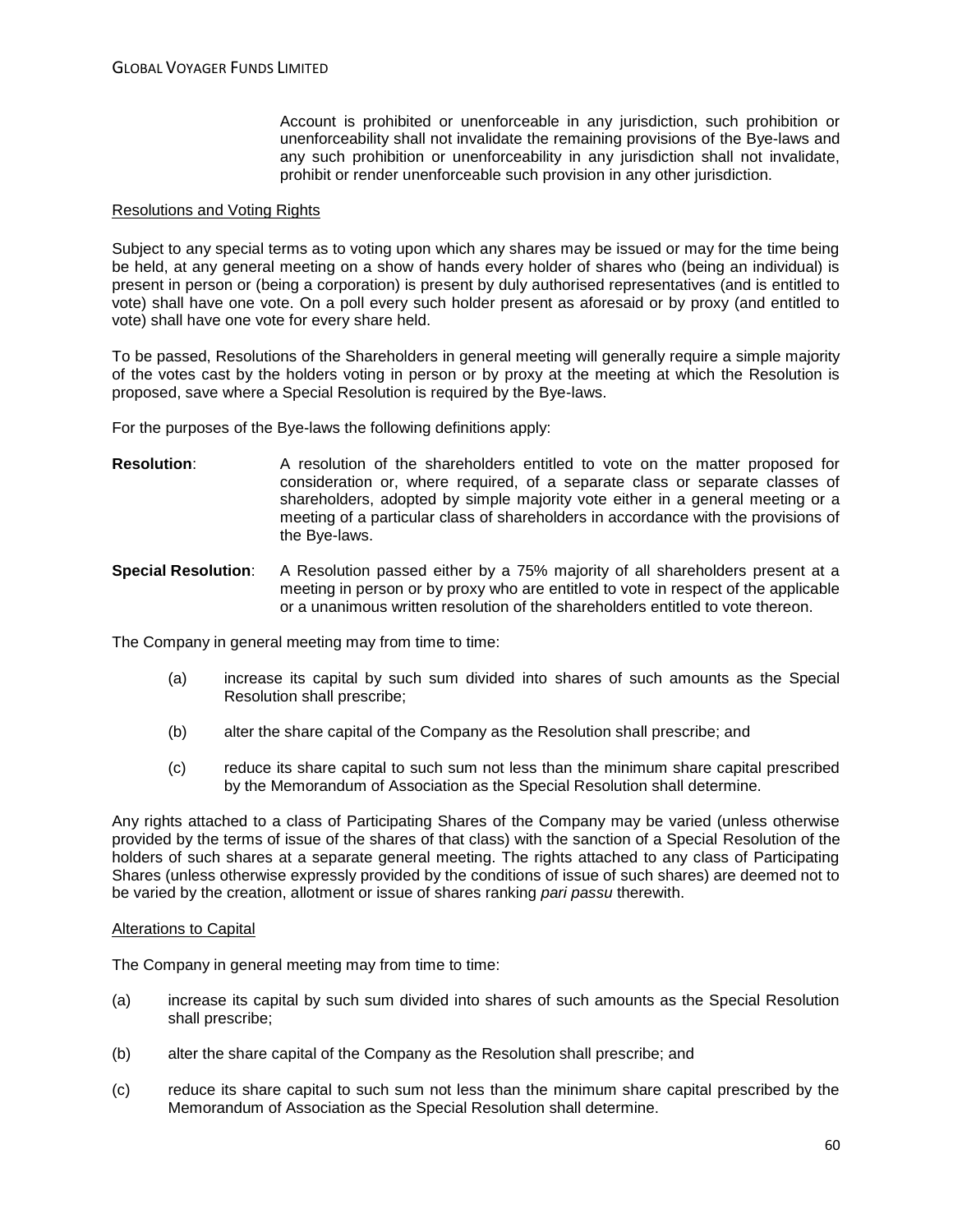Account is prohibited or unenforceable in any jurisdiction, such prohibition or unenforceability shall not invalidate the remaining provisions of the Bye-laws and any such prohibition or unenforceability in any jurisdiction shall not invalidate, prohibit or render unenforceable such provision in any other jurisdiction.

### Resolutions and Voting Rights

Subject to any special terms as to voting upon which any shares may be issued or may for the time being be held, at any general meeting on a show of hands every holder of shares who (being an individual) is present in person or (being a corporation) is present by duly authorised representatives (and is entitled to vote) shall have one vote. On a poll every such holder present as aforesaid or by proxy (and entitled to vote) shall have one vote for every share held.

To be passed, Resolutions of the Shareholders in general meeting will generally require a simple majority of the votes cast by the holders voting in person or by proxy at the meeting at which the Resolution is proposed, save where a Special Resolution is required by the Bye-laws.

For the purposes of the Bye-laws the following definitions apply:

**Resolution**: A resolution of the shareholders entitled to vote on the matter proposed for consideration or, where required, of a separate class or separate classes of shareholders, adopted by simple majority vote either in a general meeting or a meeting of a particular class of shareholders in accordance with the provisions of the Bye-laws.

**Special Resolution**: A Resolution passed either by a 75% majority of all shareholders present at a meeting in person or by proxy who are entitled to vote in respect of the applicable or a unanimous written resolution of the shareholders entitled to vote thereon.

The Company in general meeting may from time to time:

(a) increase its capital by such sum divided into shares of such amounts as the Special Resolution shall prescribe;

(b) alter the share capital of the Company as the Resolution shall prescribe; and

(c) reduce its share capital to such sum not less than the minimum share capital prescribed by the Memorandum of Association as the Special Resolution shall determine.

Any rights attached to a class of Participating Shares of the Company may be varied (unless otherwise provided by the terms of issue of the shares of that class) with the sanction of a Special Resolution of the holders of such shares at a separate general meeting. The rights attached to any class of Participating Shares (unless otherwise expressly provided by the conditions of issue of such shares) are deemed not to be varied by the creation, allotment or issue of shares ranking *pari passu* therewith.

### Alterations to Capital

The Company in general meeting may from time to time:

(a) increase its capital by such sum divided into shares of such amounts as the Special Resolution shall prescribe;

(b) alter the share capital of the Company as the Resolution shall prescribe; and

(c) reduce its share capital to such sum not less than the minimum share capital prescribed by the Memorandum of Association as the Special Resolution shall determine.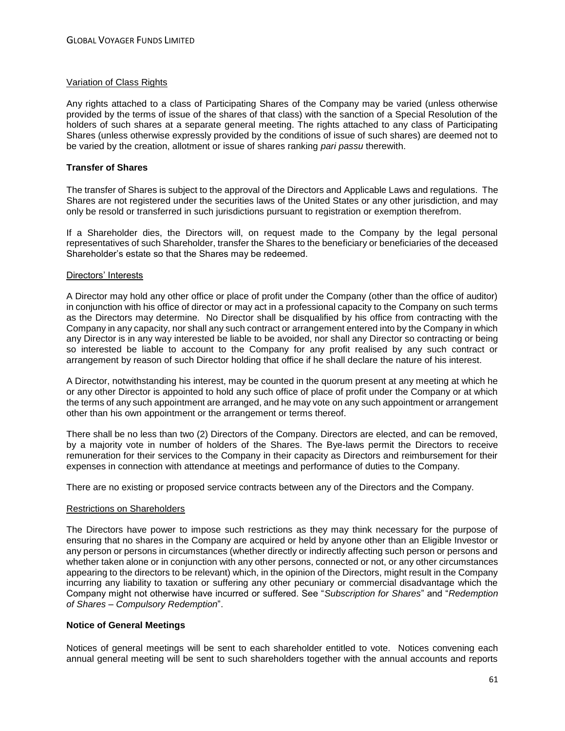Variation of Class Rights

Any rights attached to a class of Participating Shares of the Company may be varied (unless otherwise provided by the terms of issue of the shares of that class) with the sanction of a Special Resolution of the holders of such shares at a separate general meeting. The rights attached to any class of Participating Shares (unless otherwise expressly provided by the conditions of issue of such shares) are deemed not to be varied by the creation, allotment or issue of shares ranking *pari passu* therewith.

**Transfer of Shares**

The transfer of Shares is subject to the approval of the Directors and Applicable Laws and regulations. The Shares are not registered under the securities laws of the United States or any other jurisdiction, and may only be resold or transferred in such jurisdictions pursuant to registration or exemption therefrom.

If a Shareholder dies, the Directors will, on request made to the Company by the legal personal representatives of such Shareholder, transfer the Shares to the beneficiary or beneficiaries of the deceased Shareholder's estate so that the Shares may be redeemed.

Directors' Interests

A Director may hold any other office or place of profit under the Company (other than the office of auditor) in conjunction with his office of director or may act in a professional capacity to the Company on such terms as the Directors may determine. No Director shall be disqualified by his office from contracting with the Company in any capacity, nor shall any such contract or arrangement entered into by the Company in which any Director is in any way interested be liable to be avoided, nor shall any Director so contracting or being so interested be liable to account to the Company for any profit realised by any such contract or arrangement by reason of such Director holding that office if he shall declare the nature of his interest.

A Director, notwithstanding his interest, may be counted in the quorum present at any meeting at which he or any other Director is appointed to hold any such office of place of profit under the Company or at which the terms of any such appointment are arranged, and he may vote on any such appointment or arrangement other than his own appointment or the arrangement or terms thereof.

There shall be no less than two (2) Directors of the Company. Directors are elected, and can be removed, by a majority vote in number of holders of the Shares. The Bye-laws permit the Directors to receive remuneration for their services to the Company in their capacity as Directors and reimbursement for their expenses in connection with attendance at meetings and performance of duties to the Company.

There are no existing or proposed service contracts between any of the Directors and the Company.

Restrictions on Shareholders

The Directors have power to impose such restrictions as they may think necessary for the purpose of ensuring that no shares in the Company are acquired or held by anyone other than an Eligible Investor or any person or persons in circumstances (whether directly or indirectly affecting such person or persons and whether taken alone or in conjunction with any other persons, connected or not, or any other circumstances appearing to the directors to be relevant) which, in the opinion of the Directors, might result in the Company incurring any liability to taxation or suffering any other pecuniary or commercial disadvantage which the Company might not otherwise have incurred or suffered. See "*Subscription for Shares*" and "*Redemption of Shares – Compulsory Redemption*".

**Notice of General Meetings**

Notices of general meetings will be sent to each shareholder entitled to vote. Notices convening each annual general meeting will be sent to such shareholders together with the annual accounts and reports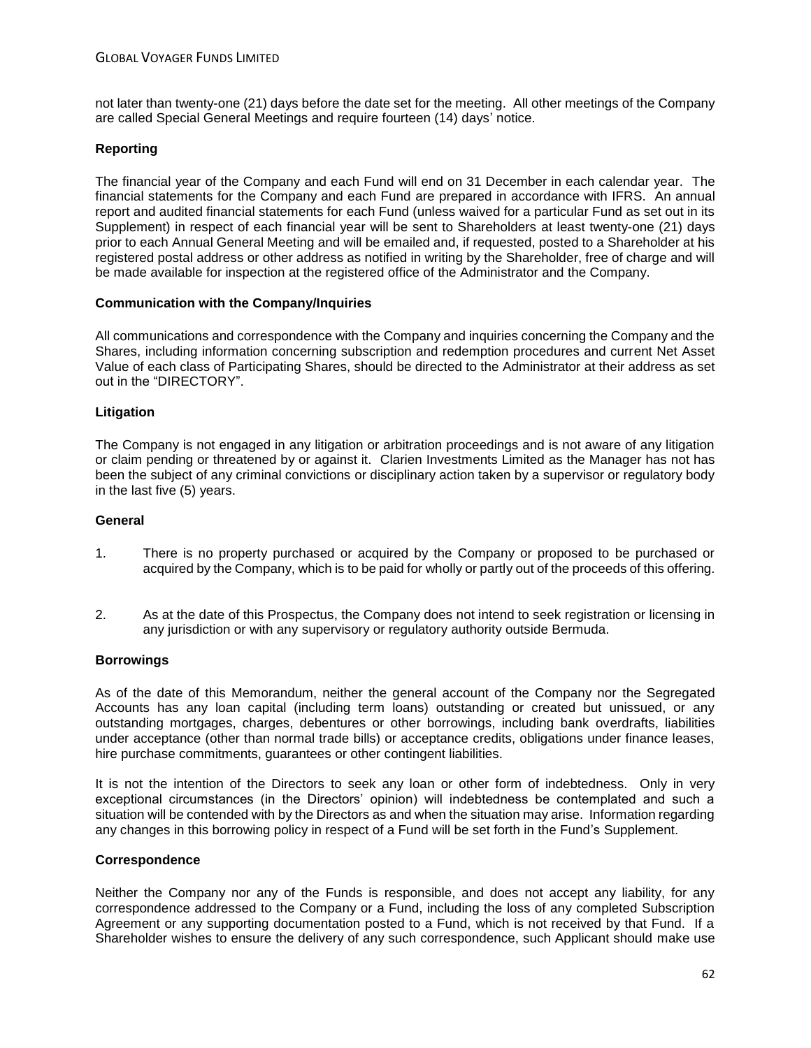not later than twenty-one (21) days before the date set for the meeting. All other meetings of the Company are called Special General Meetings and require fourteen (14) days' notice.

**Reporting**

The financial year of the Company and each Fund will end on 31 December in each calendar year. The financial statements for the Company and each Fund are prepared in accordance with IFRS. An annual report and audited financial statements for each Fund (unless waived for a particular Fund as set out in its Supplement) in respect of each financial year will be sent to Shareholders at least twenty-one (21) days prior to each Annual General Meeting and will be emailed and, if requested, posted to a Shareholder at his registered postal address or other address as notified in writing by the Shareholder, free of charge and will be made available for inspection at the registered office of the Administrator and the Company.

**Communication with the Company/Inquiries**

All communications and correspondence with the Company and inquiries concerning the Company and the Shares, including information concerning subscription and redemption procedures and current Net Asset Value of each class of Participating Shares, should be directed to the Administrator at their address as set out in the "DIRECTORY".

**Litigation**

The Company is not engaged in any litigation or arbitration proceedings and is not aware of any litigation or claim pending or threatened by or against it. Clarien Investments Limited as the Manager has not has been the subject of any criminal convictions or disciplinary action taken by a supervisor or regulatory body in the last five (5) years.

**General**

1. There is no property purchased or acquired by the Company or proposed to be purchased or acquired by the Company, which is to be paid for wholly or partly out of the proceeds of this offering.

2. As at the date of this Prospectus, the Company does not intend to seek registration or licensing in any jurisdiction or with any supervisory or regulatory authority outside Bermuda.

**Borrowings**

As of the date of this Memorandum, neither the general account of the Company nor the Segregated Accounts has any loan capital (including term loans) outstanding or created but unissued, or any outstanding mortgages, charges, debentures or other borrowings, including bank overdrafts, liabilities under acceptance (other than normal trade bills) or acceptance credits, obligations under finance leases, hire purchase commitments, guarantees or other contingent liabilities.

It is not the intention of the Directors to seek any loan or other form of indebtedness. Only in very exceptional circumstances (in the Directors' opinion) will indebtedness be contemplated and such a situation will be contended with by the Directors as and when the situation may arise. Information regarding any changes in this borrowing policy in respect of a Fund will be set forth in the Fund's Supplement.

**Correspondence**

Neither the Company nor any of the Funds is responsible, and does not accept any liability, for any correspondence addressed to the Company or a Fund, including the loss of any completed Subscription Agreement or any supporting documentation posted to a Fund, which is not received by that Fund. If a Shareholder wishes to ensure the delivery of any such correspondence, such Applicant should make use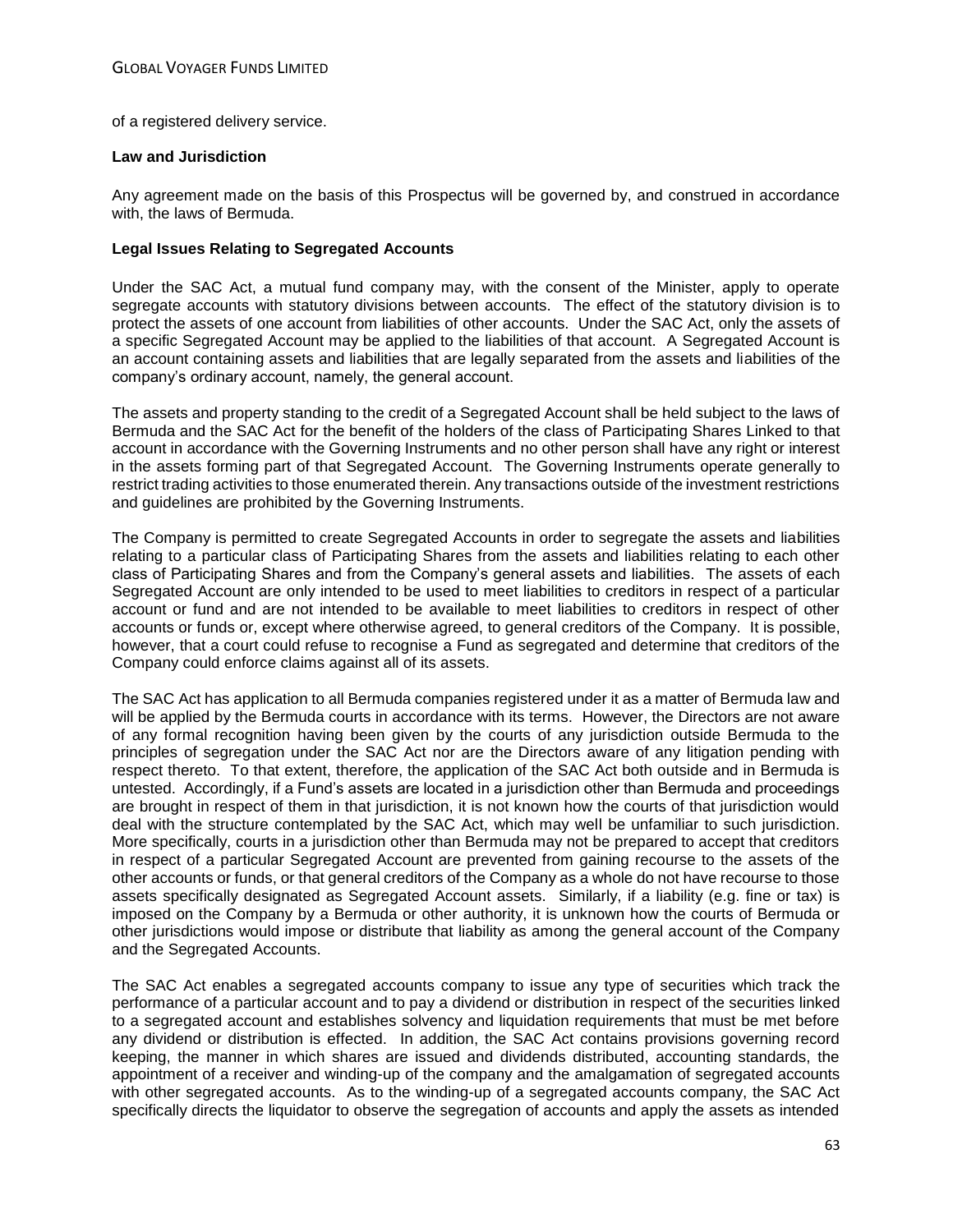of a registered delivery service.

**Law and Jurisdiction**

Any agreement made on the basis of this Prospectus will be governed by, and construed in accordance with, the laws of Bermuda.

**Legal Issues Relating to Segregated Accounts**

Under the SAC Act, a mutual fund company may, with the consent of the Minister, apply to operate segregate accounts with statutory divisions between accounts. The effect of the statutory division is to protect the assets of one account from liabilities of other accounts. Under the SAC Act, only the assets of a specific Segregated Account may be applied to the liabilities of that account. A Segregated Account is an account containing assets and liabilities that are legally separated from the assets and liabilities of the company's ordinary account, namely, the general account.

The assets and property standing to the credit of a Segregated Account shall be held subject to the laws of Bermuda and the SAC Act for the benefit of the holders of the class of Participating Shares Linked to that account in accordance with the Governing Instruments and no other person shall have any right or interest in the assets forming part of that Segregated Account. The Governing Instruments operate generally to restrict trading activities to those enumerated therein. Any transactions outside of the investment restrictions and guidelines are prohibited by the Governing Instruments.

The Company is permitted to create Segregated Accounts in order to segregate the assets and liabilities relating to a particular class of Participating Shares from the assets and liabilities relating to each other class of Participating Shares and from the Company's general assets and liabilities. The assets of each Segregated Account are only intended to be used to meet liabilities to creditors in respect of a particular account or fund and are not intended to be available to meet liabilities to creditors in respect of other accounts or funds or, except where otherwise agreed, to general creditors of the Company. It is possible, however, that a court could refuse to recognise a Fund as segregated and determine that creditors of the Company could enforce claims against all of its assets.

The SAC Act has application to all Bermuda companies registered under it as a matter of Bermuda law and will be applied by the Bermuda courts in accordance with its terms. However, the Directors are not aware of any formal recognition having been given by the courts of any jurisdiction outside Bermuda to the principles of segregation under the SAC Act nor are the Directors aware of any litigation pending with respect thereto. To that extent, therefore, the application of the SAC Act both outside and in Bermuda is untested. Accordingly, if a Fund's assets are located in a jurisdiction other than Bermuda and proceedings are brought in respect of them in that jurisdiction, it is not known how the courts of that jurisdiction would deal with the structure contemplated by the SAC Act, which may well be unfamiliar to such jurisdiction. More specifically, courts in a jurisdiction other than Bermuda may not be prepared to accept that creditors in respect of a particular Segregated Account are prevented from gaining recourse to the assets of the other accounts or funds, or that general creditors of the Company as a whole do not have recourse to those assets specifically designated as Segregated Account assets. Similarly, if a liability (e.g. fine or tax) is imposed on the Company by a Bermuda or other authority, it is unknown how the courts of Bermuda or other jurisdictions would impose or distribute that liability as among the general account of the Company and the Segregated Accounts.

The SAC Act enables a segregated accounts company to issue any type of securities which track the performance of a particular account and to pay a dividend or distribution in respect of the securities linked to a segregated account and establishes solvency and liquidation requirements that must be met before any dividend or distribution is effected. In addition, the SAC Act contains provisions governing record keeping, the manner in which shares are issued and dividends distributed, accounting standards, the appointment of a receiver and winding-up of the company and the amalgamation of segregated accounts with other segregated accounts. As to the winding-up of a segregated accounts company, the SAC Act specifically directs the liquidator to observe the segregation of accounts and apply the assets as intended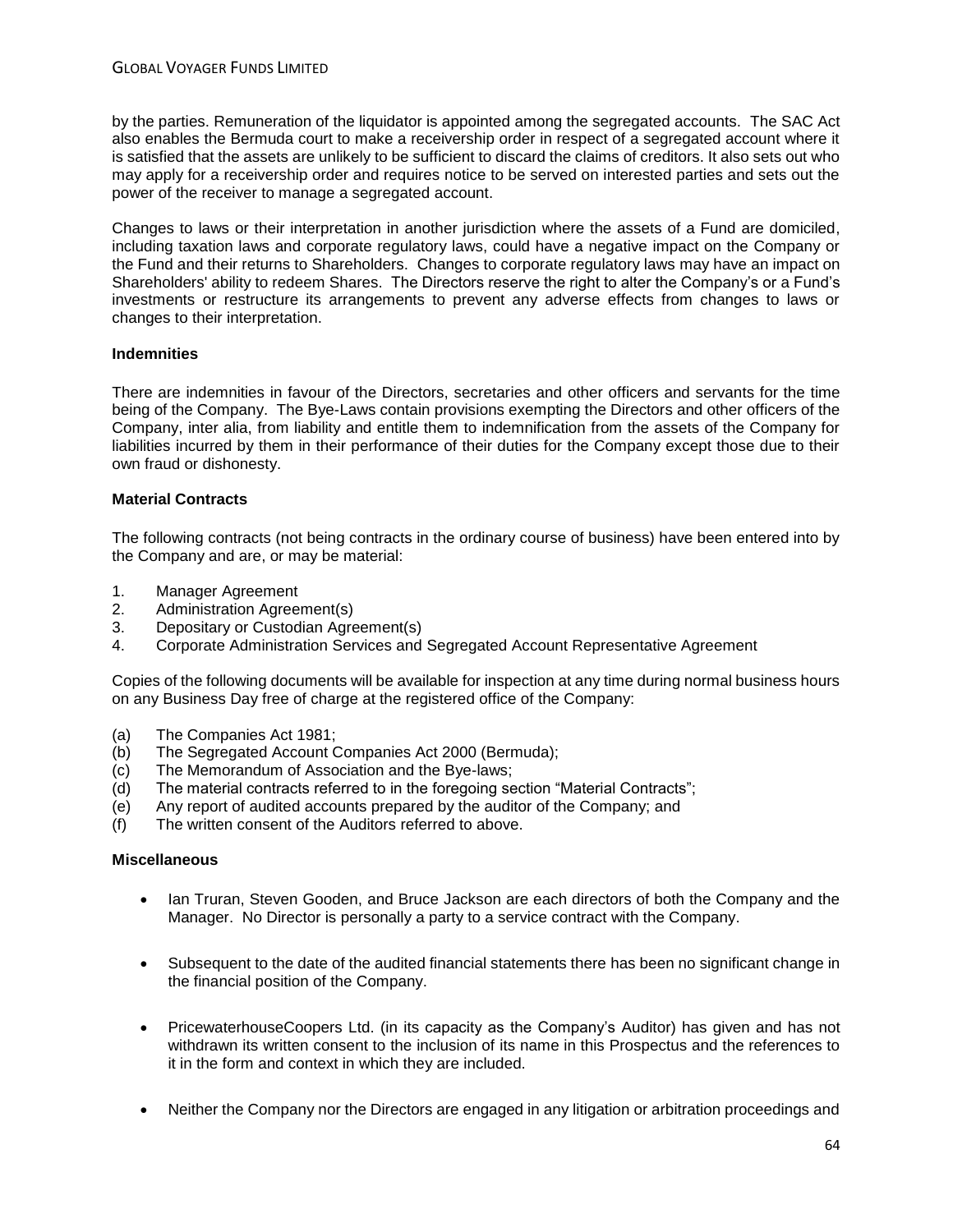by the parties. Remuneration of the liquidator is appointed among the segregated accounts. The SAC Act also enables the Bermuda court to make a receivership order in respect of a segregated account where it is satisfied that the assets are unlikely to be sufficient to discard the claims of creditors. It also sets out who may apply for a receivership order and requires notice to be served on interested parties and sets out the power of the receiver to manage a segregated account.

Changes to laws or their interpretation in another jurisdiction where the assets of a Fund are domiciled, including taxation laws and corporate regulatory laws, could have a negative impact on the Company or the Fund and their returns to Shareholders. Changes to corporate regulatory laws may have an impact on Shareholders' ability to redeem Shares. The Directors reserve the right to alter the Company's or a Fund's investments or restructure its arrangements to prevent any adverse effects from changes to laws or changes to their interpretation.

**Indemnities**

There are indemnities in favour of the Directors, secretaries and other officers and servants for the time being of the Company. The Bye-Laws contain provisions exempting the Directors and other officers of the Company, inter alia, from liability and entitle them to indemnification from the assets of the Company for liabilities incurred by them in their performance of their duties for the Company except those due to their own fraud or dishonesty.

**Material Contracts**

The following contracts (not being contracts in the ordinary course of business) have been entered into by the Company and are, or may be material:

1. Manager Agreement
2. Administration Agreement(s)
3. Depositary or Custodian Agreement(s)
4. Corporate Administration Services and Segregated Account Representative Agreement

Copies of the following documents will be available for inspection at any time during normal business hours on any Business Day free of charge at the registered office of the Company:

(a) The Companies Act 1981;
(b) The Segregated Account Companies Act 2000 (Bermuda);
(c) The Memorandum of Association and the Bye-laws;
(d) The material contracts referred to in the foregoing section "Material Contracts";
(e) Any report of audited accounts prepared by the auditor of the Company; and
(f) The written consent of the Auditors referred to above.

**Miscellaneous**

- Ian Truran, Steven Gooden, and Bruce Jackson are each directors of both the Company and the Manager. No Director is personally a party to a service contract with the Company.
- Subsequent to the date of the audited financial statements there has been no significant change in the financial position of the Company.
- PricewaterhouseCoopers Ltd. (in its capacity as the Company's Auditor) has given and has not withdrawn its written consent to the inclusion of its name in this Prospectus and the references to it in the form and context in which they are included.
- Neither the Company nor the Directors are engaged in any litigation or arbitration proceedings and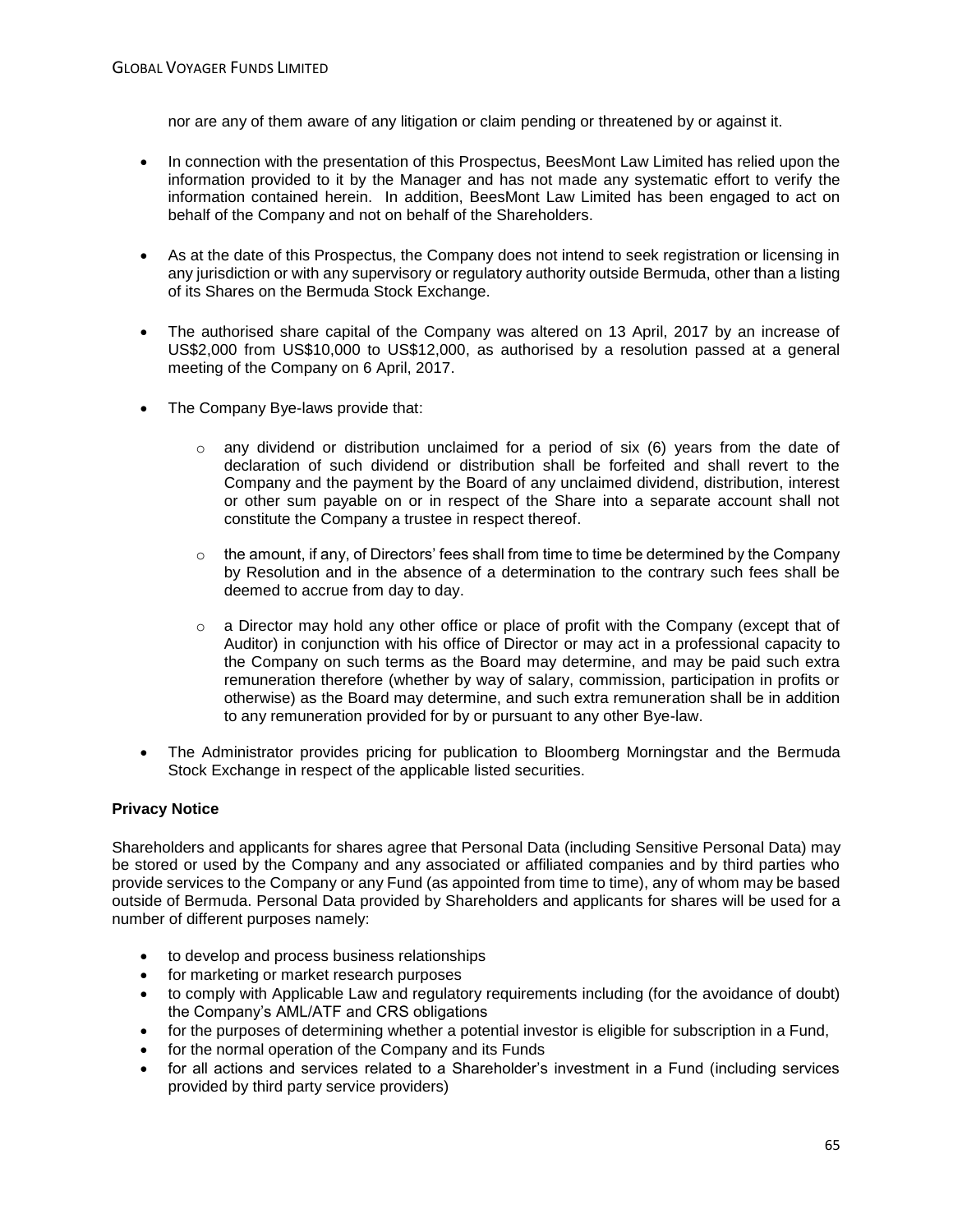nor are any of them aware of any litigation or claim pending or threatened by or against it.

- In connection with the presentation of this Prospectus, BeesMont Law Limited has relied upon the information provided to it by the Manager and has not made any systematic effort to verify the information contained herein. In addition, BeesMont Law Limited has been engaged to act on behalf of the Company and not on behalf of the Shareholders.

- As at the date of this Prospectus, the Company does not intend to seek registration or licensing in any jurisdiction or with any supervisory or regulatory authority outside Bermuda, other than a listing of its Shares on the Bermuda Stock Exchange.

- The authorised share capital of the Company was altered on 13 April, 2017 by an increase of US$2,000 from US$10,000 to US$12,000, as authorised by a resolution passed at a general meeting of the Company on 6 April, 2017.

- The Company Bye-laws provide that:

  - any dividend or distribution unclaimed for a period of six (6) years from the date of declaration of such dividend or distribution shall be forfeited and shall revert to the Company and the payment by the Board of any unclaimed dividend, distribution, interest or other sum payable on or in respect of the Share into a separate account shall not constitute the Company a trustee in respect thereof.

  - the amount, if any, of Directors' fees shall from time to time be determined by the Company by Resolution and in the absence of a determination to the contrary such fees shall be deemed to accrue from day to day.

  - a Director may hold any other office or place of profit with the Company (except that of Auditor) in conjunction with his office of Director or may act in a professional capacity to the Company on such terms as the Board may determine, and may be paid such extra remuneration therefore (whether by way of salary, commission, participation in profits or otherwise) as the Board may determine, and such extra remuneration shall be in addition to any remuneration provided for by or pursuant to any other Bye-law.

- The Administrator provides pricing for publication to Bloomberg Morningstar and the Bermuda Stock Exchange in respect of the applicable listed securities.

**Privacy Notice**

Shareholders and applicants for shares agree that Personal Data (including Sensitive Personal Data) may be stored or used by the Company and any associated or affiliated companies and by third parties who provide services to the Company or any Fund (as appointed from time to time), any of whom may be based outside of Bermuda. Personal Data provided by Shareholders and applicants for shares will be used for a number of different purposes namely:

- to develop and process business relationships
- for marketing or market research purposes
- to comply with Applicable Law and regulatory requirements including (for the avoidance of doubt) the Company's AML/ATF and CRS obligations
- for the purposes of determining whether a potential investor is eligible for subscription in a Fund,
- for the normal operation of the Company and its Funds
- for all actions and services related to a Shareholder's investment in a Fund (including services provided by third party service providers)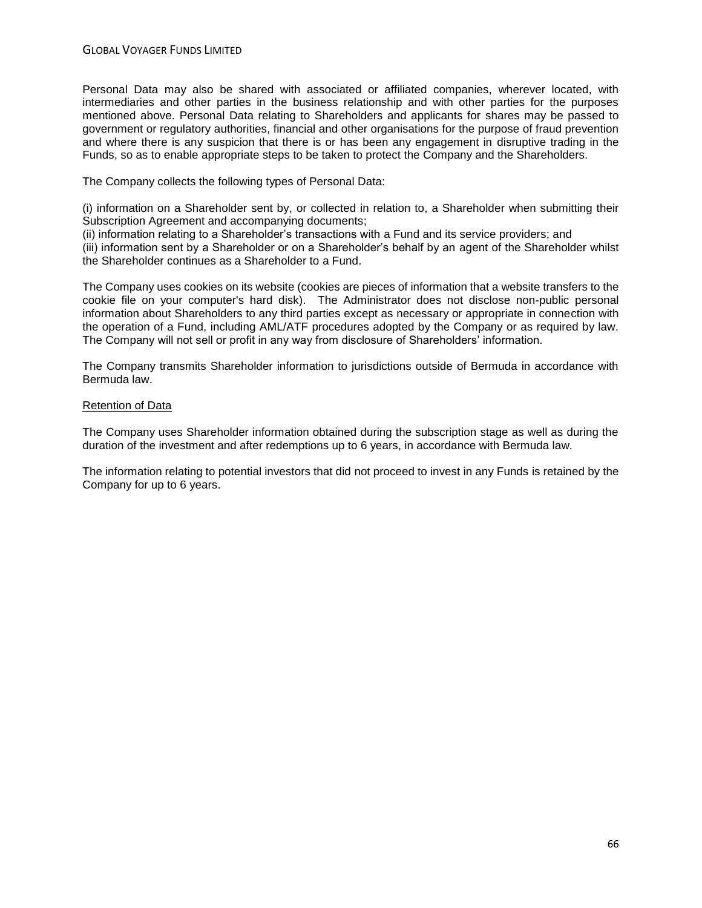Personal Data may also be shared with associated or affiliated companies, wherever located, with intermediaries and other parties in the business relationship and with other parties for the purposes mentioned above. Personal Data relating to Shareholders and applicants for shares may be passed to government or regulatory authorities, financial and other organisations for the purpose of fraud prevention and where there is any suspicion that there is or has been any engagement in disruptive trading in the Funds, so as to enable appropriate steps to be taken to protect the Company and the Shareholders.

The Company collects the following types of Personal Data:

(i) information on a Shareholder sent by, or collected in relation to, a Shareholder when submitting their Subscription Agreement and accompanying documents;
(ii) information relating to a Shareholder's transactions with a Fund and its service providers; and
(iii) information sent by a Shareholder or on a Shareholder's behalf by an agent of the Shareholder whilst the Shareholder continues as a Shareholder to a Fund.

The Company uses cookies on its website (cookies are pieces of information that a website transfers to the cookie file on your computer's hard disk). The Administrator does not disclose non-public personal information about Shareholders to any third parties except as necessary or appropriate in connection with the operation of a Fund, including AML/ATF procedures adopted by the Company or as required by law. The Company will not sell or profit in any way from disclosure of Shareholders' information.

The Company transmits Shareholder information to jurisdictions outside of Bermuda in accordance with Bermuda law.

<u>Retention of Data</u>

The Company uses Shareholder information obtained during the subscription stage as well as during the duration of the investment and after redemptions up to 6 years, in accordance with Bermuda law.

The information relating to potential investors that did not proceed to invest in any Funds is retained by the Company for up to 6 years.